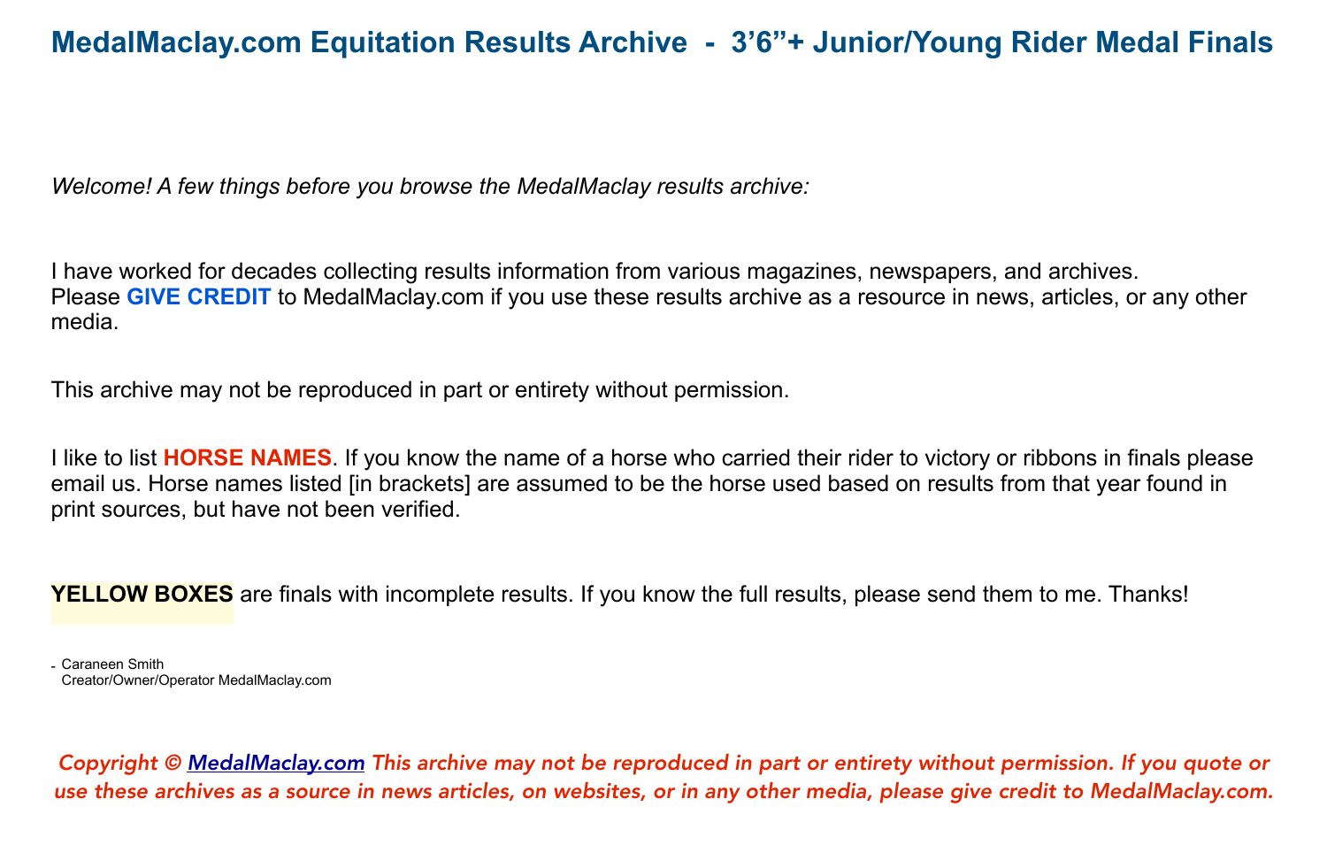# MedalMaclay.com Equitation Results Archive - 3'6"+ Junior/Young Rider Medal Finals

*Welcome! A few things before you browse the MedalMaclay results archive:*

I have worked for decades collecting results information from various magazines, newspapers, and archives.
Please **GIVE CREDIT** to MedalMaclay.com if you use these results archive as a resource in news, articles, or any other media.

This archive may not be reproduced in part or entirety without permission.

I like to list **HORSE NAMES**. If you know the name of a horse who carried their rider to victory or ribbons in finals please email us. Horse names listed [in brackets] are assumed to be the horse used based on results from that year found in print sources, but have not been verified.

**YELLOW BOXES** are finals with incomplete results. If you know the full results, please send them to me. Thanks!

- Caraneen Smith
  Creator/Owner/Operator MedalMaclay.com

***Copyright © MedalMaclay.com This archive may not be reproduced in part or entirety without permission. If you quote or use these archives as a source in news articles, on websites, or in any other media, please give credit to MedalMaclay.com.***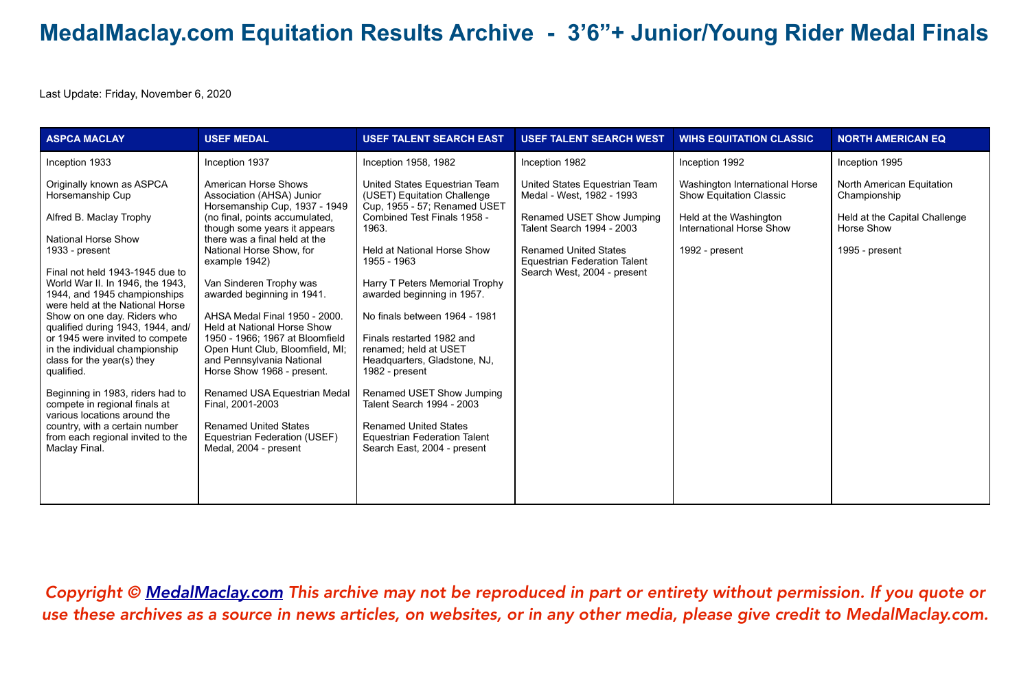# MedalMaclay.com Equitation Results Archive - 3'6"+ Junior/Young Rider Medal Finals

Last Update: Friday, November 6, 2020

| ASPCA MACLAY | USEF MEDAL | USEF TALENT SEARCH EAST | USEF TALENT SEARCH WEST | WIHS EQUITATION CLASSIC | NORTH AMERICAN EQ |
|---|---|---|---|---|---|
| Inception 1933<br><br>Originally known as ASPCA Horsemanship Cup<br><br>Alfred B. Maclay Trophy<br><br>National Horse Show 1933 - present<br><br>Final not held 1943-1945 due to World War II. In 1946, the 1943, 1944, and 1945 championships were held at the National Horse Show on one day. Riders who qualified during 1943, 1944, and/or 1945 were invited to compete in the individual championship class for the year(s) they qualified.<br><br>Beginning in 1983, riders had to compete in regional finals at various locations around the country, with a certain number from each regional invited to the Maclay Final. | Inception 1937<br><br>American Horse Shows Association (AHSA) Junior Horsemanship Cup, 1937 - 1949 (no final, points accumulated, though some years it appears there was a final held at the National Horse Show, for example 1942)<br><br>Van Sinderen Trophy was awarded beginning in 1941.<br><br>AHSA Medal Final 1950 - 2000. Held at National Horse Show 1950 - 1966; 1967 at Bloomfield Open Hunt Club, Bloomfield, MI; and Pennsylvania National Horse Show 1968 - present.<br><br>Renamed USA Equestrian Medal Final, 2001-2003<br><br>Renamed United States Equestrian Federation (USEF) Medal, 2004 - present | Inception 1958, 1982<br><br>United States Equestrian Team (USET) Equitation Challenge Cup, 1955 - 57; Renamed USET Combined Test Finals 1958 - 1963.<br><br>Held at National Horse Show 1955 - 1963<br><br>Harry T Peters Memorial Trophy awarded beginning in 1957.<br><br>No finals between 1964 - 1981<br><br>Finals restarted 1982 and renamed; held at USET Headquarters, Gladstone, NJ, 1982 - present<br><br>Renamed USET Show Jumping Talent Search 1994 - 2003<br><br>Renamed United States Equestrian Federation Talent Search East, 2004 - present | Inception 1982<br><br>United States Equestrian Team Medal - West, 1982 - 1993<br><br>Renamed USET Show Jumping Talent Search 1994 - 2003<br><br>Renamed United States Equestrian Federation Talent Search West, 2004 - present | Inception 1992<br><br>Washington International Horse Show Equitation Classic<br><br>Held at the Washington International Horse Show<br><br>1992 - present | Inception 1995<br><br>North American Equitation Championship<br><br>Held at the Capital Challenge Horse Show<br><br>1995 - present |

*Copyright © [MedalMaclay.com](MedalMaclay.com) This archive may not be reproduced in part or entirety without permission. If you quote or use these archives as a source in news articles, on websites, or in any other media, please give credit to MedalMaclay.com.*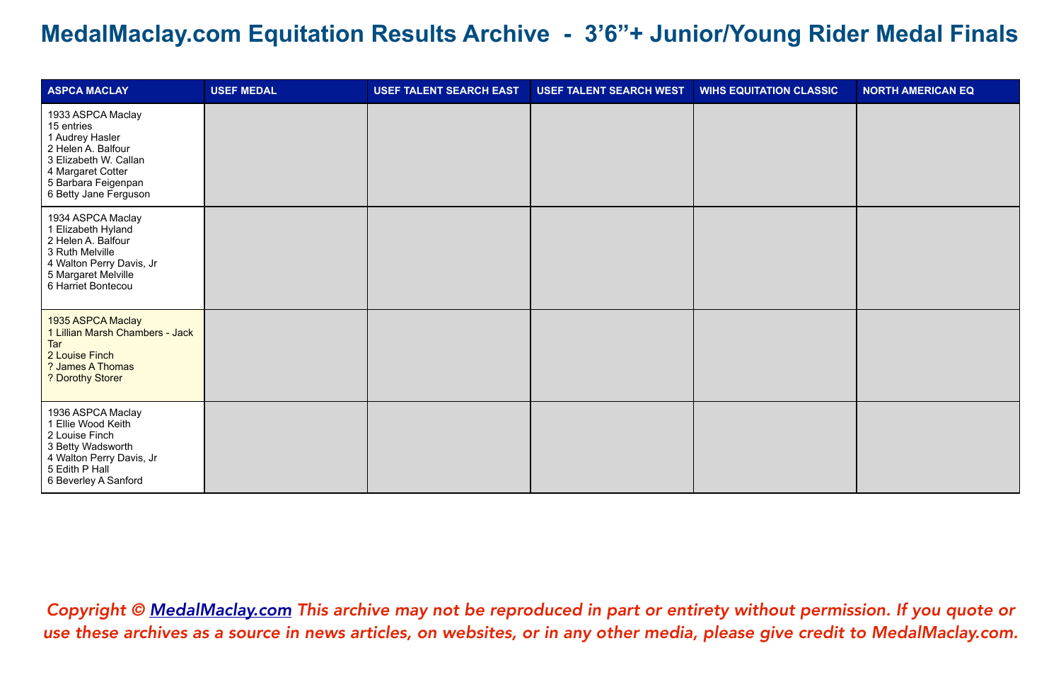# MedalMaclay.com Equitation Results Archive - 3'6"+ Junior/Young Rider Medal Finals

| ASPCA MACLAY | USEF MEDAL | USEF TALENT SEARCH EAST | USEF TALENT SEARCH WEST | WIHS EQUITATION CLASSIC | NORTH AMERICAN EQ |
|---|---|---|---|---|---|
| 1933 ASPCA Maclay<br>15 entries<br>1 Audrey Hasler<br>2 Helen A. Balfour<br>3 Elizabeth W. Callan<br>4 Margaret Cotter<br>5 Barbara Feigenpan<br>6 Betty Jane Ferguson | | | | | |
| 1934 ASPCA Maclay<br>1 Elizabeth Hyland<br>2 Helen A. Balfour<br>3 Ruth Melville<br>4 Walton Perry Davis, Jr<br>5 Margaret Melville<br>6 Harriet Bontecou | | | | | |
| 1935 ASPCA Maclay<br>1 Lillian Marsh Chambers - Jack Tar<br>2 Louise Finch<br>? James A Thomas<br>? Dorothy Storer | | | | | |
| 1936 ASPCA Maclay<br>1 Ellie Wood Keith<br>2 Louise Finch<br>3 Betty Wadsworth<br>4 Walton Perry Davis, Jr<br>5 Edith P Hall<br>6 Beverley A Sanford | | | | | |

*Copyright © [MedalMaclay.com](MedalMaclay.com) This archive may not be reproduced in part or entirety without permission. If you quote or use these archives as a source in news articles, on websites, or in any other media, please give credit to MedalMaclay.com.*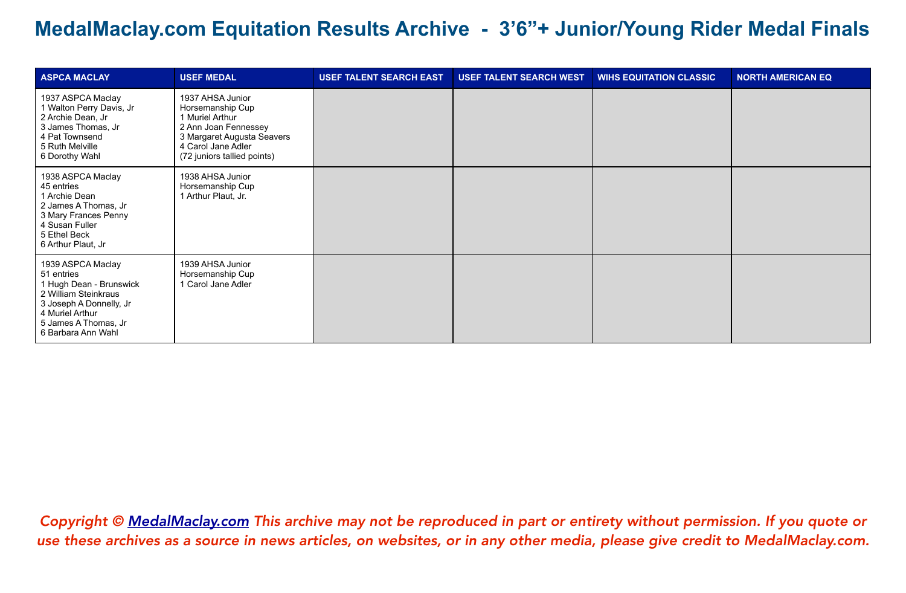# MedalMaclay.com Equitation Results Archive - 3'6"+ Junior/Young Rider Medal Finals

| ASPCA MACLAY | USEF MEDAL | USEF TALENT SEARCH EAST | USEF TALENT SEARCH WEST | WIHS EQUITATION CLASSIC | NORTH AMERICAN EQ |
|---|---|---|---|---|---|
| 1937 ASPCA Maclay<br>1 Walton Perry Davis, Jr<br>2 Archie Dean, Jr<br>3 James Thomas, Jr<br>4 Pat Townsend<br>5 Ruth Melville<br>6 Dorothy Wahl | 1937 AHSA Junior Horsemanship Cup<br>1 Muriel Arthur<br>2 Ann Joan Fennessey<br>3 Margaret Augusta Seavers<br>4 Carol Jane Adler<br>(72 juniors tallied points) | | | | |
| 1938 ASPCA Maclay<br>45 entries<br>1 Archie Dean<br>2 James A Thomas, Jr<br>3 Mary Frances Penny<br>4 Susan Fuller<br>5 Ethel Beck<br>6 Arthur Plaut, Jr | 1938 AHSA Junior Horsemanship Cup<br>1 Arthur Plaut, Jr. | | | | |
| 1939 ASPCA Maclay<br>51 entries<br>1 Hugh Dean - Brunswick<br>2 William Steinkraus<br>3 Joseph A Donnelly, Jr<br>4 Muriel Arthur<br>5 James A Thomas, Jr<br>6 Barbara Ann Wahl | 1939 AHSA Junior Horsemanship Cup<br>1 Carol Jane Adler | | | | |

*Copyright © MedalMaclay.com This archive may not be reproduced in part or entirety without permission. If you quote or use these archives as a source in news articles, on websites, or in any other media, please give credit to MedalMaclay.com.*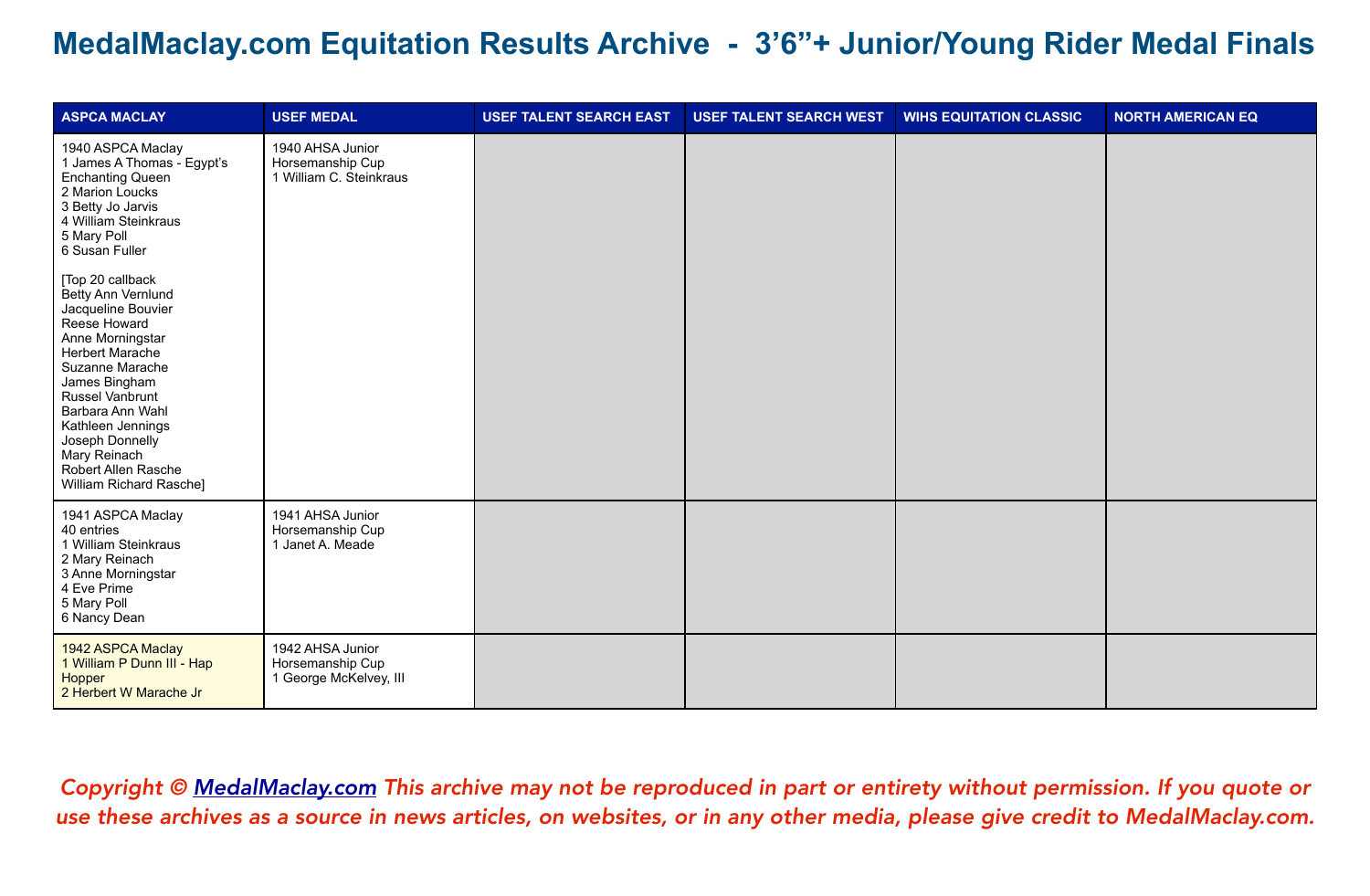# MedalMaclay.com Equitation Results Archive - 3'6"+ Junior/Young Rider Medal Finals

| ASPCA MACLAY | USEF MEDAL | USEF TALENT SEARCH EAST | USEF TALENT SEARCH WEST | WIHS EQUITATION CLASSIC | NORTH AMERICAN EQ |
|---|---|---|---|---|---|
| 1940 ASPCA Maclay<br>1 James A Thomas - Egypt's Enchanting Queen<br>2 Marion Loucks<br>3 Betty Jo Jarvis<br>4 William Steinkraus<br>5 Mary Poll<br>6 Susan Fuller<br><br>[Top 20 callback<br>Betty Ann Vernlund<br>Jacqueline Bouvier<br>Reese Howard<br>Anne Morningstar<br>Herbert Marache<br>Suzanne Marache<br>James Bingham<br>Russel Vanbrunt<br>Barbara Ann Wahl<br>Kathleen Jennings<br>Joseph Donnelly<br>Mary Reinach<br>Robert Allen Rasche<br>William Richard Rasche] | 1940 AHSA Junior Horsemanship Cup<br>1 William C. Steinkraus | | | | |
| 1941 ASPCA Maclay<br>40 entries<br>1 William Steinkraus<br>2 Mary Reinach<br>3 Anne Morningstar<br>4 Eve Prime<br>5 Mary Poll<br>6 Nancy Dean | 1941 AHSA Junior Horsemanship Cup<br>1 Janet A. Meade | | | | |
| 1942 ASPCA Maclay<br>1 William P Dunn III - Hap Hopper<br>2 Herbert W Marache Jr | 1942 AHSA Junior Horsemanship Cup<br>1 George McKelvey, III | | | | |

*Copyright © MedalMaclay.com This archive may not be reproduced in part or entirety without permission. If you quote or use these archives as a source in news articles, on websites, or in any other media, please give credit to MedalMaclay.com.*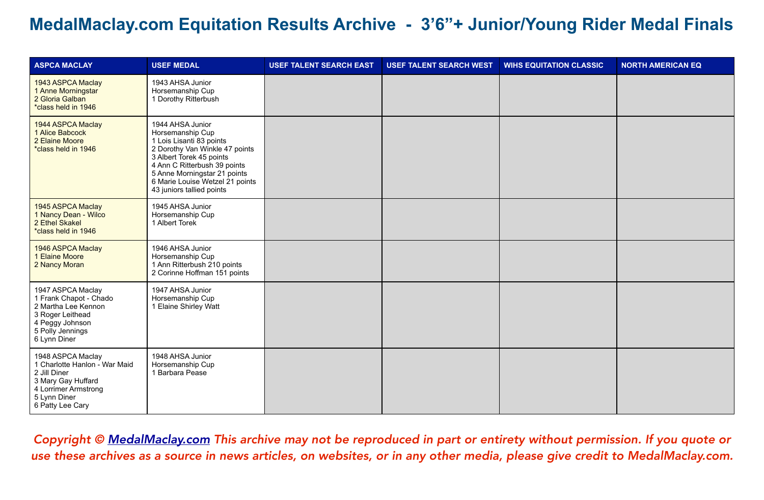# MedalMaclay.com Equitation Results Archive - 3'6"+ Junior/Young Rider Medal Finals

| ASPCA MACLAY | USEF MEDAL | USEF TALENT SEARCH EAST | USEF TALENT SEARCH WEST | WIHS EQUITATION CLASSIC | NORTH AMERICAN EQ |
|---|---|---|---|---|---|
| 1943 ASPCA Maclay<br>1 Anne Morningstar<br>2 Gloria Galban<br>*class held in 1946 | 1943 AHSA Junior Horsemanship Cup<br>1 Dorothy Ritterbush | | | | |
| 1944 ASPCA Maclay<br>1 Alice Babcock<br>2 Elaine Moore<br>*class held in 1946 | 1944 AHSA Junior Horsemanship Cup<br>1 Lois Lisanti 83 points<br>2 Dorothy Van Winkle 47 points<br>3 Albert Torek 45 points<br>4 Ann C Ritterbush 39 points<br>5 Anne Morningstar 21 points<br>6 Marie Louise Wetzel 21 points<br>43 juniors tallied points | | | | |
| 1945 ASPCA Maclay<br>1 Nancy Dean - Wilco<br>2 Ethel Skakel<br>*class held in 1946 | 1945 AHSA Junior Horsemanship Cup<br>1 Albert Torek | | | | |
| 1946 ASPCA Maclay<br>1 Elaine Moore<br>2 Nancy Moran | 1946 AHSA Junior Horsemanship Cup<br>1 Ann Ritterbush 210 points<br>2 Corinne Hoffman 151 points | | | | |
| 1947 ASPCA Maclay<br>1 Frank Chapot - Chado<br>2 Martha Lee Kennon<br>3 Roger Leithead<br>4 Peggy Johnson<br>5 Polly Jennings<br>6 Lynn Diner | 1947 AHSA Junior Horsemanship Cup<br>1 Elaine Shirley Watt | | | | |
| 1948 ASPCA Maclay<br>1 Charlotte Hanlon - War Maid<br>2 Jill Diner<br>3 Mary Gay Huffard<br>4 Lorrimer Armstrong<br>5 Lynn Diner<br>6 Patty Lee Cary | 1948 AHSA Junior Horsemanship Cup<br>1 Barbara Pease | | | | |

*Copyright © MedalMaclay.com This archive may not be reproduced in part or entirety without permission. If you quote or use these archives as a source in news articles, on websites, or in any other media, please give credit to MedalMaclay.com.*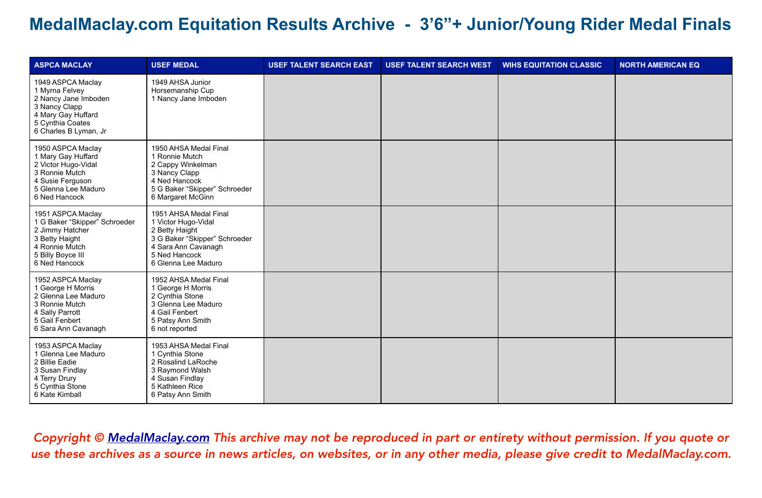# MedalMaclay.com Equitation Results Archive - 3'6"+ Junior/Young Rider Medal Finals

| ASPCA MACLAY | USEF MEDAL | USEF TALENT SEARCH EAST | USEF TALENT SEARCH WEST | WIHS EQUITATION CLASSIC | NORTH AMERICAN EQ |
|---|---|---|---|---|---|
| 1949 ASPCA Maclay<br>1 Myrna Felvey<br>2 Nancy Jane Imboden<br>3 Nancy Clapp<br>4 Mary Gay Huffard<br>5 Cynthia Coates<br>6 Charles B Lyman, Jr | 1949 AHSA Junior Horsemanship Cup<br>1 Nancy Jane Imboden | | | | |
| 1950 ASPCA Maclay<br>1 Mary Gay Huffard<br>2 Victor Hugo-Vidal<br>3 Ronnie Mutch<br>4 Susie Ferguson<br>5 Glenna Lee Maduro<br>6 Ned Hancock | 1950 AHSA Medal Final<br>1 Ronnie Mutch<br>2 Cappy Winkelman<br>3 Nancy Clapp<br>4 Ned Hancock<br>5 G Baker "Skipper" Schroeder<br>6 Margaret McGinn | | | | |
| 1951 ASPCA Maclay<br>1 G Baker "Skipper" Schroeder<br>2 Jimmy Hatcher<br>3 Betty Haight<br>4 Ronnie Mutch<br>5 Billy Boyce III<br>6 Ned Hancock | 1951 AHSA Medal Final<br>1 Victor Hugo-Vidal<br>2 Betty Haight<br>3 G Baker "Skipper" Schroeder<br>4 Sara Ann Cavanagh<br>5 Ned Hancock<br>6 Glenna Lee Maduro | | | | |
| 1952 ASPCA Maclay<br>1 George H Morris<br>2 Glenna Lee Maduro<br>3 Ronnie Mutch<br>4 Sally Parrott<br>5 Gail Fenbert<br>6 Sara Ann Cavanagh | 1952 AHSA Medal Final<br>1 George H Morris<br>2 Cynthia Stone<br>3 Glenna Lee Maduro<br>4 Gail Fenbert<br>5 Patsy Ann Smith<br>6 not reported | | | | |
| 1953 ASPCA Maclay<br>1 Glenna Lee Maduro<br>2 Billie Eadie<br>3 Susan Findlay<br>4 Terry Drury<br>5 Cynthia Stone<br>6 Kate Kimball | 1953 AHSA Medal Final<br>1 Cynthia Stone<br>2 Rosalind LaRoche<br>3 Raymond Walsh<br>4 Susan Findlay<br>5 Kathleen Rice<br>6 Patsy Ann Smith | | | | |

*Copyright © [MedalMaclay.com](MedalMaclay.com) This archive may not be reproduced in part or entirety without permission. If you quote or use these archives as a source in news articles, on websites, or in any other media, please give credit to MedalMaclay.com.*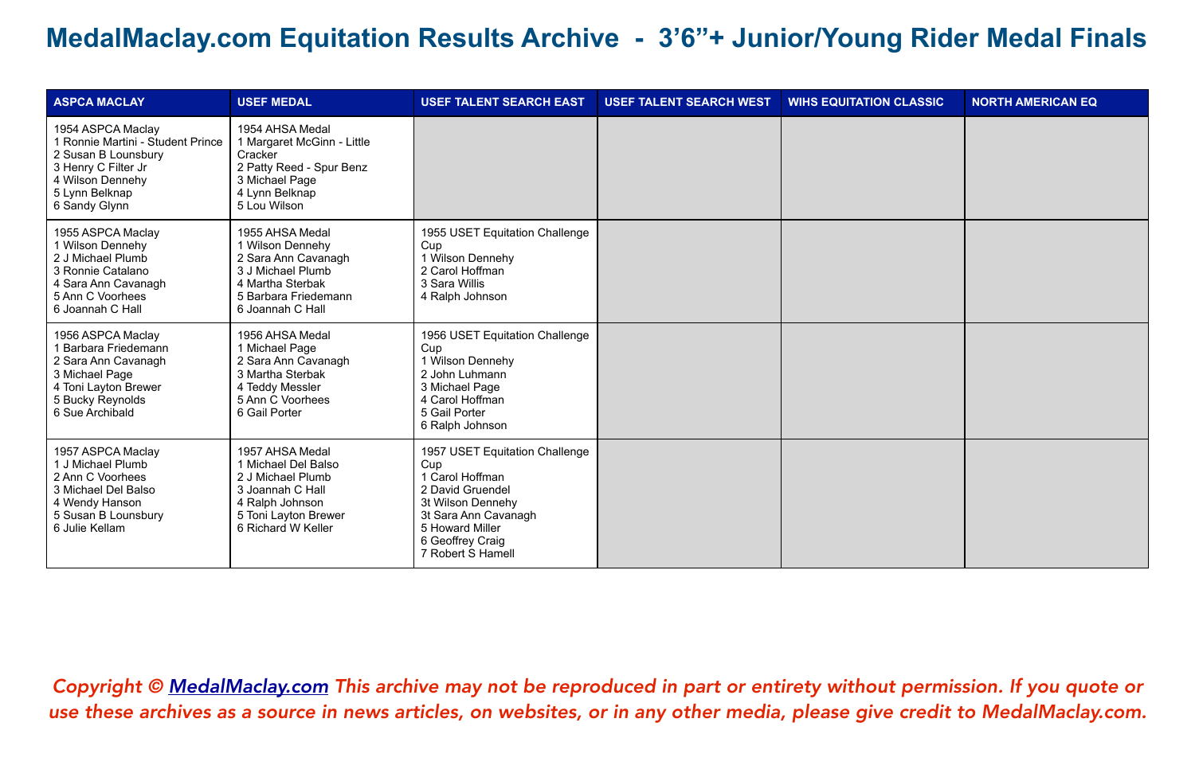# MedalMaclay.com Equitation Results Archive - 3'6"+ Junior/Young Rider Medal Finals

| ASPCA MACLAY | USEF MEDAL | USEF TALENT SEARCH EAST | USEF TALENT SEARCH WEST | WIHS EQUITATION CLASSIC | NORTH AMERICAN EQ |
|---|---|---|---|---|---|
| 1954 ASPCA Maclay<br>1 Ronnie Martini - Student Prince<br>2 Susan B Lounsbury<br>3 Henry C Filter Jr<br>4 Wilson Dennehy<br>5 Lynn Belknap<br>6 Sandy Glynn | 1954 AHSA Medal<br>1 Margaret McGinn - Little Cracker<br>2 Patty Reed - Spur Benz<br>3 Michael Page<br>4 Lynn Belknap<br>5 Lou Wilson | | | | |
| 1955 ASPCA Maclay<br>1 Wilson Dennehy<br>2 J Michael Plumb<br>3 Ronnie Catalano<br>4 Sara Ann Cavanagh<br>5 Ann C Voorhees<br>6 Joannah C Hall | 1955 AHSA Medal<br>1 Wilson Dennehy<br>2 Sara Ann Cavanagh<br>3 J Michael Plumb<br>4 Martha Sterbak<br>5 Barbara Friedemann<br>6 Joannah C Hall | 1955 USET Equitation Challenge Cup<br>1 Wilson Dennehy<br>2 Carol Hoffman<br>3 Sara Willis<br>4 Ralph Johnson | | | |
| 1956 ASPCA Maclay<br>1 Barbara Friedemann<br>2 Sara Ann Cavanagh<br>3 Michael Page<br>4 Toni Layton Brewer<br>5 Bucky Reynolds<br>6 Sue Archibald | 1956 AHSA Medal<br>1 Michael Page<br>2 Sara Ann Cavanagh<br>3 Martha Sterbak<br>4 Teddy Messler<br>5 Ann C Voorhees<br>6 Gail Porter | 1956 USET Equitation Challenge Cup<br>1 Wilson Dennehy<br>2 John Luhmann<br>3 Michael Page<br>4 Carol Hoffman<br>5 Gail Porter<br>6 Ralph Johnson | | | |
| 1957 ASPCA Maclay<br>1 J Michael Plumb<br>2 Ann C Voorhees<br>3 Michael Del Balso<br>4 Wendy Hanson<br>5 Susan B Lounsbury<br>6 Julie Kellam | 1957 AHSA Medal<br>1 Michael Del Balso<br>2 J Michael Plumb<br>3 Joannah C Hall<br>4 Ralph Johnson<br>5 Toni Layton Brewer<br>6 Richard W Keller | 1957 USET Equitation Challenge Cup<br>1 Carol Hoffman<br>2 David Gruendel<br>3t Wilson Dennehy<br>3t Sara Ann Cavanagh<br>5 Howard Miller<br>6 Geoffrey Craig<br>7 Robert S Hamell | | | |

*Copyright © MedalMaclay.com This archive may not be reproduced in part or entirety without permission. If you quote or use these archives as a source in news articles, on websites, or in any other media, please give credit to MedalMaclay.com.*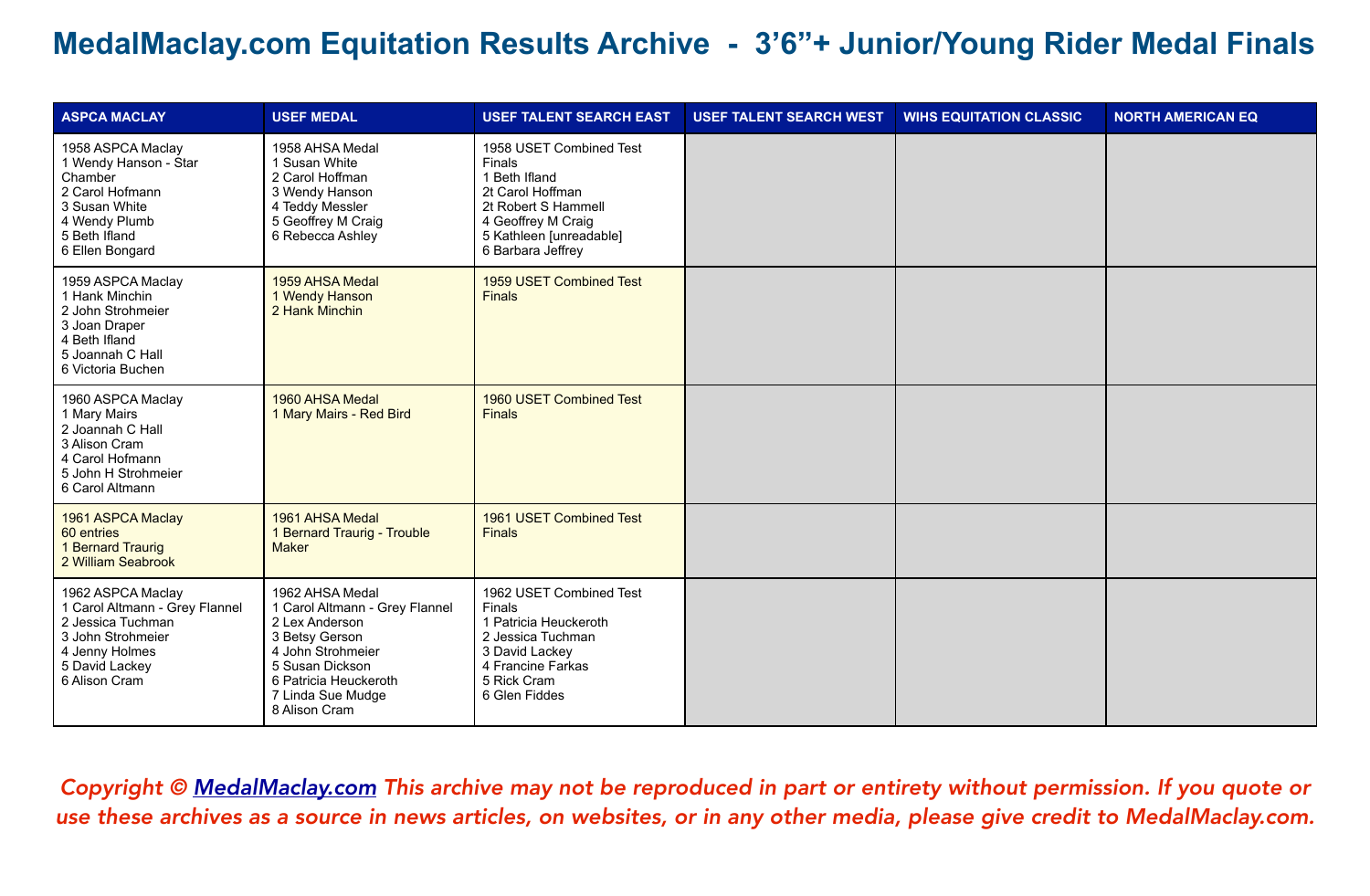# MedalMaclay.com Equitation Results Archive - 3'6"+ Junior/Young Rider Medal Finals

| ASPCA MACLAY | USEF MEDAL | USEF TALENT SEARCH EAST | USEF TALENT SEARCH WEST | WIHS EQUITATION CLASSIC | NORTH AMERICAN EQ |
|---|---|---|---|---|---|
| 1958 ASPCA Maclay<br>1 Wendy Hanson - Star Chamber<br>2 Carol Hofmann<br>3 Susan White<br>4 Wendy Plumb<br>5 Beth Ifland<br>6 Ellen Bongard | 1958 AHSA Medal<br>1 Susan White<br>2 Carol Hoffman<br>3 Wendy Hanson<br>4 Teddy Messler<br>5 Geoffrey M Craig<br>6 Rebecca Ashley | 1958 USET Combined Test Finals<br>1 Beth Ifland<br>2t Carol Hoffman<br>2t Robert S Hammell<br>4 Geoffrey M Craig<br>5 Kathleen [unreadable]<br>6 Barbara Jeffrey | | | |
| 1959 ASPCA Maclay<br>1 Hank Minchin<br>2 John Strohmeier<br>3 Joan Draper<br>4 Beth Ifland<br>5 Joannah C Hall<br>6 Victoria Buchen | 1959 AHSA Medal<br>1 Wendy Hanson<br>2 Hank Minchin | 1959 USET Combined Test Finals | | | |
| 1960 ASPCA Maclay<br>1 Mary Mairs<br>2 Joannah C Hall<br>3 Alison Cram<br>4 Carol Hofmann<br>5 John H Strohmeier<br>6 Carol Altmann | 1960 AHSA Medal<br>1 Mary Mairs - Red Bird | 1960 USET Combined Test Finals | | | |
| 1961 ASPCA Maclay<br>60 entries<br>1 Bernard Traurig<br>2 William Seabrook | 1961 AHSA Medal<br>1 Bernard Traurig - Trouble Maker | 1961 USET Combined Test Finals | | | |
| 1962 ASPCA Maclay<br>1 Carol Altmann - Grey Flannel<br>2 Jessica Tuchman<br>3 John Strohmeier<br>4 Jenny Holmes<br>5 David Lackey<br>6 Alison Cram | 1962 AHSA Medal<br>1 Carol Altmann - Grey Flannel<br>2 Lex Anderson<br>3 Betsy Gerson<br>4 John Strohmeier<br>5 Susan Dickson<br>6 Patricia Heuckeroth<br>7 Linda Sue Mudge<br>8 Alison Cram | 1962 USET Combined Test Finals<br>1 Patricia Heuckeroth<br>2 Jessica Tuchman<br>3 David Lackey<br>4 Francine Farkas<br>5 Rick Cram<br>6 Glen Fiddes | | | |

*Copyright © MedalMaclay.com This archive may not be reproduced in part or entirety without permission. If you quote or use these archives as a source in news articles, on websites, or in any other media, please give credit to MedalMaclay.com.*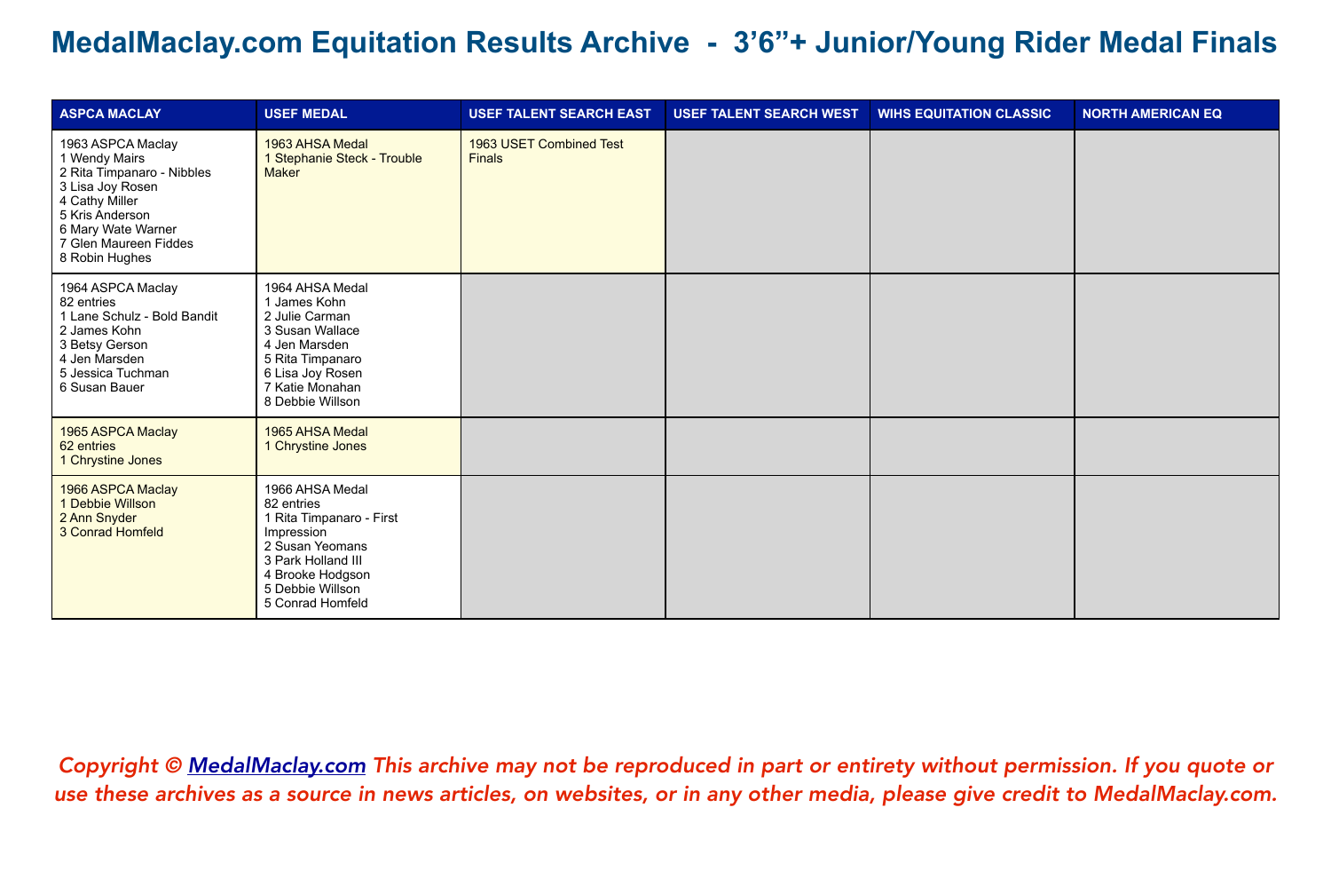# MedalMaclay.com Equitation Results Archive - 3'6"+ Junior/Young Rider Medal Finals

| ASPCA MACLAY | USEF MEDAL | USEF TALENT SEARCH EAST | USEF TALENT SEARCH WEST | WIHS EQUITATION CLASSIC | NORTH AMERICAN EQ |
|---|---|---|---|---|---|
| 1963 ASPCA Maclay<br>1 Wendy Mairs<br>2 Rita Timpanaro - Nibbles<br>3 Lisa Joy Rosen<br>4 Cathy Miller<br>5 Kris Anderson<br>6 Mary Wate Warner<br>7 Glen Maureen Fiddes<br>8 Robin Hughes | 1963 AHSA Medal<br>1 Stephanie Steck - Trouble Maker | 1963 USET Combined Test Finals | | | |
| 1964 ASPCA Maclay<br>82 entries<br>1 Lane Schulz - Bold Bandit<br>2 James Kohn<br>3 Betsy Gerson<br>4 Jen Marsden<br>5 Jessica Tuchman<br>6 Susan Bauer | 1964 AHSA Medal<br>1 James Kohn<br>2 Julie Carman<br>3 Susan Wallace<br>4 Jen Marsden<br>5 Rita Timpanaro<br>6 Lisa Joy Rosen<br>7 Katie Monahan<br>8 Debbie Willson | | | | |
| 1965 ASPCA Maclay<br>62 entries<br>1 Chrystine Jones | 1965 AHSA Medal<br>1 Chrystine Jones | | | | |
| 1966 ASPCA Maclay<br>1 Debbie Willson<br>2 Ann Snyder<br>3 Conrad Homfeld | 1966 AHSA Medal<br>82 entries<br>1 Rita Timpanaro - First Impression<br>2 Susan Yeomans<br>3 Park Holland III<br>4 Brooke Hodgson<br>5 Debbie Willson<br>5 Conrad Homfeld | | | | |

*Copyright © [MedalMaclay.com](MedalMaclay.com) This archive may not be reproduced in part or entirety without permission. If you quote or use these archives as a source in news articles, on websites, or in any other media, please give credit to MedalMaclay.com.*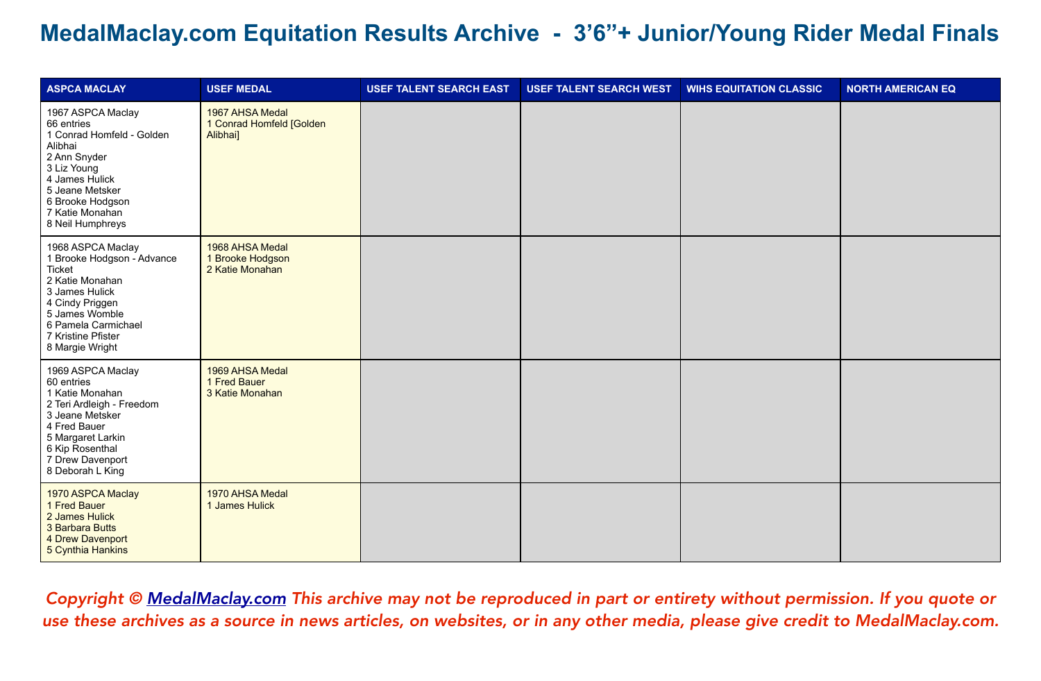# MedalMaclay.com Equitation Results Archive - 3’6”+ Junior/Young Rider Medal Finals

| ASPCA MACLAY | USEF MEDAL | USEF TALENT SEARCH EAST | USEF TALENT SEARCH WEST | WIHS EQUITATION CLASSIC | NORTH AMERICAN EQ |
|---|---|---|---|---|---|
| 1967 ASPCA Maclay<br>66 entries<br>1 Conrad Homfeld - Golden Alibhai<br>2 Ann Snyder<br>3 Liz Young<br>4 James Hulick<br>5 Jeane Metsker<br>6 Brooke Hodgson<br>7 Katie Monahan<br>8 Neil Humphreys | 1967 AHSA Medal<br>1 Conrad Homfeld [Golden Alibhai] | | | | |
| 1968 ASPCA Maclay<br>1 Brooke Hodgson - Advance Ticket<br>2 Katie Monahan<br>3 James Hulick<br>4 Cindy Priggen<br>5 James Womble<br>6 Pamela Carmichael<br>7 Kristine Pfister<br>8 Margie Wright | 1968 AHSA Medal<br>1 Brooke Hodgson<br>2 Katie Monahan | | | | |
| 1969 ASPCA Maclay<br>60 entries<br>1 Katie Monahan<br>2 Teri Ardleigh - Freedom<br>3 Jeane Metsker<br>4 Fred Bauer<br>5 Margaret Larkin<br>6 Kip Rosenthal<br>7 Drew Davenport<br>8 Deborah L King | 1969 AHSA Medal<br>1 Fred Bauer<br>3 Katie Monahan | | | | |
| 1970 ASPCA Maclay<br>1 Fred Bauer<br>2 James Hulick<br>3 Barbara Butts<br>4 Drew Davenport<br>5 Cynthia Hankins | 1970 AHSA Medal<br>1 James Hulick | | | | |

*Copyright © MedalMaclay.com This archive may not be reproduced in part or entirety without permission. If you quote or use these archives as a source in news articles, on websites, or in any other media, please give credit to MedalMaclay.com.*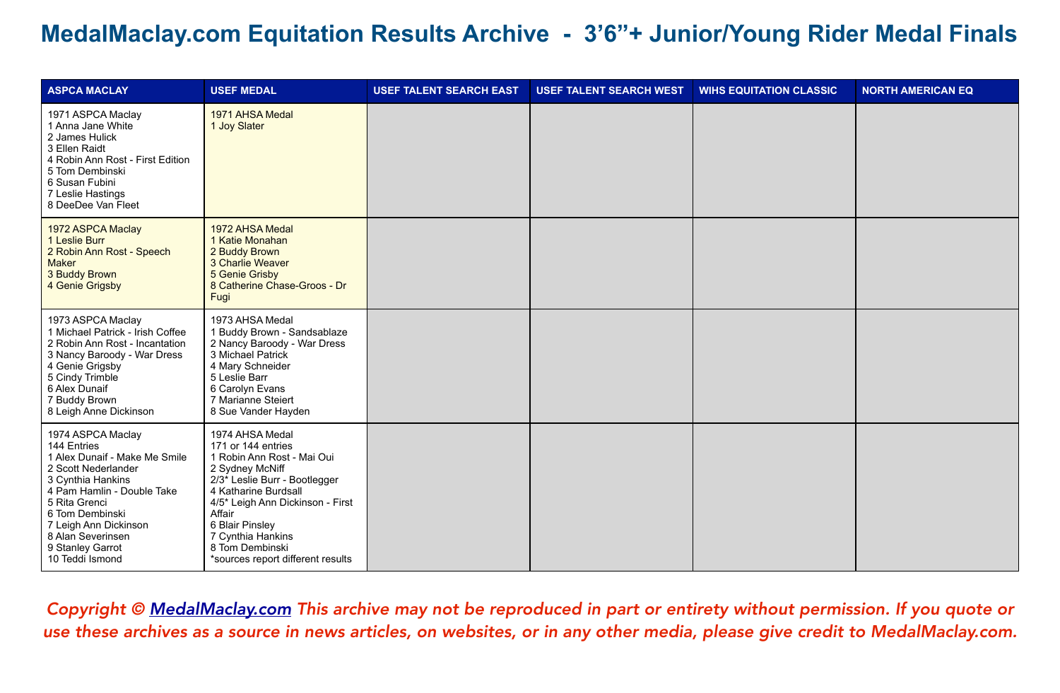# MedalMaclay.com Equitation Results Archive - 3'6"+ Junior/Young Rider Medal Finals

| ASPCA MACLAY | USEF MEDAL | USEF TALENT SEARCH EAST | USEF TALENT SEARCH WEST | WIHS EQUITATION CLASSIC | NORTH AMERICAN EQ |
|---|---|---|---|---|---|
| 1971 ASPCA Maclay<br>1 Anna Jane White<br>2 James Hulick<br>3 Ellen Raidt<br>4 Robin Ann Rost - First Edition<br>5 Tom Dembinski<br>6 Susan Fubini<br>7 Leslie Hastings<br>8 DeeDee Van Fleet | 1971 AHSA Medal<br>1 Joy Slater | | | | |
| 1972 ASPCA Maclay<br>1 Leslie Burr<br>2 Robin Ann Rost - Speech Maker<br>3 Buddy Brown<br>4 Genie Grigsby | 1972 AHSA Medal<br>1 Katie Monahan<br>2 Buddy Brown<br>3 Charlie Weaver<br>5 Genie Grisby<br>8 Catherine Chase-Groos - Dr Fugi | | | | |
| 1973 ASPCA Maclay<br>1 Michael Patrick - Irish Coffee<br>2 Robin Ann Rost - Incantation<br>3 Nancy Baroody - War Dress<br>4 Genie Grigsby<br>5 Cindy Trimble<br>6 Alex Dunaif<br>7 Buddy Brown<br>8 Leigh Anne Dickinson | 1973 AHSA Medal<br>1 Buddy Brown - Sandsablaze<br>2 Nancy Baroody - War Dress<br>3 Michael Patrick<br>4 Mary Schneider<br>5 Leslie Barr<br>6 Carolyn Evans<br>7 Marianne Steiert<br>8 Sue Vander Hayden | | | | |
| 1974 ASPCA Maclay<br>144 Entries<br>1 Alex Dunaif - Make Me Smile<br>2 Scott Nederlander<br>3 Cynthia Hankins<br>4 Pam Hamlin - Double Take<br>5 Rita Grenci<br>6 Tom Dembinski<br>7 Leigh Ann Dickinson<br>8 Alan Severinsen<br>9 Stanley Garrot<br>10 Teddi Ismond | 1974 AHSA Medal<br>171 or 144 entries<br>1 Robin Ann Rost - Mai Oui<br>2 Sydney McNiff<br>2/3* Leslie Burr - Bootlegger<br>4 Katharine Burdsall<br>4/5* Leigh Ann Dickinson - First Affair<br>6 Blair Pinsley<br>7 Cynthia Hankins<br>8 Tom Dembinski<br>*sources report different results | | | | |

*Copyright © MedalMaclay.com This archive may not be reproduced in part or entirety without permission. If you quote or use these archives as a source in news articles, on websites, or in any other media, please give credit to MedalMaclay.com.*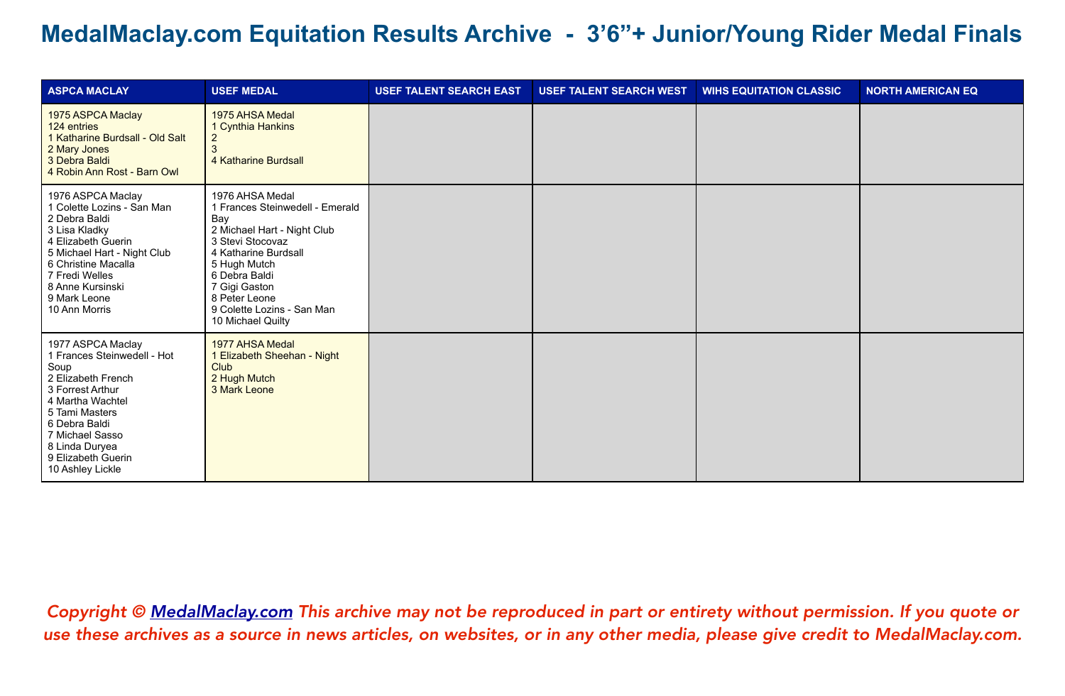# MedalMaclay.com Equitation Results Archive - 3'6"+ Junior/Young Rider Medal Finals

| ASPCA MACLAY | USEF MEDAL | USEF TALENT SEARCH EAST | USEF TALENT SEARCH WEST | WIHS EQUITATION CLASSIC | NORTH AMERICAN EQ |
|---|---|---|---|---|---|
| 1975 ASPCA Maclay<br>124 entries<br>1 Katharine Burdsall - Old Salt<br>2 Mary Jones<br>3 Debra Baldi<br>4 Robin Ann Rost - Barn Owl | 1975 AHSA Medal<br>1 Cynthia Hankins<br>2<br>3<br>4 Katharine Burdsall | | | | |
| 1976 ASPCA Maclay<br>1 Colette Lozins - San Man<br>2 Debra Baldi<br>3 Lisa Kladky<br>4 Elizabeth Guerin<br>5 Michael Hart - Night Club<br>6 Christine Macalla<br>7 Fredi Welles<br>8 Anne Kursinski<br>9 Mark Leone<br>10 Ann Morris | 1976 AHSA Medal<br>1 Frances Steinwedell - Emerald Bay<br>2 Michael Hart - Night Club<br>3 Stevi Stocovaz<br>4 Katharine Burdsall<br>5 Hugh Mutch<br>6 Debra Baldi<br>7 Gigi Gaston<br>8 Peter Leone<br>9 Colette Lozins - San Man<br>10 Michael Quilty | | | | |
| 1977 ASPCA Maclay<br>1 Frances Steinwedell - Hot Soup<br>2 Elizabeth French<br>3 Forrest Arthur<br>4 Martha Wachtel<br>5 Tami Masters<br>6 Debra Baldi<br>7 Michael Sasso<br>8 Linda Duryea<br>9 Elizabeth Guerin<br>10 Ashley Lickle | 1977 AHSA Medal<br>1 Elizabeth Sheehan - Night Club<br>2 Hugh Mutch<br>3 Mark Leone | | | | |

*Copyright © [MedalMaclay.com](http://MedalMaclay.com) This archive may not be reproduced in part or entirety without permission. If you quote or use these archives as a source in news articles, on websites, or in any other media, please give credit to MedalMaclay.com.*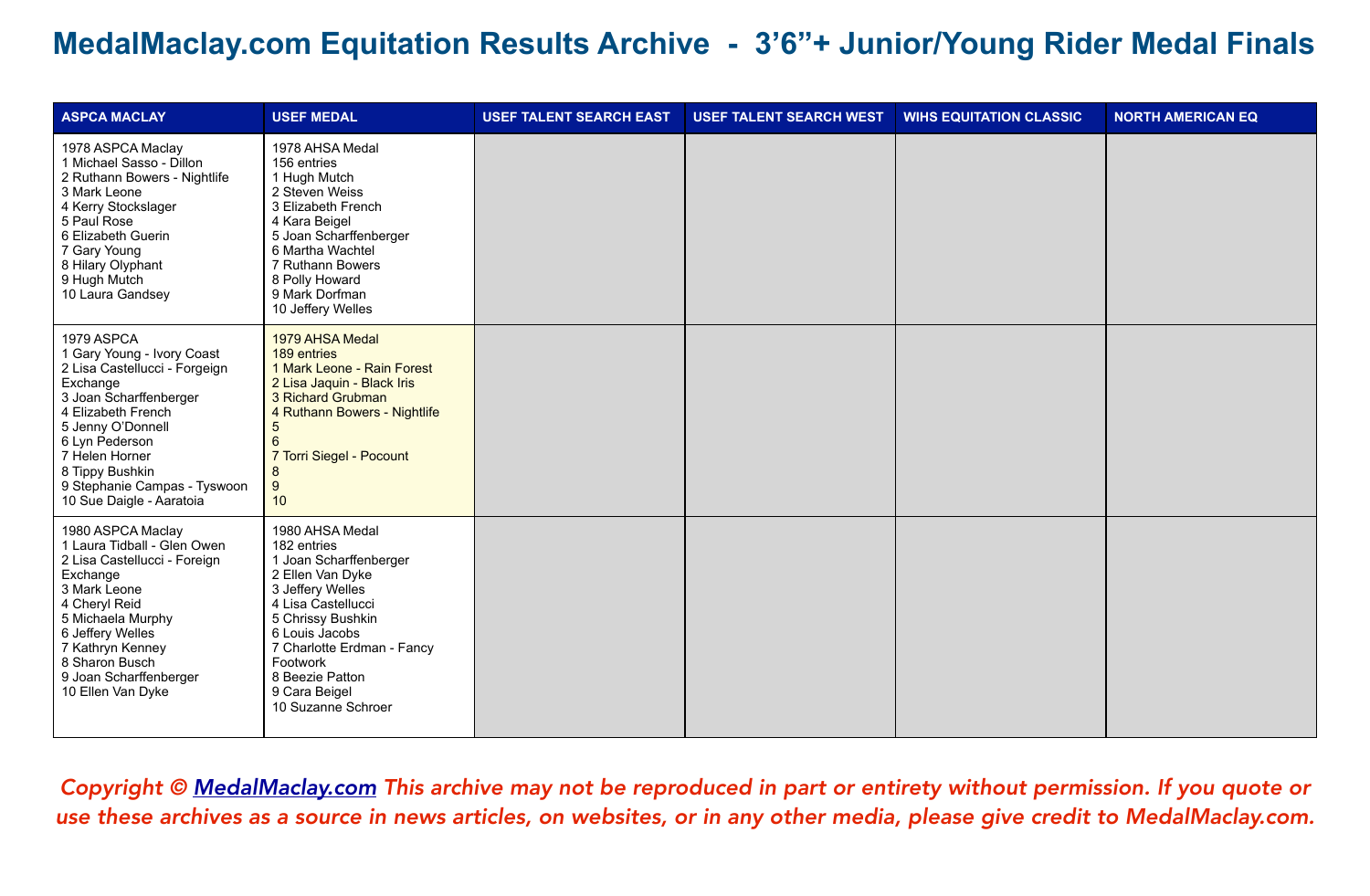# MedalMaclay.com Equitation Results Archive - 3'6"+ Junior/Young Rider Medal Finals

| ASPCA MACLAY | USEF MEDAL | USEF TALENT SEARCH EAST | USEF TALENT SEARCH WEST | WIHS EQUITATION CLASSIC | NORTH AMERICAN EQ |
|---|---|---|---|---|---|
| 1978 ASPCA Maclay<br>1 Michael Sasso - Dillon<br>2 Ruthann Bowers - Nightlife<br>3 Mark Leone<br>4 Kerry Stockslager<br>5 Paul Rose<br>6 Elizabeth Guerin<br>7 Gary Young<br>8 Hilary Olyphant<br>9 Hugh Mutch<br>10 Laura Gandsey | 1978 AHSA Medal<br>156 entries<br>1 Hugh Mutch<br>2 Steven Weiss<br>3 Elizabeth French<br>4 Kara Beigel<br>5 Joan Scharffenberger<br>6 Martha Wachtel<br>7 Ruthann Bowers<br>8 Polly Howard<br>9 Mark Dorfman<br>10 Jeffery Welles | | | | |
| 1979 ASPCA<br>1 Gary Young - Ivory Coast<br>2 Lisa Castellucci - Forgeign Exchange<br>3 Joan Scharffenberger<br>4 Elizabeth French<br>5 Jenny O'Donnell<br>6 Lyn Pederson<br>7 Helen Horner<br>8 Tippy Bushkin<br>9 Stephanie Campas - Tyswoon<br>10 Sue Daigle - Aaratoia | 1979 AHSA Medal<br>189 entries<br>1 Mark Leone - Rain Forest<br>2 Lisa Jaquin - Black Iris<br>3 Richard Grubman<br>4 Ruthann Bowers - Nightlife<br>5<br>6<br>7 Torri Siegel - Pocount<br>8<br>9<br>10 | | | | |
| 1980 ASPCA Maclay<br>1 Laura Tidball - Glen Owen<br>2 Lisa Castellucci - Foreign Exchange<br>3 Mark Leone<br>4 Cheryl Reid<br>5 Michaela Murphy<br>6 Jeffery Welles<br>7 Kathryn Kenney<br>8 Sharon Busch<br>9 Joan Scharffenberger<br>10 Ellen Van Dyke | 1980 AHSA Medal<br>182 entries<br>1 Joan Scharffenberger<br>2 Ellen Van Dyke<br>3 Jeffery Welles<br>4 Lisa Castellucci<br>5 Chrissy Bushkin<br>6 Louis Jacobs<br>7 Charlotte Erdman - Fancy Footwork<br>8 Beezie Patton<br>9 Cara Beigel<br>10 Suzanne Schroer | | | | |

*Copyright © [MedalMaclay.com](http://MedalMaclay.com) This archive may not be reproduced in part or entirety without permission. If you quote or use these archives as a source in news articles, on websites, or in any other media, please give credit to MedalMaclay.com.*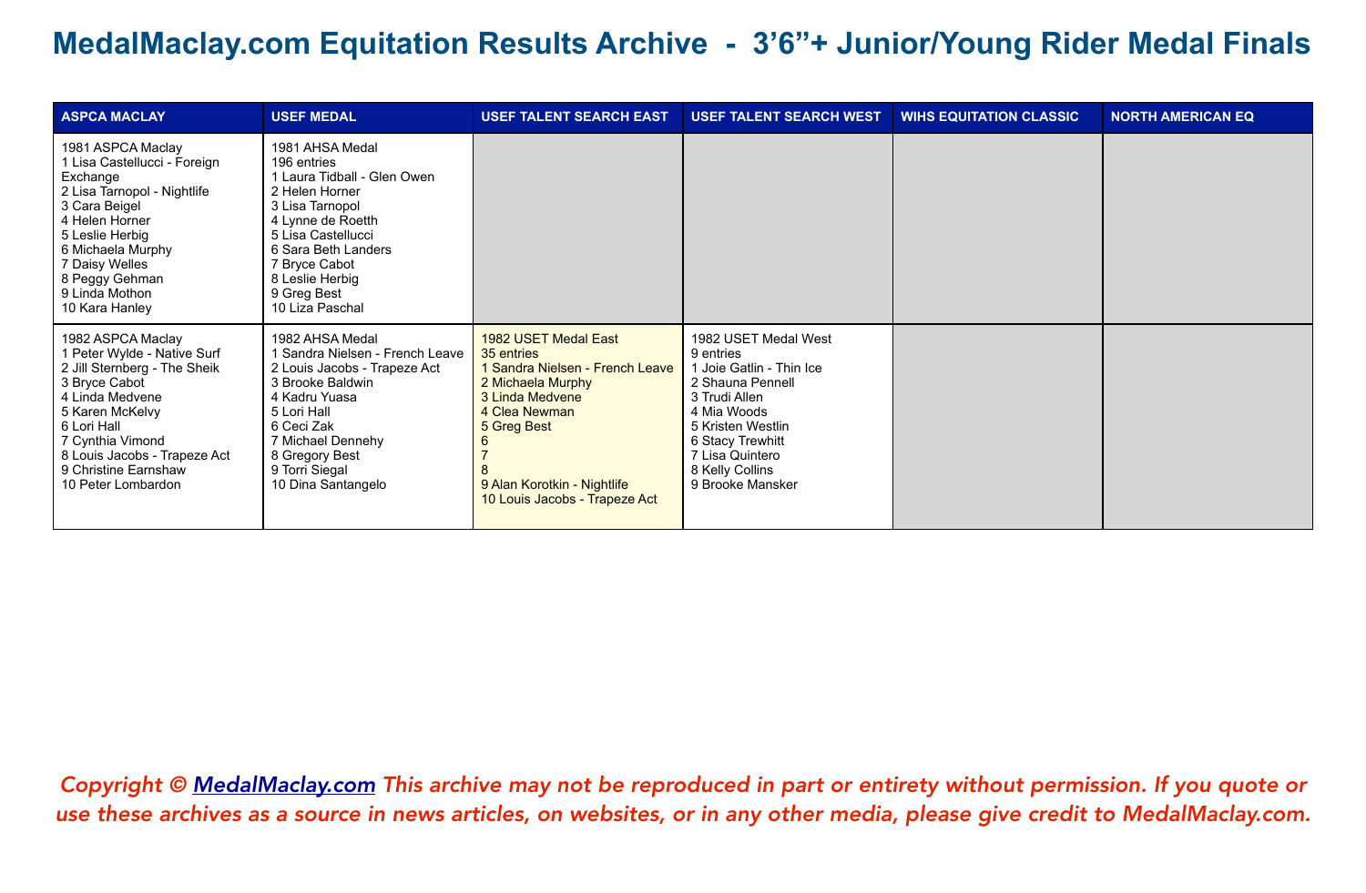# MedalMaclay.com Equitation Results Archive - 3'6"+ Junior/Young Rider Medal Finals

| ASPCA MACLAY | USEF MEDAL | USEF TALENT SEARCH EAST | USEF TALENT SEARCH WEST | WIHS EQUITATION CLASSIC | NORTH AMERICAN EQ |
|---|---|---|---|---|---|
| 1981 ASPCA Maclay<br>1 Lisa Castellucci - Foreign Exchange<br>2 Lisa Tarnopol - Nightlife<br>3 Cara Beigel<br>4 Helen Horner<br>5 Leslie Herbig<br>6 Michaela Murphy<br>7 Daisy Welles<br>8 Peggy Gehman<br>9 Linda Mothon<br>10 Kara Hanley | 1981 AHSA Medal<br>196 entries<br>1 Laura Tidball - Glen Owen<br>2 Helen Horner<br>3 Lisa Tarnopol<br>4 Lynne de Roetth<br>5 Lisa Castellucci<br>6 Sara Beth Landers<br>7 Bryce Cabot<br>8 Leslie Herbig<br>9 Greg Best<br>10 Liza Paschal | | | | |
| 1982 ASPCA Maclay<br>1 Peter Wylde - Native Surf<br>2 Jill Sternberg - The Sheik<br>3 Bryce Cabot<br>4 Linda Medvene<br>5 Karen McKelvy<br>6 Lori Hall<br>7 Cynthia Vimond<br>8 Louis Jacobs - Trapeze Act<br>9 Christine Earnshaw<br>10 Peter Lombardon | 1982 AHSA Medal<br>1 Sandra Nielsen - French Leave<br>2 Louis Jacobs - Trapeze Act<br>3 Brooke Baldwin<br>4 Kadru Yuasa<br>5 Lori Hall<br>6 Ceci Zak<br>7 Michael Dennehy<br>8 Gregory Best<br>9 Torri Siegal<br>10 Dina Santangelo | 1982 USET Medal East<br>35 entries<br>1 Sandra Nielsen - French Leave<br>2 Michaela Murphy<br>3 Linda Medvene<br>4 Clea Newman<br>5 Greg Best<br>6<br>7<br>8<br>9 Alan Korotkin - Nightlife<br>10 Louis Jacobs - Trapeze Act | 1982 USET Medal West<br>9 entries<br>1 Joie Gatlin - Thin Ice<br>2 Shauna Pennell<br>3 Trudi Allen<br>4 Mia Woods<br>5 Kristen Westlin<br>6 Stacy Trewhitt<br>7 Lisa Quintero<br>8 Kelly Collins<br>9 Brooke Mansker | | |

*Copyright © [MedalMaclay.com](http://MedalMaclay.com) This archive may not be reproduced in part or entirety without permission. If you quote or use these archives as a source in news articles, on websites, or in any other media, please give credit to MedalMaclay.com.*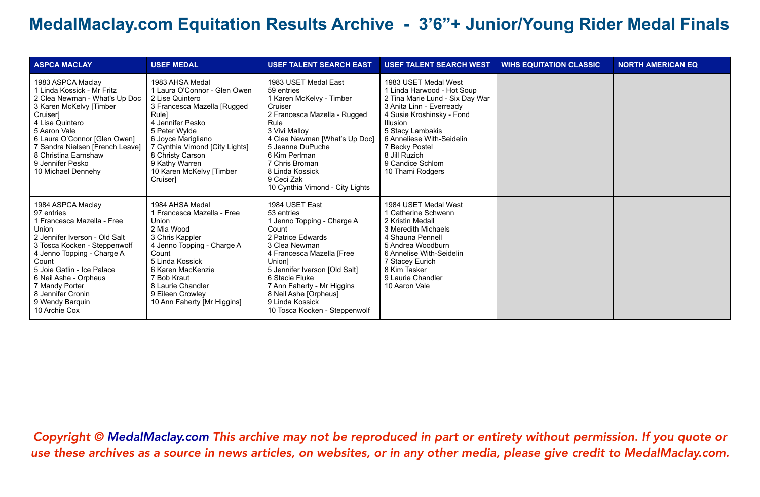# MedalMaclay.com Equitation Results Archive - 3'6"+ Junior/Young Rider Medal Finals

| ASPCA MACLAY | USEF MEDAL | USEF TALENT SEARCH EAST | USEF TALENT SEARCH WEST | WIHS EQUITATION CLASSIC | NORTH AMERICAN EQ |
|---|---|---|---|---|---|
| 1983 ASPCA Maclay<br>1 Linda Kossick - Mr Fritz<br>2 Clea Newman - What's Up Doc<br>3 Karen McKelvy [Timber Cruiser]<br>4 Lise Quintero<br>5 Aaron Vale<br>6 Laura O'Connor [Glen Owen]<br>7 Sandra Nielsen [French Leave]<br>8 Christina Earnshaw<br>9 Jennifer Pesko<br>10 Michael Dennehy | 1983 AHSA Medal<br>1 Laura O'Connor - Glen Owen<br>2 Lise Quintero<br>3 Francesca Mazella [Rugged Rule]<br>4 Jennifer Pesko<br>5 Peter Wylde<br>6 Joyce Marigliano<br>7 Cynthia Vimond [City Lights]<br>8 Christy Carson<br>9 Kathy Warren<br>10 Karen McKelvy [Timber Cruiser] | 1983 USET Medal East<br>59 entries<br>1 Karen McKelvy - Timber Cruiser<br>2 Francesca Mazella - Rugged Rule<br>3 Vivi Malloy<br>4 Clea Newman [What's Up Doc]<br>5 Jeanne DuPuche<br>6 Kim Perlman<br>7 Chris Broman<br>8 Linda Kossick<br>9 Ceci Zak<br>10 Cynthia Vimond - City Lights | 1983 USET Medal West<br>1 Linda Harwood - Hot Soup<br>2 Tina Marie Lund - Six Day War<br>3 Anita Linn - Everready<br>4 Susie Kroshinsky - Fond Illusion<br>5 Stacy Lambakis<br>6 Anneliese With-Seidelin<br>7 Becky Postel<br>8 Jill Ruzich<br>9 Candice Schlom<br>10 Thami Rodgers | | |
| 1984 ASPCA Maclay<br>97 entries<br>1 Francesca Mazella - Free Union<br>2 Jennifer Iverson - Old Salt<br>3 Tosca Kocken - Steppenwolf<br>4 Jenno Topping - Charge A Count<br>5 Joie Gatlin - Ice Palace<br>6 Neil Ashe - Orpheus<br>7 Mandy Porter<br>8 Jennifer Cronin<br>9 Wendy Barquin<br>10 Archie Cox | 1984 AHSA Medal<br>1 Francesca Mazella - Free Union<br>2 Mia Wood<br>3 Chris Kappler<br>4 Jenno Topping - Charge A Count<br>5 Linda Kossick<br>6 Karen MacKenzie<br>7 Bob Kraut<br>8 Laurie Chandler<br>9 Eileen Crowley<br>10 Ann Faherty [Mr Higgins] | 1984 USET East<br>53 entries<br>1 Jenno Topping - Charge A Count<br>2 Patrice Edwards<br>3 Clea Newman<br>4 Francesca Mazella [Free Union]<br>5 Jennifer Iverson [Old Salt]<br>6 Stacie Fluke<br>7 Ann Faherty - Mr Higgins<br>8 Neil Ashe [Orpheus]<br>9 Linda Kossick<br>10 Tosca Kocken - Steppenwolf | 1984 USET Medal West<br>1 Catherine Schwenn<br>2 Kristin Medall<br>3 Meredith Michaels<br>4 Shauna Pennell<br>5 Andrea Woodburn<br>6 Annelise With-Seidelin<br>7 Stacey Eurich<br>8 Kim Tasker<br>9 Laurie Chandler<br>10 Aaron Vale | | |

*Copyright © MedalMaclay.com This archive may not be reproduced in part or entirety without permission. If you quote or use these archives as a source in news articles, on websites, or in any other media, please give credit to MedalMaclay.com.*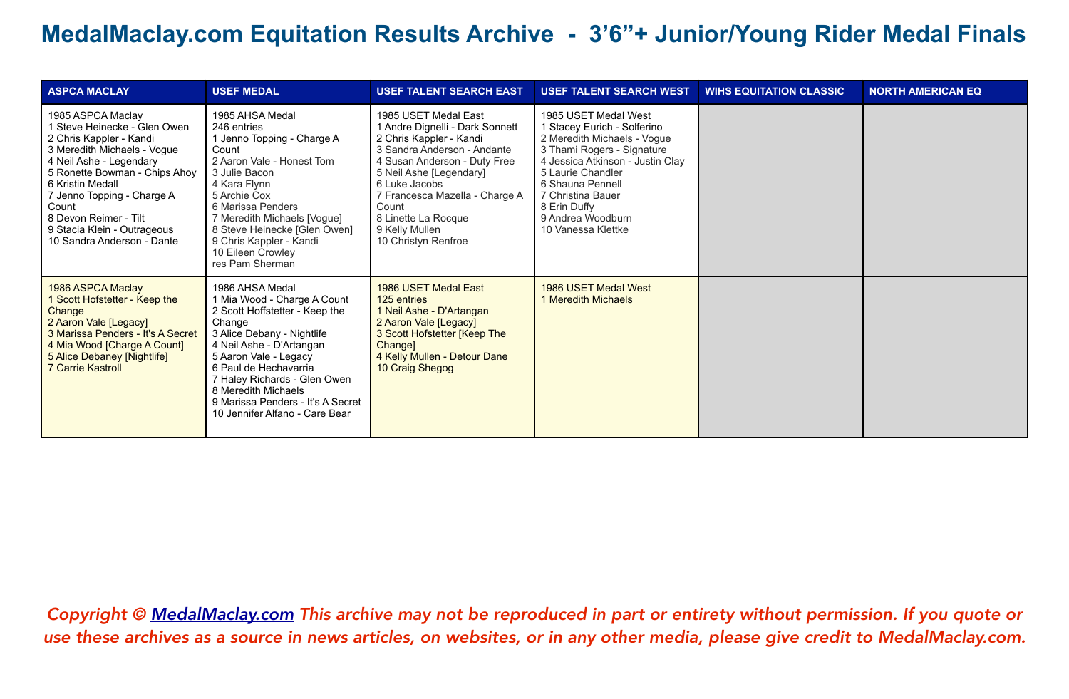# MedalMaclay.com Equitation Results Archive - 3'6"+ Junior/Young Rider Medal Finals

| ASPCA MACLAY | USEF MEDAL | USEF TALENT SEARCH EAST | USEF TALENT SEARCH WEST | WIHS EQUITATION CLASSIC | NORTH AMERICAN EQ |
|---|---|---|---|---|---|
| 1985 ASPCA Maclay<br>1 Steve Heinecke - Glen Owen<br>2 Chris Kappler - Kandi<br>3 Meredith Michaels - Vogue<br>4 Neil Ashe - Legendary<br>5 Ronette Bowman - Chips Ahoy<br>6 Kristin Medall<br>7 Jenno Topping - Charge A Count<br>8 Devon Reimer - Tilt<br>9 Stacia Klein - Outrageous<br>10 Sandra Anderson - Dante | 1985 AHSA Medal<br>246 entries<br>1 Jenno Topping - Charge A Count<br>2 Aaron Vale - Honest Tom<br>3 Julie Bacon<br>4 Kara Flynn<br>5 Archie Cox<br>6 Marissa Penders<br>7 Meredith Michaels [Vogue]<br>8 Steve Heinecke [Glen Owen]<br>9 Chris Kappler - Kandi<br>10 Eileen Crowley<br>res Pam Sherman | 1985 USET Medal East<br>1 Andre Dignelli - Dark Sonnett<br>2 Chris Kappler - Kandi<br>3 Sandra Anderson - Andante<br>4 Susan Anderson - Duty Free<br>5 Neil Ashe [Legendary]<br>6 Luke Jacobs<br>7 Francesca Mazella - Charge A Count<br>8 Linette La Rocque<br>9 Kelly Mullen<br>10 Christyn Renfroe | 1985 USET Medal West<br>1 Stacey Eurich - Solferino<br>2 Meredith Michaels - Vogue<br>3 Thami Rogers - Signature<br>4 Jessica Atkinson - Justin Clay<br>5 Laurie Chandler<br>6 Shauna Pennell<br>7 Christina Bauer<br>8 Erin Duffy<br>9 Andrea Woodburn<br>10 Vanessa Klettke | | |
| 1986 ASPCA Maclay<br>1 Scott Hofstetter - Keep the Change<br>2 Aaron Vale [Legacy]<br>3 Marissa Penders - It's A Secret<br>4 Mia Wood [Charge A Count]<br>5 Alice Debaney [Nightlife]<br>7 Carrie Kastroll | 1986 AHSA Medal<br>1 Mia Wood - Charge A Count<br>2 Scott Hoffstetter - Keep the Change<br>3 Alice Debany - Nightlife<br>4 Neil Ashe - D'Artangan<br>5 Aaron Vale - Legacy<br>6 Paul de Hechavarria<br>7 Haley Richards - Glen Owen<br>8 Meredith Michaels<br>9 Marissa Penders - It's A Secret<br>10 Jennifer Alfano - Care Bear | 1986 USET Medal East<br>125 entries<br>1 Neil Ashe - D'Artangan<br>2 Aaron Vale [Legacy]<br>3 Scott Hofstetter [Keep The Change]<br>4 Kelly Mullen - Detour Dane<br>10 Craig Shegog | 1986 USET Medal West<br>1 Meredith Michaels | | |

*Copyright © MedalMaclay.com This archive may not be reproduced in part or entirety without permission. If you quote or use these archives as a source in news articles, on websites, or in any other media, please give credit to MedalMaclay.com.*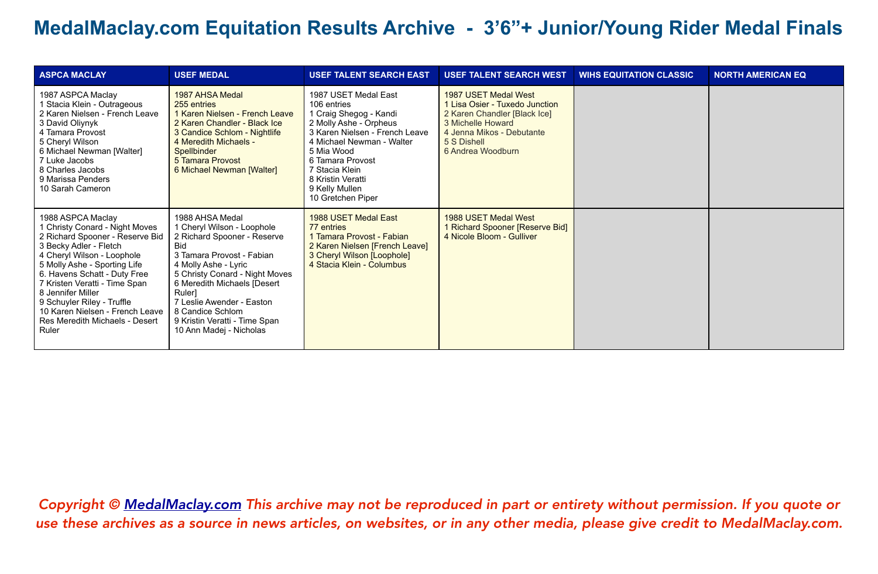# MedalMaclay.com Equitation Results Archive - 3'6"+ Junior/Young Rider Medal Finals

| ASPCA MACLAY | USEF MEDAL | USEF TALENT SEARCH EAST | USEF TALENT SEARCH WEST | WIHS EQUITATION CLASSIC | NORTH AMERICAN EQ |
|---|---|---|---|---|---|
| 1987 ASPCA Maclay<br>1 Stacia Klein - Outrageous<br>2 Karen Nielsen - French Leave<br>3 David Oliynyk<br>4 Tamara Provost<br>5 Cheryl Wilson<br>6 Michael Newman [Walter]<br>7 Luke Jacobs<br>8 Charles Jacobs<br>9 Marissa Penders<br>10 Sarah Cameron | 1987 AHSA Medal<br>255 entries<br>1 Karen Nielsen - French Leave<br>2 Karen Chandler - Black Ice<br>3 Candice Schlom - Nightlife<br>4 Meredith Michaels - Spellbinder<br>5 Tamara Provost<br>6 Michael Newman [Walter] | 1987 USET Medal East<br>106 entries<br>1 Craig Shegog - Kandi<br>2 Molly Ashe - Orpheus<br>3 Karen Nielsen - French Leave<br>4 Michael Newman - Walter<br>5 Mia Wood<br>6 Tamara Provost<br>7 Stacia Klein<br>8 Kristin Veratti<br>9 Kelly Mullen<br>10 Gretchen Piper | 1987 USET Medal West<br>1 Lisa Osier - Tuxedo Junction<br>2 Karen Chandler [Black Ice]<br>3 Michelle Howard<br>4 Jenna Mikos - Debutante<br>5 S Dishell<br>6 Andrea Woodburn | | |
| 1988 ASPCA Maclay<br>1 Christy Conard - Night Moves<br>2 Richard Spooner - Reserve Bid<br>3 Becky Adler - Fletch<br>4 Cheryl Wilson - Loophole<br>5 Molly Ashe - Sporting Life<br>6. Havens Schatt - Duty Free<br>7 Kristen Veratti - Time Span<br>8 Jennifer Miller<br>9 Schuyler Riley - Truffle<br>10 Karen Nielsen - French Leave<br>Res Meredith Michaels - Desert Ruler | 1988 AHSA Medal<br>1 Cheryl Wilson - Loophole<br>2 Richard Spooner - Reserve Bid<br>3 Tamara Provost - Fabian<br>4 Molly Ashe - Lyric<br>5 Christy Conard - Night Moves<br>6 Meredith Michaels [Desert Ruler]<br>7 Leslie Awender - Easton<br>8 Candice Schlom<br>9 Kristin Veratti - Time Span<br>10 Ann Madej - Nicholas | 1988 USET Medal East<br>77 entries<br>1 Tamara Provost - Fabian<br>2 Karen Nielsen [French Leave]<br>3 Cheryl Wilson [Loophole]<br>4 Stacia Klein - Columbus | 1988 USET Medal West<br>1 Richard Spooner [Reserve Bid]<br>4 Nicole Bloom - Gulliver | | |

*Copyright © MedalMaclay.com This archive may not be reproduced in part or entirety without permission. If you quote or use these archives as a source in news articles, on websites, or in any other media, please give credit to MedalMaclay.com.*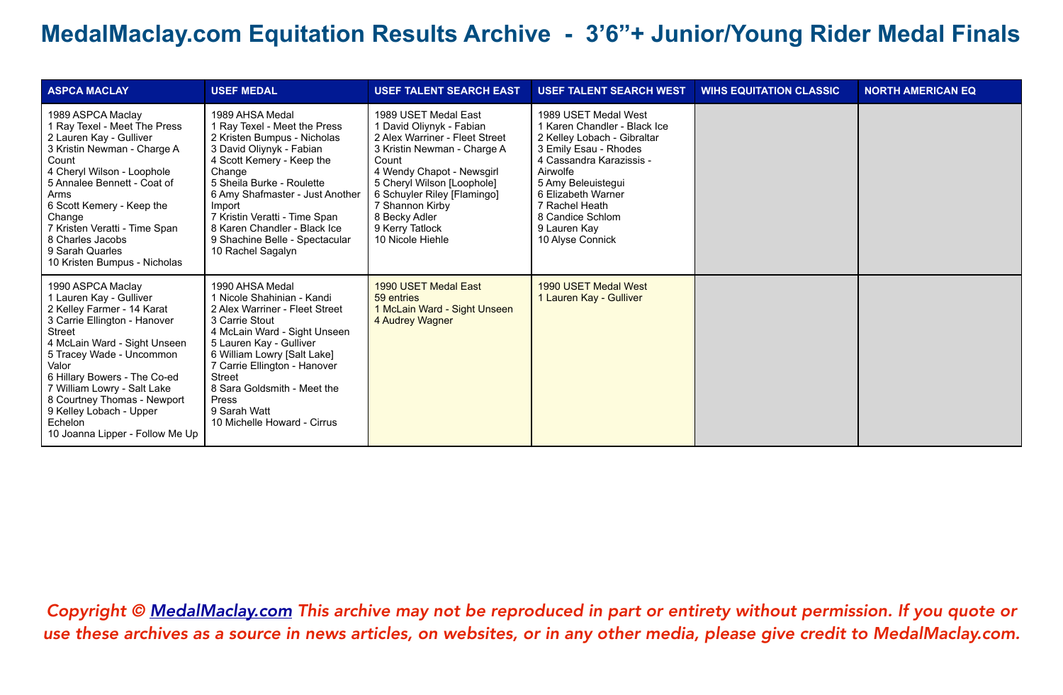# MedalMaclay.com Equitation Results Archive - 3'6"+ Junior/Young Rider Medal Finals

| ASPCA MACLAY | USEF MEDAL | USEF TALENT SEARCH EAST | USEF TALENT SEARCH WEST | WIHS EQUITATION CLASSIC | NORTH AMERICAN EQ |
|---|---|---|---|---|---|
| 1989 ASPCA Maclay<br>1 Ray Texel - Meet The Press<br>2 Lauren Kay - Gulliver<br>3 Kristin Newman - Charge A Count<br>4 Cheryl Wilson - Loophole<br>5 Annalee Bennett - Coat of Arms<br>6 Scott Kemery - Keep the Change<br>7 Kristen Veratti - Time Span<br>8 Charles Jacobs<br>9 Sarah Quarles<br>10 Kristen Bumpus - Nicholas | 1989 AHSA Medal<br>1 Ray Texel - Meet the Press<br>2 Kristen Bumpus - Nicholas<br>3 David Oliynyk - Fabian<br>4 Scott Kemery - Keep the Change<br>5 Sheila Burke - Roulette<br>6 Amy Shafmaster - Just Another Import<br>7 Kristin Veratti - Time Span<br>8 Karen Chandler - Black Ice<br>9 Shachine Belle - Spectacular<br>10 Rachel Sagalyn | 1989 USET Medal East<br>1 David Oliynyk - Fabian<br>2 Alex Warriner - Fleet Street<br>3 Kristin Newman - Charge A Count<br>4 Wendy Chapot - Newsgirl<br>5 Cheryl Wilson [Loophole]<br>6 Schuyler Riley [Flamingo]<br>7 Shannon Kirby<br>8 Becky Adler<br>9 Kerry Tatlock<br>10 Nicole Hiehle | 1989 USET Medal West<br>1 Karen Chandler - Black Ice<br>2 Kelley Lobach - Gibraltar<br>3 Emily Esau - Rhodes<br>4 Cassandra Karazissis - Airwolfe<br>5 Amy Beleuistegui<br>6 Elizabeth Warner<br>7 Rachel Heath<br>8 Candice Schlom<br>9 Lauren Kay<br>10 Alyse Connick | | |
| 1990 ASPCA Maclay<br>1 Lauren Kay - Gulliver<br>2 Kelley Farmer - 14 Karat<br>3 Carrie Ellington - Hanover Street<br>4 McLain Ward - Sight Unseen<br>5 Tracey Wade - Uncommon Valor<br>6 Hillary Bowers - The Co-ed<br>7 William Lowry - Salt Lake<br>8 Courtney Thomas - Newport<br>9 Kelley Lobach - Upper Echelon<br>10 Joanna Lipper - Follow Me Up | 1990 AHSA Medal<br>1 Nicole Shahinian - Kandi<br>2 Alex Warriner - Fleet Street<br>3 Carrie Stout<br>4 McLain Ward - Sight Unseen<br>5 Lauren Kay - Gulliver<br>6 William Lowry [Salt Lake]<br>7 Carrie Ellington - Hanover Street<br>8 Sara Goldsmith - Meet the Press<br>9 Sarah Watt<br>10 Michelle Howard - Cirrus | 1990 USET Medal East<br>59 entries<br>1 McLain Ward - Sight Unseen<br>4 Audrey Wagner | 1990 USET Medal West<br>1 Lauren Kay - Gulliver | | |

*Copyright © MedalMaclay.com This archive may not be reproduced in part or entirety without permission. If you quote or use these archives as a source in news articles, on websites, or in any other media, please give credit to MedalMaclay.com.*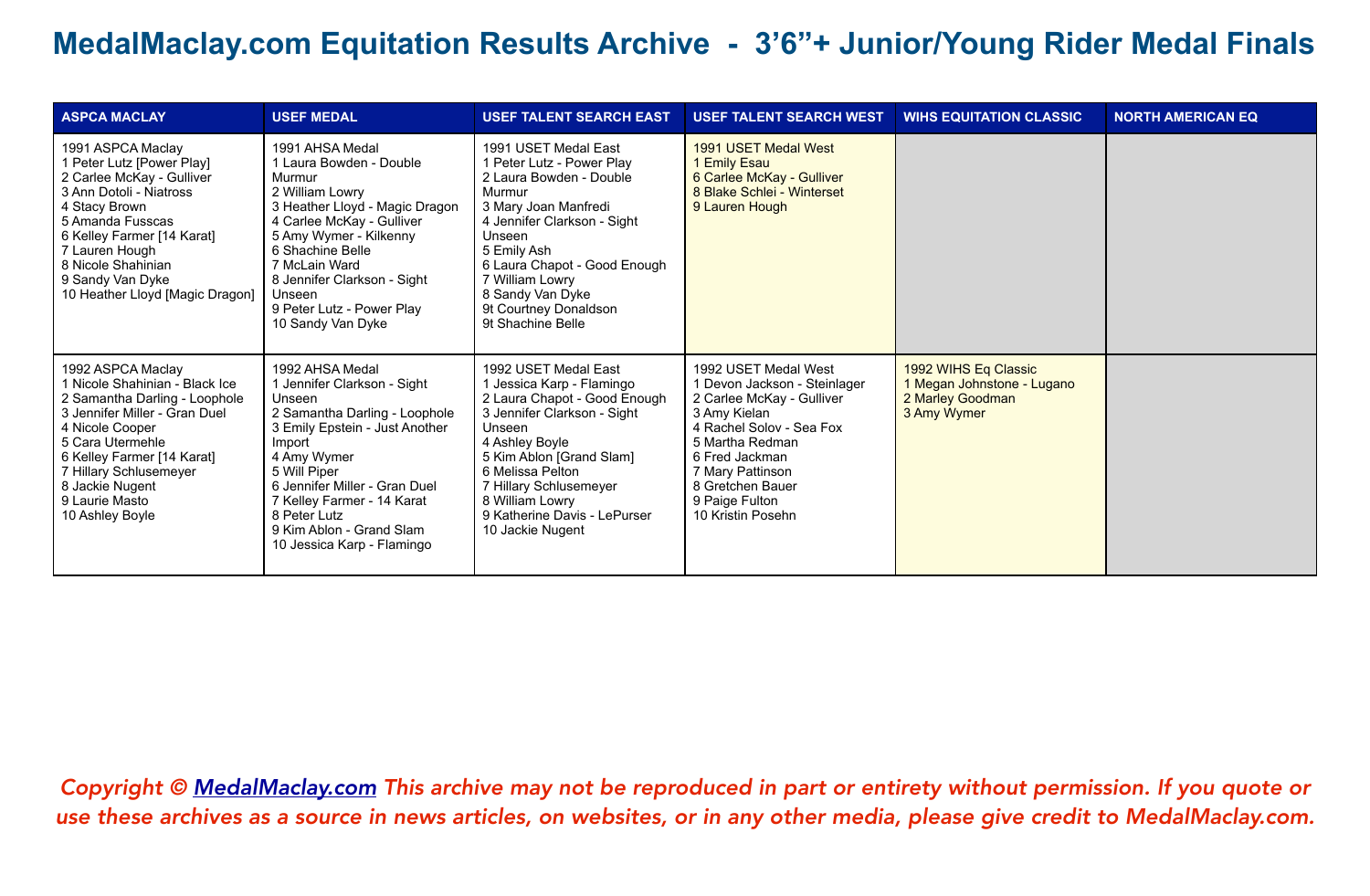# MedalMaclay.com Equitation Results Archive - 3'6"+ Junior/Young Rider Medal Finals

| ASPCA MACLAY | USEF MEDAL | USEF TALENT SEARCH EAST | USEF TALENT SEARCH WEST | WIHS EQUITATION CLASSIC | NORTH AMERICAN EQ |
|---|---|---|---|---|---|
| 1991 ASPCA Maclay<br>1 Peter Lutz [Power Play]<br>2 Carlee McKay - Gulliver<br>3 Ann Dotoli - Niatross<br>4 Stacy Brown<br>5 Amanda Fusscas<br>6 Kelley Farmer [14 Karat]<br>7 Lauren Hough<br>8 Nicole Shahinian<br>9 Sandy Van Dyke<br>10 Heather Lloyd [Magic Dragon] | 1991 AHSA Medal<br>1 Laura Bowden - Double Murmur<br>2 William Lowry<br>3 Heather Lloyd - Magic Dragon<br>4 Carlee McKay - Gulliver<br>5 Amy Wymer - Kilkenny<br>6 Shachine Belle<br>7 McLain Ward<br>8 Jennifer Clarkson - Sight Unseen<br>9 Peter Lutz - Power Play<br>10 Sandy Van Dyke | 1991 USET Medal East<br>1 Peter Lutz - Power Play<br>2 Laura Bowden - Double Murmur<br>3 Mary Joan Manfredi<br>4 Jennifer Clarkson - Sight Unseen<br>5 Emily Ash<br>6 Laura Chapot - Good Enough<br>7 William Lowry<br>8 Sandy Van Dyke<br>9t Courtney Donaldson<br>9t Shachine Belle | 1991 USET Medal West<br>1 Emily Esau<br>6 Carlee McKay - Gulliver<br>8 Blake Schlei - Winterset<br>9 Lauren Hough | | |
| 1992 ASPCA Maclay<br>1 Nicole Shahinian - Black Ice<br>2 Samantha Darling - Loophole<br>3 Jennifer Miller - Gran Duel<br>4 Nicole Cooper<br>5 Cara Utermehle<br>6 Kelley Farmer [14 Karat]<br>7 Hillary Schlusemeyer<br>8 Jackie Nugent<br>9 Laurie Masto<br>10 Ashley Boyle | 1992 AHSA Medal<br>1 Jennifer Clarkson - Sight Unseen<br>2 Samantha Darling - Loophole<br>3 Emily Epstein - Just Another Import<br>4 Amy Wymer<br>5 Will Piper<br>6 Jennifer Miller - Gran Duel<br>7 Kelley Farmer - 14 Karat<br>8 Peter Lutz<br>9 Kim Ablon - Grand Slam<br>10 Jessica Karp - Flamingo | 1992 USET Medal East<br>1 Jessica Karp - Flamingo<br>2 Laura Chapot - Good Enough<br>3 Jennifer Clarkson - Sight Unseen<br>4 Ashley Boyle<br>5 Kim Ablon [Grand Slam]<br>6 Melissa Pelton<br>7 Hillary Schlusemeyer<br>8 William Lowry<br>9 Katherine Davis - LePurser<br>10 Jackie Nugent | 1992 USET Medal West<br>1 Devon Jackson - Steinlager<br>2 Carlee McKay - Gulliver<br>3 Amy Kielan<br>4 Rachel Solov - Sea Fox<br>5 Martha Redman<br>6 Fred Jackman<br>7 Mary Pattinson<br>8 Gretchen Bauer<br>9 Paige Fulton<br>10 Kristin Posehn | 1992 WIHS Eq Classic<br>1 Megan Johnstone - Lugano<br>2 Marley Goodman<br>3 Amy Wymer | |

*Copyright © MedalMaclay.com This archive may not be reproduced in part or entirety without permission. If you quote or use these archives as a source in news articles, on websites, or in any other media, please give credit to MedalMaclay.com.*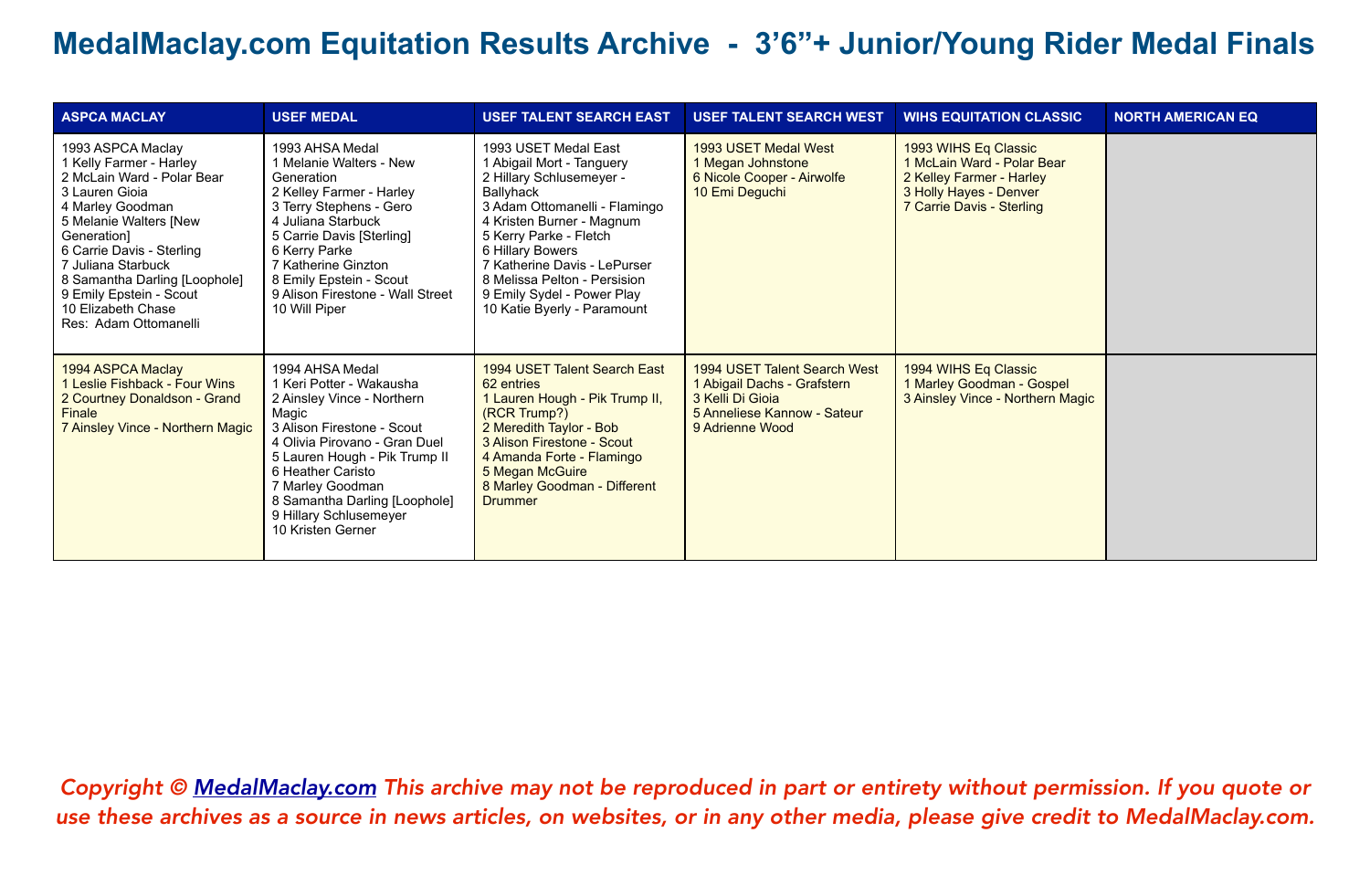# MedalMaclay.com Equitation Results Archive - 3'6"+ Junior/Young Rider Medal Finals

| ASPCA MACLAY | USEF MEDAL | USEF TALENT SEARCH EAST | USEF TALENT SEARCH WEST | WIHS EQUITATION CLASSIC | NORTH AMERICAN EQ |
|---|---|---|---|---|---|
| 1993 ASPCA Maclay<br>1 Kelly Farmer - Harley<br>2 McLain Ward - Polar Bear<br>3 Lauren Gioia<br>4 Marley Goodman<br>5 Melanie Walters [New Generation]<br>6 Carrie Davis - Sterling<br>7 Juliana Starbuck<br>8 Samantha Darling [Loophole]<br>9 Emily Epstein - Scout<br>10 Elizabeth Chase<br>Res: Adam Ottomanelli | 1993 AHSA Medal<br>1 Melanie Walters - New Generation<br>2 Kelley Farmer - Harley<br>3 Terry Stephens - Gero<br>4 Juliana Starbuck<br>5 Carrie Davis [Sterling]<br>6 Kerry Parke<br>7 Katherine Ginzton<br>8 Emily Epstein - Scout<br>9 Alison Firestone - Wall Street<br>10 Will Piper | 1993 USET Medal East<br>1 Abigail Mort - Tanguery<br>2 Hillary Schlusemeyer - Ballyhack<br>3 Adam Ottomanelli - Flamingo<br>4 Kristen Burner - Magnum<br>5 Kerry Parke - Fletch<br>6 Hillary Bowers<br>7 Katherine Davis - LePurser<br>8 Melissa Pelton - Persision<br>9 Emily Sydel - Power Play<br>10 Katie Byerly - Paramount | 1993 USET Medal West<br>1 Megan Johnstone<br>6 Nicole Cooper - Airwolfe<br>10 Emi Deguchi | 1993 WIHS Eq Classic<br>1 McLain Ward - Polar Bear<br>2 Kelley Farmer - Harley<br>3 Holly Hayes - Denver<br>7 Carrie Davis - Sterling | |
| 1994 ASPCA Maclay<br>1 Leslie Fishback - Four Wins<br>2 Courtney Donaldson - Grand Finale<br>7 Ainsley Vince - Northern Magic | 1994 AHSA Medal<br>1 Keri Potter - Wakausha<br>2 Ainsley Vince - Northern Magic<br>3 Alison Firestone - Scout<br>4 Olivia Pirovano - Gran Duel<br>5 Lauren Hough - Pik Trump II<br>6 Heather Caristo<br>7 Marley Goodman<br>8 Samantha Darling [Loophole]<br>9 Hillary Schlusemeyer<br>10 Kristen Gerner | 1994 USET Talent Search East<br>62 entries<br>1 Lauren Hough - Pik Trump II, (RCR Trump?)<br>2 Meredith Taylor - Bob<br>3 Alison Firestone - Scout<br>4 Amanda Forte - Flamingo<br>5 Megan McGuire<br>8 Marley Goodman - Different Drummer | 1994 USET Talent Search West<br>1 Abigail Dachs - Grafstern<br>3 Kelli Di Gioia<br>5 Anneliese Kannow - Sateur<br>9 Adrienne Wood | 1994 WIHS Eq Classic<br>1 Marley Goodman - Gospel<br>3 Ainsley Vince - Northern Magic | |

*Copyright © MedalMaclay.com This archive may not be reproduced in part or entirety without permission. If you quote or use these archives as a source in news articles, on websites, or in any other media, please give credit to MedalMaclay.com.*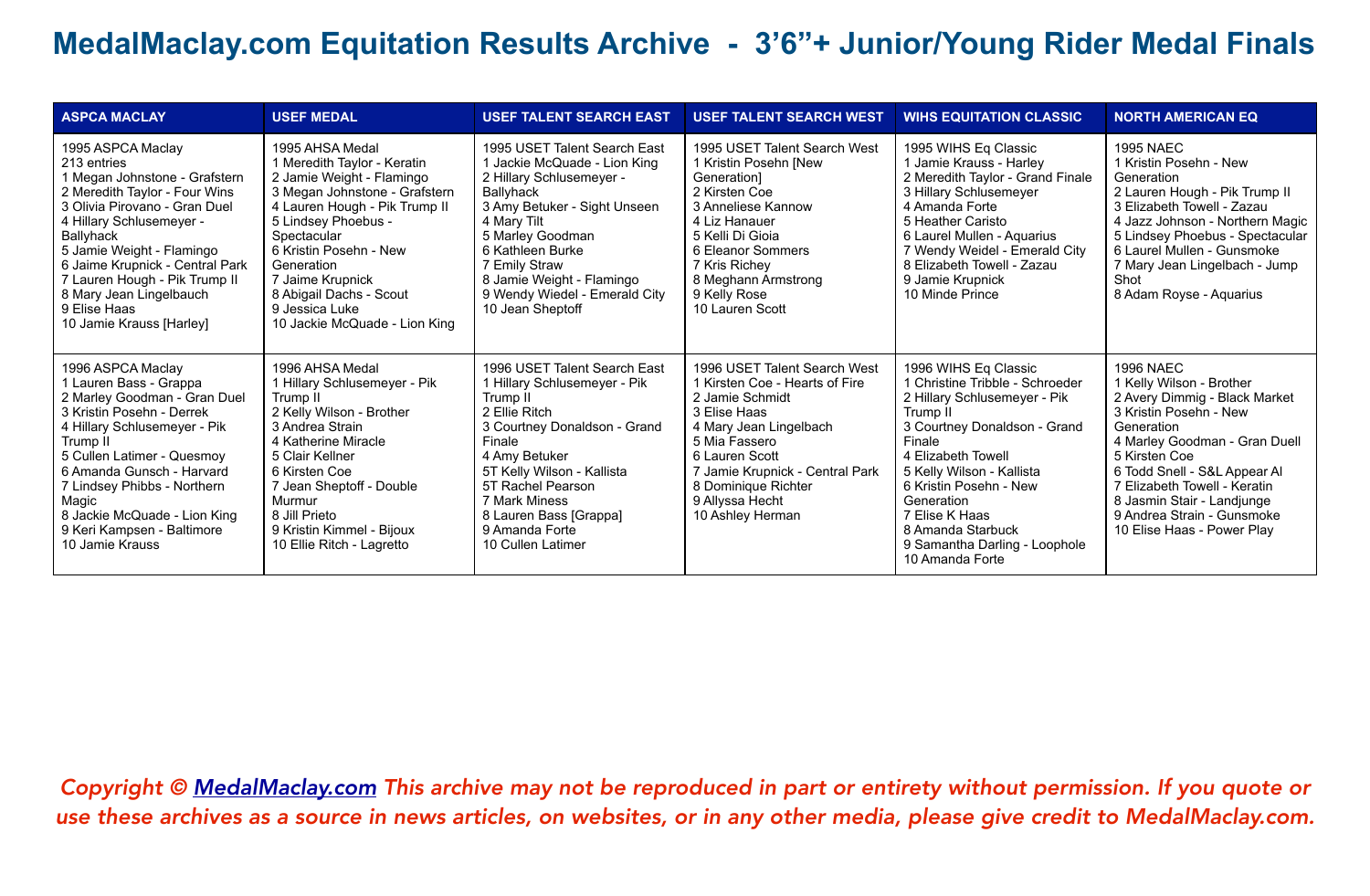# MedalMaclay.com Equitation Results Archive - 3'6"+ Junior/Young Rider Medal Finals

| ASPCA MACLAY | USEF MEDAL | USEF TALENT SEARCH EAST | USEF TALENT SEARCH WEST | WIHS EQUITATION CLASSIC | NORTH AMERICAN EQ |
|---|---|---|---|---|---|
| 1995 ASPCA Maclay<br>213 entries<br>1 Megan Johnstone - Grafstern<br>2 Meredith Taylor - Four Wins<br>3 Olivia Pirovano - Gran Duel<br>4 Hillary Schlusemeyer - Ballyhack<br>5 Jamie Weight - Flamingo<br>6 Jaime Krupnick - Central Park<br>7 Lauren Hough - Pik Trump II<br>8 Mary Jean Lingelbauch<br>9 Elise Haas<br>10 Jamie Krauss [Harley] | 1995 AHSA Medal<br>1 Meredith Taylor - Keratin<br>2 Jamie Weight - Flamingo<br>3 Megan Johnstone - Grafstern<br>4 Lauren Hough - Pik Trump II<br>5 Lindsey Phoebus - Spectacular<br>6 Kristin Posehn - New Generation<br>7 Jaime Krupnick<br>8 Abigail Dachs - Scout<br>9 Jessica Luke<br>10 Jackie McQuade - Lion King | 1995 USET Talent Search East<br>1 Jackie McQuade - Lion King<br>2 Hillary Schlusemeyer - Ballyhack<br>3 Amy Betuker - Sight Unseen<br>4 Mary Tilt<br>5 Marley Goodman<br>6 Kathleen Burke<br>7 Emily Straw<br>8 Jamie Weight - Flamingo<br>9 Wendy Wiedel - Emerald City<br>10 Jean Sheptoff | 1995 USET Talent Search West<br>1 Kristin Posehn [New Generation]<br>2 Kirsten Coe<br>3 Anneliese Kannow<br>4 Liz Hanauer<br>5 Kelli Di Gioia<br>6 Eleanor Sommers<br>7 Kris Richey<br>8 Meghann Armstrong<br>9 Kelly Rose<br>10 Lauren Scott | 1995 WIHS Eq Classic<br>1 Jamie Krauss - Harley<br>2 Meredith Taylor - Grand Finale<br>3 Hillary Schlusemeyer<br>4 Amanda Forte<br>5 Heather Caristo<br>6 Laurel Mullen - Aquarius<br>7 Wendy Weidel - Emerald City<br>8 Elizabeth Towell - Zazau<br>9 Jamie Krupnick<br>10 Minde Prince | 1995 NAEC<br>1 Kristin Posehn - New Generation<br>2 Lauren Hough - Pik Trump II<br>3 Elizabeth Towell - Zazau<br>4 Jazz Johnson - Northern Magic<br>5 Lindsey Phoebus - Spectacular<br>6 Laurel Mullen - Gunsmoke<br>7 Mary Jean Lingelbach - Jump Shot<br>8 Adam Royse - Aquarius |
| 1996 ASPCA Maclay<br>1 Lauren Bass - Grappa<br>2 Marley Goodman - Gran Duel<br>3 Kristin Posehn - Derrek<br>4 Hillary Schlusemeyer - Pik Trump II<br>5 Cullen Latimer - Quesmoy<br>6 Amanda Gunsch - Harvard<br>7 Lindsey Phibbs - Northern Magic<br>8 Jackie McQuade - Lion King<br>9 Keri Kampsen - Baltimore<br>10 Jamie Krauss | 1996 AHSA Medal<br>1 Hillary Schlusemeyer - Pik Trump II<br>2 Kelly Wilson - Brother<br>3 Andrea Strain<br>4 Katherine Miracle<br>5 Clair Kellner<br>6 Kirsten Coe<br>7 Jean Sheptoff - Double Murmur<br>8 Jill Prieto<br>9 Kristin Kimmel - Bijoux<br>10 Ellie Ritch - Lagretto | 1996 USET Talent Search East<br>1 Hillary Schlusemeyer - Pik Trump II<br>2 Ellie Ritch<br>3 Courtney Donaldson - Grand Finale<br>4 Amy Betuker<br>5T Kelly Wilson - Kallista<br>5T Rachel Pearson<br>7 Mark Miness<br>8 Lauren Bass [Grappa]<br>9 Amanda Forte<br>10 Cullen Latimer | 1996 USET Talent Search West<br>1 Kirsten Coe - Hearts of Fire<br>2 Jamie Schmidt<br>3 Elise Haas<br>4 Mary Jean Lingelbach<br>5 Mia Fassero<br>6 Lauren Scott<br>7 Jamie Krupnick - Central Park<br>8 Dominique Richter<br>9 Allyssa Hecht<br>10 Ashley Herman | 1996 WIHS Eq Classic<br>1 Christine Tribble - Schroeder<br>2 Hillary Schlusemeyer - Pik Trump II<br>3 Courtney Donaldson - Grand Finale<br>4 Elizabeth Towell<br>5 Kelly Wilson - Kallista<br>6 Kristin Posehn - New Generation<br>7 Elise K Haas<br>8 Amanda Starbuck<br>9 Samantha Darling - Loophole<br>10 Amanda Forte | 1996 NAEC<br>1 Kelly Wilson - Brother<br>2 Avery Dimmig - Black Market<br>3 Kristin Posehn - New Generation<br>4 Marley Goodman - Gran Duell<br>5 Kirsten Coe<br>6 Todd Snell - S&L Appear Al<br>7 Elizabeth Towell - Keratin<br>8 Jasmin Stair - Landjunge<br>9 Andrea Strain - Gunsmoke<br>10 Elise Haas - Power Play |

*Copyright © MedalMaclay.com This archive may not be reproduced in part or entirety without permission. If you quote or use these archives as a source in news articles, on websites, or in any other media, please give credit to MedalMaclay.com.*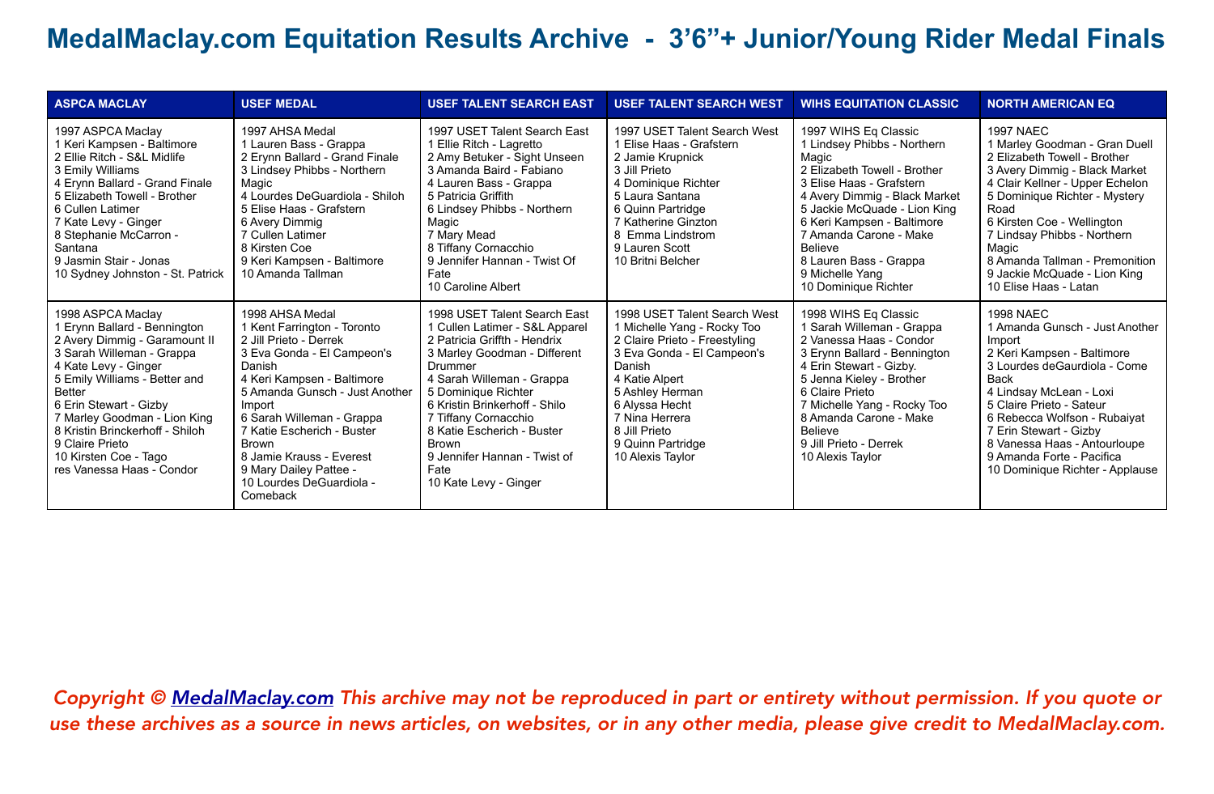# MedalMaclay.com Equitation Results Archive - 3'6"+ Junior/Young Rider Medal Finals

| ASPCA MACLAY | USEF MEDAL | USEF TALENT SEARCH EAST | USEF TALENT SEARCH WEST | WIHS EQUITATION CLASSIC | NORTH AMERICAN EQ |
|---|---|---|---|---|---|
| 1997 ASPCA Maclay<br>1 Keri Kampsen - Baltimore<br>2 Ellie Ritch - S&L Midlife<br>3 Emily Williams<br>4 Erynn Ballard - Grand Finale<br>5 Elizabeth Towell - Brother<br>6 Cullen Latimer<br>7 Kate Levy - Ginger<br>8 Stephanie McCarron - Santana<br>9 Jasmin Stair - Jonas<br>10 Sydney Johnston - St. Patrick | 1997 AHSA Medal<br>1 Lauren Bass - Grappa<br>2 Erynn Ballard - Grand Finale<br>3 Lindsey Phibbs - Northern Magic<br>4 Lourdes DeGuardiola - Shiloh<br>5 Elise Haas - Grafstern<br>6 Avery Dimmig<br>7 Cullen Latimer<br>8 Kirsten Coe<br>9 Keri Kampsen - Baltimore<br>10 Amanda Tallman | 1997 USET Talent Search East<br>1 Ellie Ritch - Lagretto<br>2 Amy Betuker - Sight Unseen<br>3 Amanda Baird - Fabiano<br>4 Lauren Bass - Grappa<br>5 Patricia Griffith<br>6 Lindsey Phibbs - Northern Magic<br>7 Mary Mead<br>8 Tiffany Cornacchio<br>9 Jennifer Hannan - Twist Of Fate<br>10 Caroline Albert | 1997 USET Talent Search West<br>1 Elise Haas - Grafstern<br>2 Jamie Krupnick<br>3 Jill Prieto<br>4 Dominique Richter<br>5 Laura Santana<br>6 Quinn Partridge<br>7 Katherine Ginzton<br>8 Emma Lindstrom<br>9 Lauren Scott<br>10 Britni Belcher | 1997 WIHS Eq Classic<br>1 Lindsey Phibbs - Northern Magic<br>2 Elizabeth Towell - Brother<br>3 Elise Haas - Grafstern<br>4 Avery Dimmig - Black Market<br>5 Jackie McQuade - Lion King<br>6 Keri Kampsen - Baltimore<br>7 Amanda Carone - Make Believe<br>8 Lauren Bass - Grappa<br>9 Michelle Yang<br>10 Dominique Richter | 1997 NAEC<br>1 Marley Goodman - Gran Duell<br>2 Elizabeth Towell - Brother<br>3 Avery Dimmig - Black Market<br>4 Clair Kellner - Upper Echelon<br>5 Dominique Richter - Mystery Road<br>6 Kirsten Coe - Wellington<br>7 Lindsay Phibbs - Northern Magic<br>8 Amanda Tallman - Premonition<br>9 Jackie McQuade - Lion King<br>10 Elise Haas - Latan |
| 1998 ASPCA Maclay<br>1 Erynn Ballard - Bennington<br>2 Avery Dimmig - Garamount II<br>3 Sarah Willeman - Grappa<br>4 Kate Levy - Ginger<br>5 Emily Williams - Better and Better<br>6 Erin Stewart - Gizby<br>7 Marley Goodman - Lion King<br>8 Kristin Brinckerhoff - Shiloh<br>9 Claire Prieto<br>10 Kirsten Coe - Tago<br>res Vanessa Haas - Condor | 1998 AHSA Medal<br>1 Kent Farrington - Toronto<br>2 Jill Prieto - Derrek<br>3 Eva Gonda - El Campeon's Danish<br>4 Keri Kampsen - Baltimore<br>5 Amanda Gunsch - Just Another Import<br>6 Sarah Willeman - Grappa<br>7 Katie Escherich - Buster Brown<br>8 Jamie Krauss - Everest<br>9 Mary Dailey Pattee -<br>10 Lourdes DeGuardiola - Comeback | 1998 USET Talent Search East<br>1 Cullen Latimer - S&L Apparel<br>2 Patricia Griffth - Hendrix<br>3 Marley Goodman - Different Drummer<br>4 Sarah Willeman - Grappa<br>5 Dominique Richter<br>6 Kristin Brinkerhoff - Shilo<br>7 Tiffany Cornacchio<br>8 Katie Escherich - Buster Brown<br>9 Jennifer Hannan - Twist of Fate<br>10 Kate Levy - Ginger | 1998 USET Talent Search West<br>1 Michelle Yang - Rocky Too<br>2 Claire Prieto - Freestyling<br>3 Eva Gonda - El Campeon's Danish<br>4 Katie Alpert<br>5 Ashley Herman<br>6 Alyssa Hecht<br>7 Nina Herrera<br>8 Jill Prieto<br>9 Quinn Partridge<br>10 Alexis Taylor | 1998 WIHS Eq Classic<br>1 Sarah Willeman - Grappa<br>2 Vanessa Haas - Condor<br>3 Erynn Ballard - Bennington<br>4 Erin Stewart - Gizby.<br>5 Jenna Kieley - Brother<br>6 Claire Prieto<br>7 Michelle Yang - Rocky Too<br>8 Amanda Carone - Make Believe<br>9 Jill Prieto - Derrek<br>10 Alexis Taylor | 1998 NAEC<br>1 Amanda Gunsch - Just Another Import<br>2 Keri Kampsen - Baltimore<br>3 Lourdes deGaurdiola - Come Back<br>4 Lindsay McLean - Loxi<br>5 Claire Prieto - Sateur<br>6 Rebecca Wolfson - Rubaiyat<br>7 Erin Stewart - Gizby<br>8 Vanessa Haas - Antourloupe<br>9 Amanda Forte - Pacifica<br>10 Dominique Richter - Applause |

*Copyright © MedalMaclay.com This archive may not be reproduced in part or entirety without permission. If you quote or use these archives as a source in news articles, on websites, or in any other media, please give credit to MedalMaclay.com.*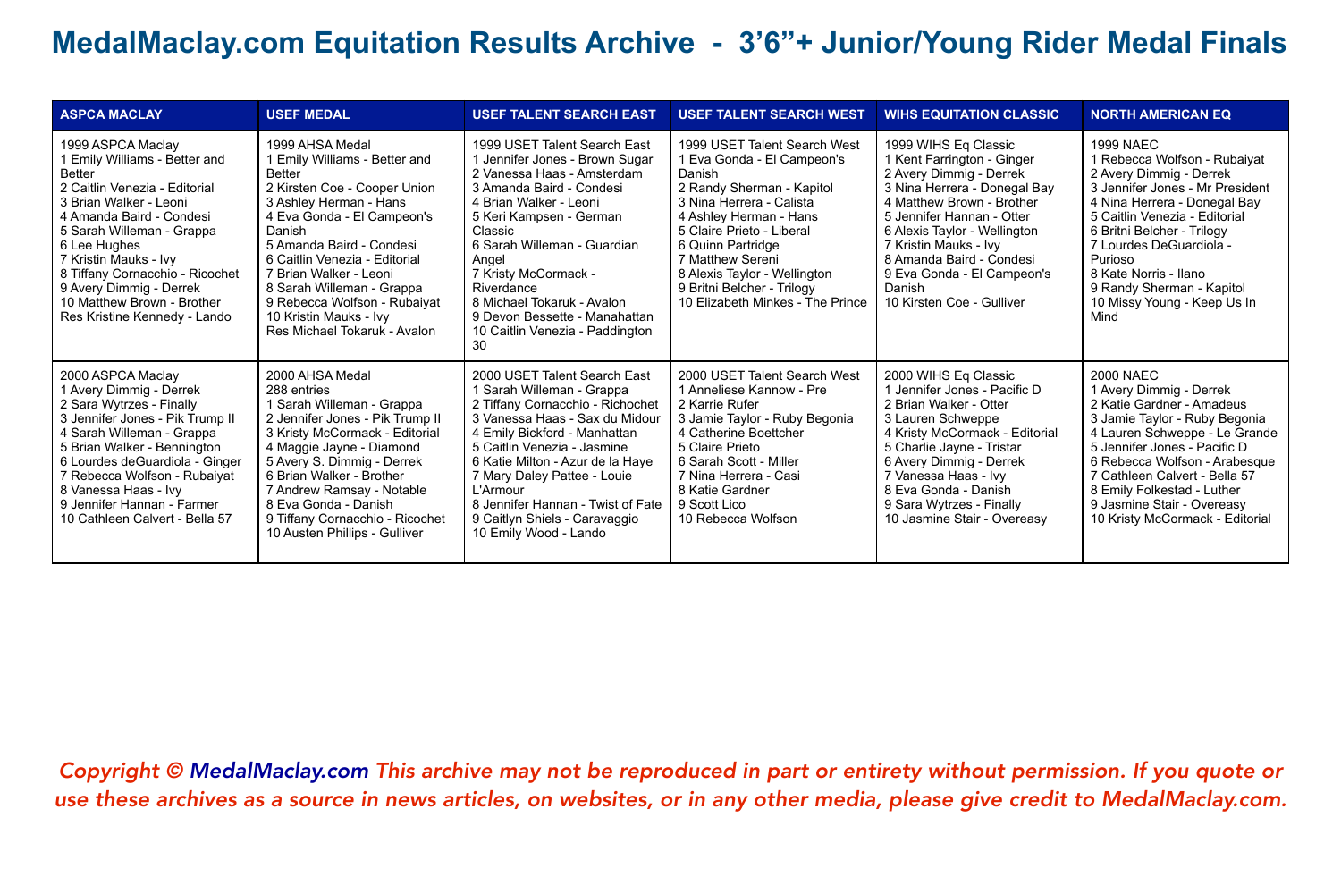# MedalMaclay.com Equitation Results Archive - 3'6"+ Junior/Young Rider Medal Finals

| ASPCA MACLAY | USEF MEDAL | USEF TALENT SEARCH EAST | USEF TALENT SEARCH WEST | WIHS EQUITATION CLASSIC | NORTH AMERICAN EQ |
|---|---|---|---|---|---|
| 1999 ASPCA Maclay<br>1 Emily Williams - Better and Better<br>2 Caitlin Venezia - Editorial<br>3 Brian Walker - Leoni<br>4 Amanda Baird - Condesi<br>5 Sarah Willeman - Grappa<br>6 Lee Hughes<br>7 Kristin Mauks - Ivy<br>8 Tiffany Cornacchio - Ricochet<br>9 Avery Dimmig - Derrek<br>10 Matthew Brown - Brother<br>Res Kristine Kennedy - Lando | 1999 AHSA Medal<br>1 Emily Williams - Better and Better<br>2 Kirsten Coe - Cooper Union<br>3 Ashley Herman - Hans<br>4 Eva Gonda - El Campeon's Danish<br>5 Amanda Baird - Condesi<br>6 Caitlin Venezia - Editorial<br>7 Brian Walker - Leoni<br>8 Sarah Willeman - Grappa<br>9 Rebecca Wolfson - Rubaiyat<br>10 Kristin Mauks - Ivy<br>Res Michael Tokaruk - Avalon | 1999 USET Talent Search East<br>1 Jennifer Jones - Brown Sugar<br>2 Vanessa Haas - Amsterdam<br>3 Amanda Baird - Condesi<br>4 Brian Walker - Leoni<br>5 Keri Kampsen - German Classic<br>6 Sarah Willeman - Guardian Angel<br>7 Kristy McCormack - Riverdance<br>8 Michael Tokaruk - Avalon<br>9 Devon Bessette - Manahattan<br>10 Caitlin Venezia - Paddington 30 | 1999 USET Talent Search West<br>1 Eva Gonda - El Campeon's Danish<br>2 Randy Sherman - Kapitol<br>3 Nina Herrera - Calista<br>4 Ashley Herman - Hans<br>5 Claire Prieto - Liberal<br>6 Quinn Partridge<br>7 Matthew Sereni<br>8 Alexis Taylor - Wellington<br>9 Britni Belcher - Trilogy<br>10 Elizabeth Minkes - The Prince | 1999 WIHS Eq Classic<br>1 Kent Farrington - Ginger<br>2 Avery Dimmig - Derrek<br>3 Nina Herrera - Donegal Bay<br>4 Matthew Brown - Brother<br>5 Jennifer Hannan - Otter<br>6 Alexis Taylor - Wellington<br>7 Kristin Mauks - Ivy<br>8 Amanda Baird - Condesi<br>9 Eva Gonda - El Campeon's Danish<br>10 Kirsten Coe - Gulliver | 1999 NAEC<br>1 Rebecca Wolfson - Rubaiyat<br>2 Avery Dimmig - Derrek<br>3 Jennifer Jones - Mr President<br>4 Nina Herrera - Donegal Bay<br>5 Caitlin Venezia - Editorial<br>6 Britni Belcher - Trilogy<br>7 Lourdes DeGuardiola - Purioso<br>8 Kate Norris - Ilano<br>9 Randy Sherman - Kapitol<br>10 Missy Young - Keep Us In Mind |
| 2000 ASPCA Maclay<br>1 Avery Dimmig - Derrek<br>2 Sara Wytrzes - Finally<br>3 Jennifer Jones - Pik Trump II<br>4 Sarah Willeman - Grappa<br>5 Brian Walker - Bennington<br>6 Lourdes deGuardiola - Ginger<br>7 Rebecca Wolfson - Rubaiyat<br>8 Vanessa Haas - Ivy<br>9 Jennifer Hannan - Farmer<br>10 Cathleen Calvert - Bella 57 | 2000 AHSA Medal<br>288 entries<br>1 Sarah Willeman - Grappa<br>2 Jennifer Jones - Pik Trump II<br>3 Kristy McCormack - Editorial<br>4 Maggie Jayne - Diamond<br>5 Avery S. Dimmig - Derrek<br>6 Brian Walker - Brother<br>7 Andrew Ramsay - Notable<br>8 Eva Gonda - Danish<br>9 Tiffany Cornacchio - Ricochet<br>10 Austen Phillips - Gulliver | 2000 USET Talent Search East<br>1 Sarah Willeman - Grappa<br>2 Tiffany Cornacchio - Richochet<br>3 Vanessa Haas - Sax du Midour<br>4 Emily Bickford - Manhattan<br>5 Caitlin Venezia - Jasmine<br>6 Katie Milton - Azur de la Haye<br>7 Mary Daley Pattee - Louie L'Armour<br>8 Jennifer Hannan - Twist of Fate<br>9 Caitlyn Shiels - Caravaggio<br>10 Emily Wood - Lando | 2000 USET Talent Search West<br>1 Anneliese Kannow - Pre<br>2 Karrie Rufer<br>3 Jamie Taylor - Ruby Begonia<br>4 Catherine Boettcher<br>5 Claire Prieto<br>6 Sarah Scott - Miller<br>7 Nina Herrera - Casi<br>8 Katie Gardner<br>9 Scott Lico<br>10 Rebecca Wolfson | 2000 WIHS Eq Classic<br>1 Jennifer Jones - Pacific D<br>2 Brian Walker - Otter<br>3 Lauren Schweppe<br>4 Kristy McCormack - Editorial<br>5 Charlie Jayne - Tristar<br>6 Avery Dimmig - Derrek<br>7 Vanessa Haas - Ivy<br>8 Eva Gonda - Danish<br>9 Sara Wytrzes - Finally<br>10 Jasmine Stair - Overeasy | 2000 NAEC<br>1 Avery Dimmig - Derrek<br>2 Katie Gardner - Amadeus<br>3 Jamie Taylor - Ruby Begonia<br>4 Lauren Schweppe - Le Grande<br>5 Jennifer Jones - Pacific D<br>6 Rebecca Wolfson - Arabesque<br>7 Cathleen Calvert - Bella 57<br>8 Emily Folkestad - Luther<br>9 Jasmine Stair - Overeasy<br>10 Kristy McCormack - Editorial |

*Copyright © MedalMaclay.com This archive may not be reproduced in part or entirety without permission. If you quote or use these archives as a source in news articles, on websites, or in any other media, please give credit to MedalMaclay.com.*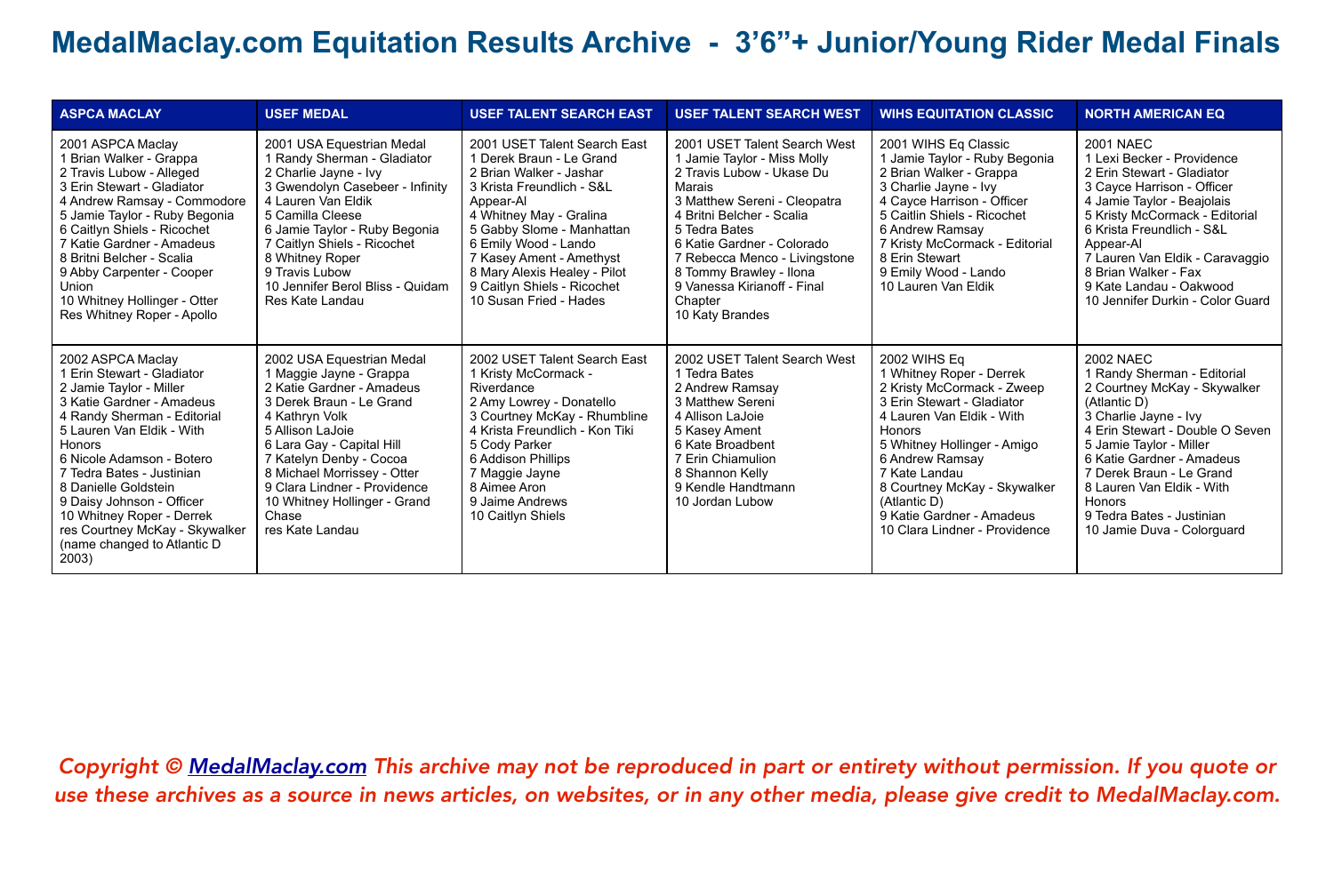# MedalMaclay.com Equitation Results Archive - 3’6”+ Junior/Young Rider Medal Finals

| ASPCA MACLAY | USEF MEDAL | USEF TALENT SEARCH EAST | USEF TALENT SEARCH WEST | WIHS EQUITATION CLASSIC | NORTH AMERICAN EQ |
|---|---|---|---|---|---|
| 2001 ASPCA Maclay<br>1 Brian Walker - Grappa<br>2 Travis Lubow - Alleged<br>3 Erin Stewart - Gladiator<br>4 Andrew Ramsay - Commodore<br>5 Jamie Taylor - Ruby Begonia<br>6 Caitlyn Shiels - Ricochet<br>7 Katie Gardner - Amadeus<br>8 Britni Belcher - Scalia<br>9 Abby Carpenter - Cooper Union<br>10 Whitney Hollinger - Otter<br>Res Whitney Roper - Apollo | 2001 USA Equestrian Medal<br>1 Randy Sherman - Gladiator<br>2 Charlie Jayne - Ivy<br>3 Gwendolyn Casebeer - Infinity<br>4 Lauren Van Eldik<br>5 Camilla Cleese<br>6 Jamie Taylor - Ruby Begonia<br>7 Caitlyn Shiels - Ricochet<br>8 Whitney Roper<br>9 Travis Lubow<br>10 Jennifer Berol Bliss - Quidam<br>Res Kate Landau | 2001 USET Talent Search East<br>1 Derek Braun - Le Grand<br>2 Brian Walker - Jashar<br>3 Krista Freundlich - S&L Appear-Al<br>4 Whitney May - Gralina<br>5 Gabby Slome - Manhattan<br>6 Emily Wood - Lando<br>7 Kasey Ament - Amethyst<br>8 Mary Alexis Healey - Pilot<br>9 Caitlyn Shiels - Ricochet<br>10 Susan Fried - Hades | 2001 USET Talent Search West<br>1 Jamie Taylor - Miss Molly<br>2 Travis Lubow - Ukase Du Marais<br>3 Matthew Sereni - Cleopatra<br>4 Britni Belcher - Scalia<br>5 Tedra Bates<br>6 Katie Gardner - Colorado<br>7 Rebecca Menco - Livingstone<br>8 Tommy Brawley - Ilona<br>9 Vanessa Kirianoff - Final Chapter<br>10 Katy Brandes | 2001 WIHS Eq Classic<br>1 Jamie Taylor - Ruby Begonia<br>2 Brian Walker - Grappa<br>3 Charlie Jayne - Ivy<br>4 Cayce Harrison - Officer<br>5 Caitlin Shiels - Ricochet<br>6 Andrew Ramsay<br>7 Kristy McCormack - Editorial<br>8 Erin Stewart<br>9 Emily Wood - Lando<br>10 Lauren Van Eldik | 2001 NAEC<br>1 Lexi Becker - Providence<br>2 Erin Stewart - Gladiator<br>3 Cayce Harrison - Officer<br>4 Jamie Taylor - Beajolais<br>5 Kristy McCormack - Editorial<br>6 Krista Freundlich - S&L Appear-Al<br>7 Lauren Van Eldik - Caravaggio<br>8 Brian Walker - Fax<br>9 Kate Landau - Oakwood<br>10 Jennifer Durkin - Color Guard |
| 2002 ASPCA Maclay<br>1 Erin Stewart - Gladiator<br>2 Jamie Taylor - Miller<br>3 Katie Gardner - Amadeus<br>4 Randy Sherman - Editorial<br>5 Lauren Van Eldik - With Honors<br>6 Nicole Adamson - Botero<br>7 Tedra Bates - Justinian<br>8 Danielle Goldstein<br>9 Daisy Johnson - Officer<br>10 Whitney Roper - Derrek<br>res Courtney McKay - Skywalker (name changed to Atlantic D 2003) | 2002 USA Equestrian Medal<br>1 Maggie Jayne - Grappa<br>2 Katie Gardner - Amadeus<br>3 Derek Braun - Le Grand<br>4 Kathryn Volk<br>5 Allison LaJoie<br>6 Lara Gay - Capital Hill<br>7 Katelyn Denby - Cocoa<br>8 Michael Morrissey - Otter<br>9 Clara Lindner - Providence<br>10 Whitney Hollinger - Grand Chase<br>res Kate Landau | 2002 USET Talent Search East<br>1 Kristy McCormack - Riverdance<br>2 Amy Lowrey - Donatello<br>3 Courtney McKay - Rhumbline<br>4 Krista Freundlich - Kon Tiki<br>5 Cody Parker<br>6 Addison Phillips<br>7 Maggie Jayne<br>8 Aimee Aron<br>9 Jaime Andrews<br>10 Caitlyn Shiels | 2002 USET Talent Search West<br>1 Tedra Bates<br>2 Andrew Ramsay<br>3 Matthew Sereni<br>4 Allison LaJoie<br>5 Kasey Ament<br>6 Kate Broadbent<br>7 Erin Chiamulion<br>8 Shannon Kelly<br>9 Kendle Handtmann<br>10 Jordan Lubow | 2002 WIHS Eq<br>1 Whitney Roper - Derrek<br>2 Kristy McCormack - Zweep<br>3 Erin Stewart - Gladiator<br>4 Lauren Van Eldik - With Honors<br>5 Whitney Hollinger - Amigo<br>6 Andrew Ramsay<br>7 Kate Landau<br>8 Courtney McKay - Skywalker (Atlantic D)<br>9 Katie Gardner - Amadeus<br>10 Clara Lindner - Providence | 2002 NAEC<br>1 Randy Sherman - Editorial<br>2 Courtney McKay - Skywalker (Atlantic D)<br>3 Charlie Jayne - Ivy<br>4 Erin Stewart - Double O Seven<br>5 Jamie Taylor - Miller<br>6 Katie Gardner - Amadeus<br>7 Derek Braun - Le Grand<br>8 Lauren Van Eldik - With Honors<br>9 Tedra Bates - Justinian<br>10 Jamie Duva - Colorguard |

*Copyright © MedalMaclay.com This archive may not be reproduced in part or entirety without permission. If you quote or use these archives as a source in news articles, on websites, or in any other media, please give credit to MedalMaclay.com.*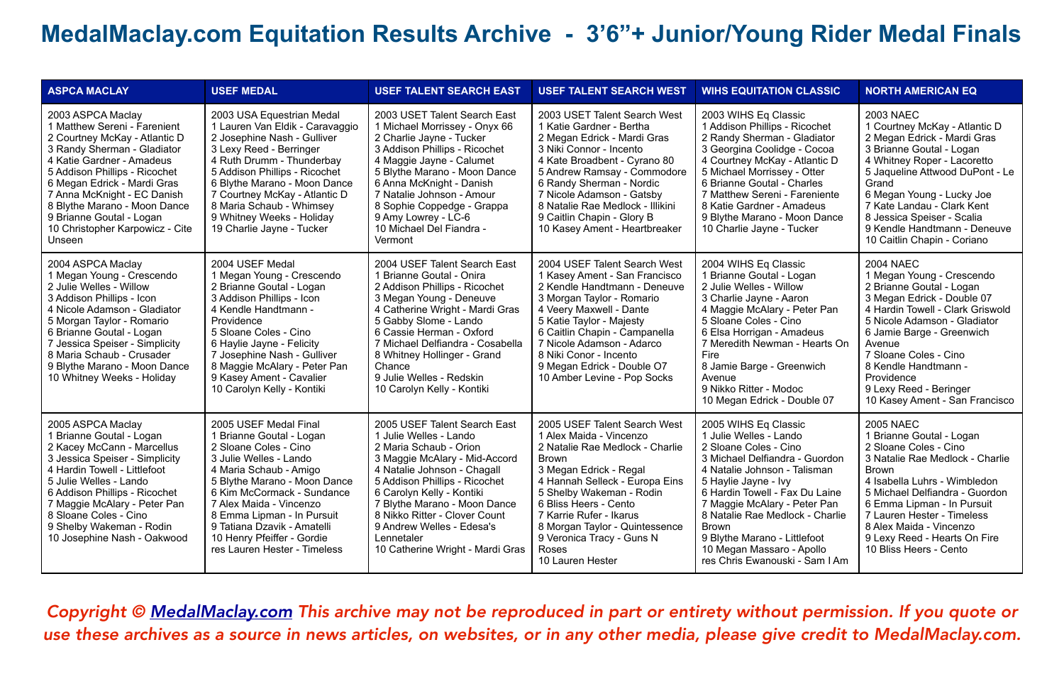# MedalMaclay.com Equitation Results Archive - 3'6"+ Junior/Young Rider Medal Finals

| ASPCA MACLAY | USEF MEDAL | USEF TALENT SEARCH EAST | USEF TALENT SEARCH WEST | WIHS EQUITATION CLASSIC | NORTH AMERICAN EQ |
|---|---|---|---|---|---|
| 2003 ASPCA Maclay<br>1 Matthew Sereni - Farenient<br>2 Courtney McKay - Atlantic D<br>3 Randy Sherman - Gladiator<br>4 Katie Gardner - Amadeus<br>5 Addison Phillips - Ricochet<br>6 Megan Edrick - Mardi Gras<br>7 Anna McKnight - EC Danish<br>8 Blythe Marano - Moon Dance<br>9 Brianne Goutal - Logan<br>10 Christopher Karpowicz - Cite Unseen | 2003 USA Equestrian Medal<br>1 Lauren Van Eldik - Caravaggio<br>2 Josephine Nash - Gulliver<br>3 Lexy Reed - Berringer<br>4 Ruth Drumm - Thunderbay<br>5 Addison Phillips - Ricochet<br>6 Blythe Marano - Moon Dance<br>7 Courtney McKay - Atlantic D<br>8 Maria Schaub - Whimsey<br>9 Whitney Weeks - Holiday<br>19 Charlie Jayne - Tucker | 2003 USET Talent Search East<br>1 Michael Morrissey - Onyx 66<br>2 Charlie Jayne - Tucker<br>3 Addison Phillips - Ricochet<br>4 Maggie Jayne - Calumet<br>5 Blythe Marano - Moon Dance<br>6 Anna McKnight - Danish<br>7 Natalie Johnson - Amour<br>8 Sophie Coppedge - Grappa<br>9 Amy Lowrey - LC-6<br>10 Michael Del Fiandra - Vermont | 2003 USET Talent Search West<br>1 Katie Gardner - Bertha<br>2 Megan Edrick - Mardi Gras<br>3 Niki Connor - Incento<br>4 Kate Broadbent - Cyrano 80<br>5 Andrew Ramsay - Commodore<br>6 Randy Sherman - Nordic<br>7 Nicole Adamson - Gatsby<br>8 Natalie Rae Medlock - Illikini<br>9 Caitlin Chapin - Glory B<br>10 Kasey Ament - Heartbreaker | 2003 WIHS Eq Classic<br>1 Addison Phillips - Ricochet<br>2 Randy Sherman - Gladiator<br>3 Georgina Coolidge - Cocoa<br>4 Courtney McKay - Atlantic D<br>5 Michael Morrissey - Otter<br>6 Brianne Goutal - Charles<br>7 Matthew Sereni - Fareniente<br>8 Katie Gardner - Amadeus<br>9 Blythe Marano - Moon Dance<br>10 Charlie Jayne - Tucker | 2003 NAEC<br>1 Courtney McKay - Atlantic D<br>2 Megan Edrick - Mardi Gras<br>3 Brianne Goutal - Logan<br>4 Whitney Roper - Lacoretto<br>5 Jaqueline Attwood DuPont - Le Grand<br>6 Megan Young - Lucky Joe<br>7 Kate Landau - Clark Kent<br>8 Jessica Speiser - Scalia<br>9 Kendle Handtmann - Deneuve<br>10 Caitlin Chapin - Coriano |
| 2004 ASPCA Maclay<br>1 Megan Young - Crescendo<br>2 Julie Welles - Willow<br>3 Addison Phillips - Icon<br>4 Nicole Adamson - Gladiator<br>5 Morgan Taylor - Romario<br>6 Brianne Goutal - Logan<br>7 Jessica Speiser - Simplicity<br>8 Maria Schaub - Crusader<br>9 Blythe Marano - Moon Dance<br>10 Whitney Weeks - Holiday | 2004 USEF Medal<br>1 Megan Young - Crescendo<br>2 Brianne Goutal - Logan<br>3 Addison Phillips - Icon<br>4 Kendle Handtmann - Providence<br>5 Sloane Coles - Cino<br>6 Haylie Jayne - Felicity<br>7 Josephine Nash - Gulliver<br>8 Maggie McAlary - Peter Pan<br>9 Kasey Ament - Cavalier<br>10 Carolyn Kelly - Kontiki | 2004 USEF Talent Search East<br>1 Brianne Goutal - Onira<br>2 Addison Phillips - Ricochet<br>3 Megan Young - Deneuve<br>4 Catherine Wright - Mardi Gras<br>5 Gabby Slome - Lando<br>6 Cassie Herman - Oxford<br>7 Michael Delfiandra - Cosabella<br>8 Whitney Hollinger - Grand Chance<br>9 Julie Welles - Redskin<br>10 Carolyn Kelly - Kontiki | 2004 USEF Talent Search West<br>1 Kasey Ament - San Francisco<br>2 Kendle Handtmann - Deneuve<br>3 Morgan Taylor - Romario<br>4 Veery Maxwell - Dante<br>5 Katie Taylor - Majesty<br>6 Caitlin Chapin - Campanella<br>7 Nicole Adamson - Adarco<br>8 Niki Conor - Incento<br>9 Megan Edrick - Double O7<br>10 Amber Levine - Pop Socks | 2004 WIHS Eq Classic<br>1 Brianne Goutal - Logan<br>2 Julie Welles - Willow<br>3 Charlie Jayne - Aaron<br>4 Maggie McAlary - Peter Pan<br>5 Sloane Coles - Cino<br>6 Elsa Horrigan - Amadeus<br>7 Meredith Newman - Hearts On Fire<br>8 Jamie Barge - Greenwich Avenue<br>9 Nikko Ritter - Modoc<br>10 Megan Edrick - Double 07 | 2004 NAEC<br>1 Megan Young - Crescendo<br>2 Brianne Goutal - Logan<br>3 Megan Edrick - Double 07<br>4 Hardin Towell - Clark Griswold<br>5 Nicole Adamson - Gladiator<br>6 Jamie Barge - Greenwich Avenue<br>7 Sloane Coles - Cino<br>8 Kendle Handtmann - Providence<br>9 Lexy Reed - Beringer<br>10 Kasey Ament - San Francisco |
| 2005 ASPCA Maclay<br>1 Brianne Goutal - Logan<br>2 Kacey McCann - Marcellus<br>3 Jessica Speiser - Simplicity<br>4 Hardin Towell - Littlefoot<br>5 Julie Welles - Lando<br>6 Addison Phillips - Ricochet<br>7 Maggie McAlary - Peter Pan<br>8 Sloane Coles - Cino<br>9 Shelby Wakeman - Rodin<br>10 Josephine Nash - Oakwood | 2005 USEF Medal Final<br>1 Brianne Goutal - Logan<br>2 Sloane Coles - Cino<br>3 Julie Welles - Lando<br>4 Maria Schaub - Amigo<br>5 Blythe Marano - Moon Dance<br>6 Kim McCormack - Sundance<br>7 Alex Maida - Vincenzo<br>8 Emma Lipman - In Pursuit<br>9 Tatiana Dzavik - Amatelli<br>10 Henry Pfeiffer - Gordie<br>res Lauren Hester - Timeless | 2005 USEF Talent Search East<br>1 Julie Welles - Lando<br>2 Maria Schaub - Orion<br>3 Maggie McAlary - Mid-Accord<br>4 Natalie Johnson - Chagall<br>5 Addison Phillips - Ricochet<br>6 Carolyn Kelly - Kontiki<br>7 Blythe Marano - Moon Dance<br>8 Nikko Ritter - Clover Count<br>9 Andrew Welles - Edesa's Lennetaler<br>10 Catherine Wright - Mardi Gras | 2005 USEF Talent Search West<br>1 Alex Maida - Vincenzo<br>2 Natalie Rae Medlock - Charlie Brown<br>3 Megan Edrick - Regal<br>4 Hannah Selleck - Europa Eins<br>5 Shelby Wakeman - Rodin<br>6 Bliss Heers - Cento<br>7 Karrie Rufer - Ikarus<br>8 Morgan Taylor - Quintessence<br>9 Veronica Tracy - Guns N Roses<br>10 Lauren Hester | 2005 WIHS Eq Classic<br>1 Julie Welles - Lando<br>2 Sloane Coles - Cino<br>3 Michael Delfiandra - Guordon<br>4 Natalie Johnson - Talisman<br>5 Haylie Jayne - Ivy<br>6 Hardin Towell - Fax Du Laine<br>7 Maggie McAlary - Peter Pan<br>8 Natalie Rae Medlock - Charlie Brown<br>9 Blythe Marano - Littlefoot<br>10 Megan Massaro - Apollo<br>res Chris Ewanouski - Sam I Am | 2005 NAEC<br>1 Brianne Goutal - Logan<br>2 Sloane Coles - Cino<br>3 Natalie Rae Medlock - Charlie Brown<br>4 Isabella Luhrs - Wimbledon<br>5 Michael Delfiandra - Guordon<br>6 Emma Lipman - In Pursuit<br>7 Lauren Hester - Timeless<br>8 Alex Maida - Vincenzo<br>9 Lexy Reed - Hearts On Fire<br>10 Bliss Heers - Cento |

*Copyright © MedalMaclay.com This archive may not be reproduced in part or entirety without permission. If you quote or use these archives as a source in news articles, on websites, or in any other media, please give credit to MedalMaclay.com.*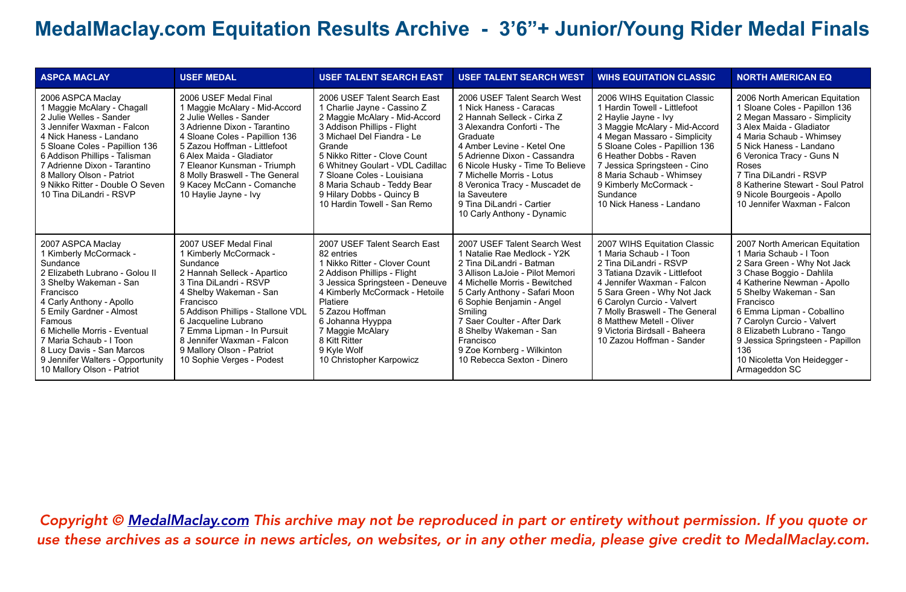# MedalMaclay.com Equitation Results Archive - 3'6"+ Junior/Young Rider Medal Finals

| ASPCA MACLAY | USEF MEDAL | USEF TALENT SEARCH EAST | USEF TALENT SEARCH WEST | WIHS EQUITATION CLASSIC | NORTH AMERICAN EQ |
|---|---|---|---|---|---|
| 2006 ASPCA Maclay<br>1 Maggie McAlary - Chagall<br>2 Julie Welles - Sander<br>3 Jennifer Waxman - Falcon<br>4 Nick Haness - Landano<br>5 Sloane Coles - Papillion 136<br>6 Addison Phillips - Talisman<br>7 Adrienne Dixon - Tarantino<br>8 Mallory Olson - Patriot<br>9 Nikko Ritter - Double O Seven<br>10 Tina DiLandri - RSVP | 2006 USEF Medal Final<br>1 Maggie McAlary - Mid-Accord<br>2 Julie Welles - Sander<br>3 Adrienne Dixon - Tarantino<br>4 Sloane Coles - Papillion 136<br>5 Zazou Hoffman - Littlefoot<br>6 Alex Maida - Gladiator<br>7 Eleanor Kunsman - Triumph<br>8 Molly Braswell - The General<br>9 Kacey McCann - Comanche<br>10 Haylie Jayne - Ivy | 2006 USEF Talent Search East<br>1 Charlie Jayne - Cassino Z<br>2 Maggie McAlary - Mid-Accord<br>3 Addison Phillips - Flight<br>3 Michael Del Fiandra - Le Grande<br>5 Nikko Ritter - Clove Count<br>6 Whitney Goulart - VDL Cadillac<br>7 Sloane Coles - Louisiana<br>8 Maria Schaub - Teddy Bear<br>9 Hilary Dobbs - Quincy B<br>10 Hardin Towell - San Remo | 2006 USEF Talent Search West<br>1 Nick Haness - Caracas<br>2 Hannah Selleck - Cirka Z<br>3 Alexandra Conforti - The Graduate<br>4 Amber Levine - Ketel One<br>5 Adrienne Dixon - Cassandra<br>6 Nicole Husky - Time To Believe<br>7 Michelle Morris - Lotus<br>8 Veronica Tracy - Muscadet de la Saveutere<br>9 Tina DiLandri - Cartier<br>10 Carly Anthony - Dynamic | 2006 WIHS Equitation Classic<br>1 Hardin Towell - Littlefoot<br>2 Haylie Jayne - Ivy<br>3 Maggie McAlary - Mid-Accord<br>4 Megan Massaro - Simplicity<br>5 Sloane Coles - Papillion 136<br>6 Heather Dobbs - Raven<br>7 Jessica Springsteen - Cino<br>8 Maria Schaub - Whimsey<br>9 Kimberly McCormack - Sundance<br>10 Nick Haness - Landano | 2006 North American Equitation<br>1 Sloane Coles - Papillon 136<br>2 Megan Massaro - Simplicity<br>3 Alex Maida - Gladiator<br>4 Maria Schaub - Whimsey<br>5 Nick Haness - Landano<br>6 Veronica Tracy - Guns N Roses<br>7 Tina DiLandri - RSVP<br>8 Katherine Stewart - Soul Patrol<br>9 Nicole Bourgeois - Apollo<br>10 Jennifer Waxman - Falcon |
| 2007 ASPCA Maclay<br>1 Kimberly McCormack - Sundance<br>2 Elizabeth Lubrano - Golou II<br>3 Shelby Wakeman - San Francisco<br>4 Carly Anthony - Apollo<br>5 Emily Gardner - Almost Famous<br>6 Michelle Morris - Eventual<br>7 Maria Schaub - I Toon<br>8 Lucy Davis - San Marcos<br>9 Jennifer Walters - Opportunity<br>10 Mallory Olson - Patriot | 2007 USEF Medal Final<br>1 Kimberly McCormack - Sundance<br>2 Hannah Selleck - Apartico<br>3 Tina DiLandri - RSVP<br>4 Shelby Wakeman - San Francisco<br>5 Addison Phillips - Stallone VDL<br>6 Jacqueline Lubrano<br>7 Emma Lipman - In Pursuit<br>8 Jennifer Waxman - Falcon<br>9 Mallory Olson - Patriot<br>10 Sophie Verges - Podest | 2007 USEF Talent Search East<br>82 entries<br>1 Nikko Ritter - Clover Count<br>2 Addison Phillips - Flight<br>3 Jessica Springsteen - Deneuve<br>4 Kimberly McCormack - Hetoile Platiere<br>5 Zazou Hoffman<br>6 Johanna Hyyppa<br>7 Maggie McAlary<br>8 Kitt Ritter<br>9 Kyle Wolf<br>10 Christopher Karpowicz | 2007 USEF Talent Search West<br>1 Natalie Rae Medlock - Y2K<br>2 Tina DiLandri - Batman<br>3 Allison LaJoie - Pilot Memori<br>4 Michelle Morris - Bewitched<br>5 Carly Anthony - Safari Moon<br>6 Sophie Benjamin - Angel Smiling<br>7 Saer Coulter - After Dark<br>8 Shelby Wakeman - San Francisco<br>9 Zoe Kornberg - Wilkinton<br>10 Rebecca Sexton - Dinero | 2007 WIHS Equitation Classic<br>1 Maria Schaub - I Toon<br>2 Tina DiLandri - RSVP<br>3 Tatiana Dzavik - Littlefoot<br>4 Jennifer Waxman - Falcon<br>5 Sara Green - Why Not Jack<br>6 Carolyn Curcio - Valvert<br>7 Molly Braswell - The General<br>8 Matthew Metell - Oliver<br>9 Victoria Birdsall - Baheera<br>10 Zazou Hoffman - Sander | 2007 North American Equitation<br>1 Maria Schaub - I Toon<br>2 Sara Green - Why Not Jack<br>3 Chase Boggio - Dahlila<br>4 Katherine Newman - Apollo<br>5 Shelby Wakeman - San Francisco<br>6 Emma Lipman - Coballino<br>7 Carolyn Curcio - Valvert<br>8 Elizabeth Lubrano - Tango<br>9 Jessica Springsteen - Papillon 136<br>10 Nicoletta Von Heidegger - Armageddon SC |

*Copyright © MedalMaclay.com This archive may not be reproduced in part or entirety without permission. If you quote or use these archives as a source in news articles, on websites, or in any other media, please give credit to MedalMaclay.com.*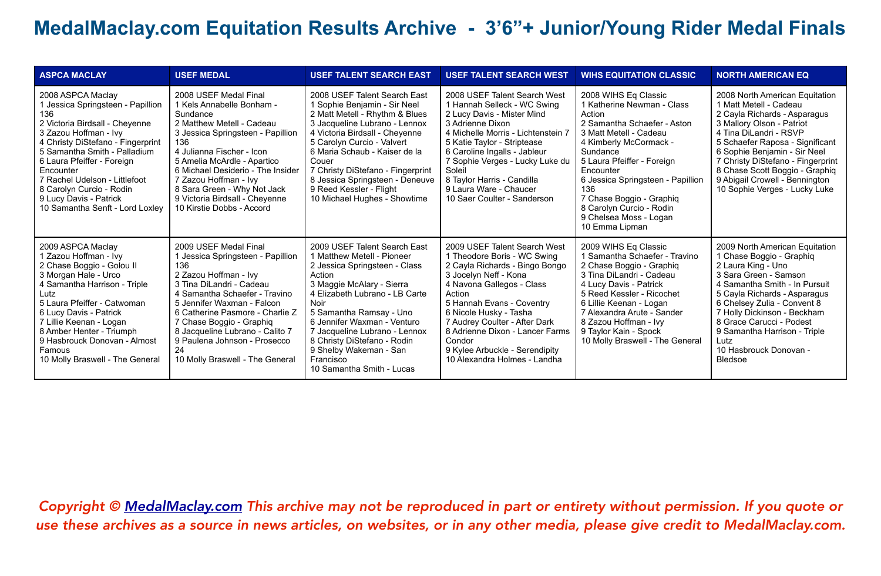# MedalMaclay.com Equitation Results Archive - 3'6"+ Junior/Young Rider Medal Finals

| ASPCA MACLAY | USEF MEDAL | USEF TALENT SEARCH EAST | USEF TALENT SEARCH WEST | WIHS EQUITATION CLASSIC | NORTH AMERICAN EQ |
|---|---|---|---|---|---|
| 2008 ASPCA Maclay<br>1 Jessica Springsteen - Papillion 136<br>2 Victoria Birdsall - Cheyenne<br>3 Zazou Hoffman - Ivy<br>4 Christy DiStefano - Fingerprint<br>5 Samantha Smith - Palladium<br>6 Laura Pfeiffer - Foreign Encounter<br>7 Rachel Udelson - Littlefoot<br>8 Carolyn Curcio - Rodin<br>9 Lucy Davis - Patrick<br>10 Samantha Senft - Lord Loxley | 2008 USEF Medal Final<br>1 Kels Annabelle Bonham - Sundance<br>2 Matthew Metell - Cadeau<br>3 Jessica Springsteen - Papillion 136<br>4 Julianna Fischer - Icon<br>5 Amelia McArdle - Apartico<br>6 Michael Desiderio - The Insider<br>7 Zazou Hoffman - Ivy<br>8 Sara Green - Why Not Jack<br>9 Victoria Birdsall - Cheyenne<br>10 Kirstie Dobbs - Accord | 2008 USEF Talent Search East<br>1 Sophie Benjamin - Sir Neel<br>2 Matt Metell - Rhythm & Blues<br>3 Jacqueline Lubrano - Lennox<br>4 Victoria Birdsall - Cheyenne<br>5 Carolyn Curcio - Valvert<br>6 Maria Schaub - Kaiser de la Couer<br>7 Christy DiStefano - Fingerprint<br>8 Jessica Springsteen - Deneuve<br>9 Reed Kessler - Flight<br>10 Michael Hughes - Showtime | 2008 USEF Talent Search West<br>1 Hannah Selleck - WC Swing<br>2 Lucy Davis - Mister Mind<br>3 Adrienne Dixon<br>4 Michelle Morris - Lichtenstein 7<br>5 Katie Taylor - Striptease<br>6 Caroline Ingalls - Jableur<br>7 Sophie Verges - Lucky Luke du Soleil<br>8 Taylor Harris - Candilla<br>9 Laura Ware - Chaucer<br>10 Saer Coulter - Sanderson | 2008 WIHS Eq Classic<br>1 Katherine Newman - Class Action<br>2 Samantha Schaefer - Aston<br>3 Matt Metell - Cadeau<br>4 Kimberly McCormack - Sundance<br>5 Laura Pfeiffer - Foreign Encounter<br>6 Jessica Springsteen - Papillion 136<br>7 Chase Boggio - Graphiq<br>8 Carolyn Curcio - Rodin<br>9 Chelsea Moss - Logan<br>10 Emma Lipman | 2008 North American Equitation<br>1 Matt Metell - Cadeau<br>2 Cayla Richards - Asparagus<br>3 Mallory Olson - Patriot<br>4 Tina DiLandri - RSVP<br>5 Schaefer Raposa - Significant<br>6 Sophie Benjamin - Sir Neel<br>7 Christy DiStefano - Fingerprint<br>8 Chase Scott Boggio - Graphiq<br>9 Abigail Crowell - Bennington<br>10 Sophie Verges - Lucky Luke |
| 2009 ASPCA Maclay<br>1 Zazou Hoffman - Ivy<br>2 Chase Boggio - Golou II<br>3 Morgan Hale - Urco<br>4 Samantha Harrison - Triple Lutz<br>5 Laura Pfeiffer - Catwoman<br>6 Lucy Davis - Patrick<br>7 Lillie Keenan - Logan<br>8 Amber Henter - Triumph<br>9 Hasbrouck Donovan - Almost Famous<br>10 Molly Braswell - The General | 2009 USEF Medal Final<br>1 Jessica Springsteen - Papillion 136<br>2 Zazou Hoffman - Ivy<br>3 Tina DiLandri - Cadeau<br>4 Samantha Schaefer - Travino<br>5 Jennifer Waxman - Falcon<br>6 Catherine Pasmore - Charlie Z<br>7 Chase Boggio - Graphiq<br>8 Jacqueline Lubrano - Calito 7<br>9 Paulena Johnson - Prosecco 24<br>10 Molly Braswell - The General | 2009 USEF Talent Search East<br>1 Matthew Metell - Pioneer<br>2 Jessica Springsteen - Class Action<br>3 Maggie McAlary - Sierra<br>4 Elizabeth Lubrano - LB Carte Noir<br>5 Samantha Ramsay - Uno<br>6 Jennifer Waxman - Venturo<br>7 Jacqueline Lubrano - Lennox<br>8 Christy DiStefano - Rodin<br>9 Shelby Wakeman - San Francisco<br>10 Samantha Smith - Lucas | 2009 USEF Talent Search West<br>1 Theodore Boris - WC Swing<br>2 Cayla Richards - Bingo Bongo<br>3 Jocelyn Neff - Kona<br>4 Navona Gallegos - Class Action<br>5 Hannah Evans - Coventry<br>6 Nicole Husky - Tasha<br>7 Audrey Coulter - After Dark<br>8 Adrienne Dixon - Lancer Farms Condor<br>9 Kylee Arbuckle - Serendipity<br>10 Alexandra Holmes - Landha | 2009 WIHS Eq Classic<br>1 Samantha Schaefer - Travino<br>2 Chase Boggio - Graphiq<br>3 Tina DiLandri - Cadeau<br>4 Lucy Davis - Patrick<br>5 Reed Kessler - Ricochet<br>6 Lillie Keenan - Logan<br>7 Alexandra Arute - Sander<br>8 Zazou Hoffman - Ivy<br>9 Taylor Kain - Spock<br>10 Molly Braswell - The General | 2009 North American Equitation<br>1 Chase Boggio - Graphiq<br>2 Laura King - Uno<br>3 Sara Green - Samson<br>4 Samantha Smith - In Pursuit<br>5 Cayla Richards - Asparagus<br>6 Chelsey Zulia - Convent 8<br>7 Holly Dickinson - Beckham<br>8 Grace Carucci - Podest<br>9 Samantha Harrison - Triple Lutz<br>10 Hasbrouck Donovan - Bledsoe |

*Copyright © MedalMaclay.com This archive may not be reproduced in part or entirety without permission. If you quote or use these archives as a source in news articles, on websites, or in any other media, please give credit to MedalMaclay.com.*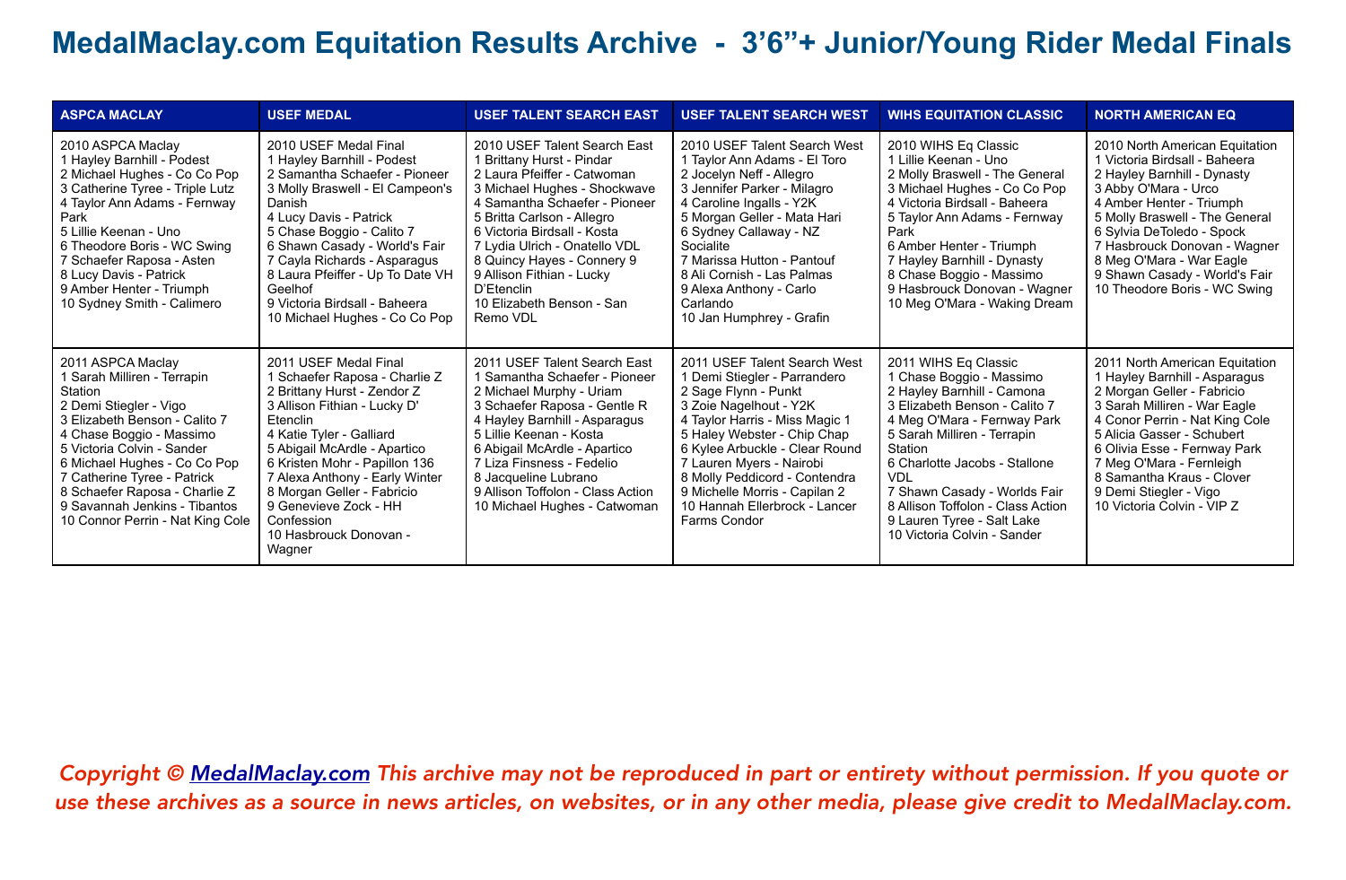# MedalMaclay.com Equitation Results Archive - 3’6”+ Junior/Young Rider Medal Finals

| ASPCA MACLAY | USEF MEDAL | USEF TALENT SEARCH EAST | USEF TALENT SEARCH WEST | WIHS EQUITATION CLASSIC | NORTH AMERICAN EQ |
|---|---|---|---|---|---|
| 2010 ASPCA Maclay<br>1 Hayley Barnhill - Podest<br>2 Michael Hughes - Co Co Pop<br>3 Catherine Tyree - Triple Lutz<br>4 Taylor Ann Adams - Fernway Park<br>5 Lillie Keenan - Uno<br>6 Theodore Boris - WC Swing<br>7 Schaefer Raposa - Asten<br>8 Lucy Davis - Patrick<br>9 Amber Henter - Triumph<br>10 Sydney Smith - Calimero | 2010 USEF Medal Final<br>1 Hayley Barnhill - Podest<br>2 Samantha Schaefer - Pioneer<br>3 Molly Braswell - El Campeon's Danish<br>4 Lucy Davis - Patrick<br>5 Chase Boggio - Calito 7<br>6 Shawn Casady - World's Fair<br>7 Cayla Richards - Asparagus<br>8 Laura Pfeiffer - Up To Date VH Geelhof<br>9 Victoria Birdsall - Baheera<br>10 Michael Hughes - Co Co Pop | 2010 USEF Talent Search East<br>1 Brittany Hurst - Pindar<br>2 Laura Pfeiffer - Catwoman<br>3 Michael Hughes - Shockwave<br>4 Samantha Schaefer - Pioneer<br>5 Britta Carlson - Allegro<br>6 Victoria Birdsall - Kosta<br>7 Lydia Ulrich - Onatello VDL<br>8 Quincy Hayes - Connery 9<br>9 Allison Fithian - Lucky D’Etenclin<br>10 Elizabeth Benson - San Remo VDL | 2010 USEF Talent Search West<br>1 Taylor Ann Adams - El Toro<br>2 Jocelyn Neff - Allegro<br>3 Jennifer Parker - Milagro<br>4 Caroline Ingalls - Y2K<br>5 Morgan Geller - Mata Hari<br>6 Sydney Callaway - NZ Socialite<br>7 Marissa Hutton - Pantouf<br>8 Ali Cornish - Las Palmas<br>9 Alexa Anthony - Carlo Carlando<br>10 Jan Humphrey - Grafin | 2010 WIHS Eq Classic<br>1 Lillie Keenan - Uno<br>2 Molly Braswell - The General<br>3 Michael Hughes - Co Co Pop<br>4 Victoria Birdsall - Baheera<br>5 Taylor Ann Adams - Fernway Park<br>6 Amber Henter - Triumph<br>7 Hayley Barnhill - Dynasty<br>8 Chase Boggio - Massimo<br>9 Hasbrouck Donovan - Wagner<br>10 Meg O'Mara - Waking Dream | 2010 North American Equitation<br>1 Victoria Birdsall - Baheera<br>2 Hayley Barnhill - Dynasty<br>3 Abby O'Mara - Urco<br>4 Amber Henter - Triumph<br>5 Molly Braswell - The General<br>6 Sylvia DeToledo - Spock<br>7 Hasbrouck Donovan - Wagner<br>8 Meg O'Mara - War Eagle<br>9 Shawn Casady - World's Fair<br>10 Theodore Boris - WC Swing |
| 2011 ASPCA Maclay<br>1 Sarah Milliren - Terrapin Station<br>2 Demi Stiegler - Vigo<br>3 Elizabeth Benson - Calito 7<br>4 Chase Boggio - Massimo<br>5 Victoria Colvin - Sander<br>6 Michael Hughes - Co Co Pop<br>7 Catherine Tyree - Patrick<br>8 Schaefer Raposa - Charlie Z<br>9 Savannah Jenkins - Tibantos<br>10 Connor Perrin - Nat King Cole | 2011 USEF Medal Final<br>1 Schaefer Raposa - Charlie Z<br>2 Brittany Hurst - Zendor Z<br>3 Allison Fithian - Lucky D' Etenclin<br>4 Katie Tyler - Galliard<br>5 Abigail McArdle - Apartico<br>6 Kristen Mohr - Papillon 136<br>7 Alexa Anthony - Early Winter<br>8 Morgan Geller - Fabricio<br>9 Genevieve Zock - HH Confession<br>10 Hasbrouck Donovan - Wagner | 2011 USEF Talent Search East<br>1 Samantha Schaefer - Pioneer<br>2 Michael Murphy - Uriam<br>3 Schaefer Raposa - Gentle R<br>4 Hayley Barnhill - Asparagus<br>5 Lillie Keenan - Kosta<br>6 Abigail McArdle - Apartico<br>7 Liza Finsness - Fedelio<br>8 Jacqueline Lubrano<br>9 Allison Toffolon - Class Action<br>10 Michael Hughes - Catwoman | 2011 USEF Talent Search West<br>1 Demi Stiegler - Parrandero<br>2 Sage Flynn - Punkt<br>3 Zoie Nagelhout - Y2K<br>4 Taylor Harris - Miss Magic 1<br>5 Haley Webster - Chip Chap<br>6 Kylee Arbuckle - Clear Round<br>7 Lauren Myers - Nairobi<br>8 Molly Peddicord - Contendra<br>9 Michelle Morris - Capilan 2<br>10 Hannah Ellerbrock - Lancer Farms Condor | 2011 WIHS Eq Classic<br>1 Chase Boggio - Massimo<br>2 Hayley Barnhill - Camona<br>3 Elizabeth Benson - Calito 7<br>4 Meg O'Mara - Fernway Park<br>5 Sarah Milliren - Terrapin Station<br>6 Charlotte Jacobs - Stallone VDL<br>7 Shawn Casady - Worlds Fair<br>8 Allison Toffolon - Class Action<br>9 Lauren Tyree - Salt Lake<br>10 Victoria Colvin - Sander | 2011 North American Equitation<br>1 Hayley Barnhill - Asparagus<br>2 Morgan Geller - Fabricio<br>3 Sarah Milliren - War Eagle<br>4 Conor Perrin - Nat King Cole<br>5 Alicia Gasser - Schubert<br>6 Olivia Esse - Fernway Park<br>7 Meg O'Mara - Fernleigh<br>8 Samantha Kraus - Clover<br>9 Demi Stiegler - Vigo<br>10 Victoria Colvin - VIP Z |

*Copyright © MedalMaclay.com This archive may not be reproduced in part or entirety without permission. If you quote or use these archives as a source in news articles, on websites, or in any other media, please give credit to MedalMaclay.com.*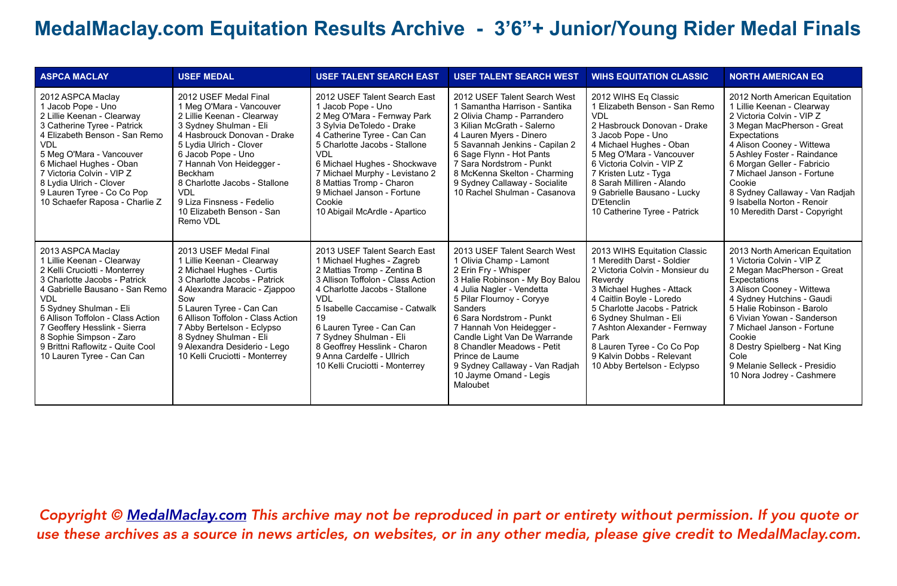# MedalMaclay.com Equitation Results Archive - 3'6"+ Junior/Young Rider Medal Finals

| ASPCA MACLAY | USEF MEDAL | USEF TALENT SEARCH EAST | USEF TALENT SEARCH WEST | WIHS EQUITATION CLASSIC | NORTH AMERICAN EQ |
|---|---|---|---|---|---|
| 2012 ASPCA Maclay<br>1 Jacob Pope - Uno<br>2 Lillie Keenan - Clearway<br>3 Catherine Tyree - Patrick<br>4 Elizabeth Benson - San Remo VDL<br>5 Meg O'Mara - Vancouver<br>6 Michael Hughes - Oban<br>7 Victoria Colvin - VIP Z<br>8 Lydia Ulrich - Clover<br>9 Lauren Tyree - Co Co Pop<br>10 Schaefer Raposa - Charlie Z | 2012 USEF Medal Final<br>1 Meg O'Mara - Vancouver<br>2 Lillie Keenan - Clearway<br>3 Sydney Shulman - Eli<br>4 Hasbrouck Donovan - Drake<br>5 Lydia Ulrich - Clover<br>6 Jacob Pope - Uno<br>7 Hannah Von Heidegger - Beckham<br>8 Charlotte Jacobs - Stallone VDL<br>9 Liza Finsness - Fedelio<br>10 Elizabeth Benson - San Remo VDL | 2012 USEF Talent Search East<br>1 Jacob Pope - Uno<br>2 Meg O'Mara - Fernway Park<br>3 Sylvia DeToledo - Drake<br>4 Catherine Tyree - Can Can<br>5 Charlotte Jacobs - Stallone VDL<br>6 Michael Hughes - Shockwave<br>7 Michael Murphy - Levistano 2<br>8 Mattias Tromp - Charon<br>9 Michael Janson - Fortune Cookie<br>10 Abigail McArdle - Apartico | 2012 USEF Talent Search West<br>1 Samantha Harrison - Santika<br>2 Olivia Champ - Parrandero<br>3 Kilian McGrath - Salerno<br>4 Lauren Myers - Dinero<br>5 Savannah Jenkins - Capilan 2<br>6 Sage Flynn - Hot Pants<br>7 Sara Nordstrom - Punkt<br>8 McKenna Skelton - Charming<br>9 Sydney Callaway - Socialite<br>10 Rachel Shulman - Casanova | 2012 WIHS Eq Classic<br>1 Elizabeth Benson - San Remo VDL<br>2 Hasbrouck Donovan - Drake<br>3 Jacob Pope - Uno<br>4 Michael Hughes - Oban<br>5 Meg O'Mara - Vancouver<br>6 Victoria Colvin - VIP Z<br>7 Kristen Lutz - Tyga<br>8 Sarah Milliren - Alando<br>9 Gabrielle Bausano - Lucky D'Etenclin<br>10 Catherine Tyree - Patrick | 2012 North American Equitation<br>1 Lillie Keenan - Clearway<br>2 Victoria Colvin - VIP Z<br>3 Megan MacPherson - Great Expectations<br>4 Alison Cooney - Wittewa<br>5 Ashley Foster - Raindance<br>6 Morgan Geller - Fabricio<br>7 Michael Janson - Fortune Cookie<br>8 Sydney Callaway - Van Radjah<br>9 Isabella Norton - Renoir<br>10 Meredith Darst - Copyright |
| 2013 ASPCA Maclay<br>1 Lillie Keenan - Clearway<br>2 Kelli Cruciotti - Monterrey<br>3 Charlotte Jacobs - Patrick<br>4 Gabrielle Bausano - San Remo VDL<br>5 Sydney Shulman - Eli<br>6 Allison Toffolon - Class Action<br>7 Geoffery Hesslink - Sierra<br>8 Sophie Simpson - Zaro<br>9 Brittni Raflowitz - Quite Cool<br>10 Lauren Tyree - Can Can | 2013 USEF Medal Final<br>1 Lillie Keenan - Clearway<br>2 Michael Hughes - Curtis<br>3 Charlotte Jacobs - Patrick<br>4 Alexandra Maracic - Zjappoo Sow<br>5 Lauren Tyree - Can Can<br>6 Allison Toffolon - Class Action<br>7 Abby Bertelson - Eclypso<br>8 Sydney Shulman - Eli<br>9 Alexandra Desiderio - Lego<br>10 Kelli Cruciotti - Monterrey | 2013 USEF Talent Search East<br>1 Michael Hughes - Zagreb<br>2 Mattias Tromp - Zentina B<br>3 Allison Toffolon - Class Action<br>4 Charlotte Jacobs - Stallone VDL<br>5 Isabelle Caccamise - Catwalk 19<br>6 Lauren Tyree - Can Can<br>7 Sydney Shulman - Eli<br>8 Geoffrey Hesslink - Charon<br>9 Anna Cardelfe - Ullrich<br>10 Kelli Cruciotti - Monterrey | 2013 USEF Talent Search West<br>1 Olivia Champ - Lamont<br>2 Erin Fry - Whisper<br>3 Halie Robinson - My Boy Balou<br>4 Julia Nagler - Vendetta<br>5 Pilar Flournoy - Coryye Sanders<br>6 Sara Nordstrom - Punkt<br>7 Hannah Von Heidegger - Candle Light Van De Warrande<br>8 Chandler Meadows - Petit Prince de Laume<br>9 Sydney Callaway - Van Radjah<br>10 Jayme Omand - Legis Maloubet | 2013 WIHS Equitation Classic<br>1 Meredith Darst - Soldier<br>2 Victoria Colvin - Monsieur du Reverdy<br>3 Michael Hughes - Attack<br>4 Caitlin Boyle - Loredo<br>5 Charlotte Jacobs - Patrick<br>6 Sydney Shulman - Eli<br>7 Ashton Alexander - Fernway Park<br>8 Lauren Tyree - Co Co Pop<br>9 Kalvin Dobbs - Relevant<br>10 Abby Bertelson - Eclypso | 2013 North American Equitation<br>1 Victoria Colvin - VIP Z<br>2 Megan MacPherson - Great Expectations<br>3 Alison Cooney - Wittewa<br>4 Sydney Hutchins - Gaudi<br>5 Halie Robinson - Barolo<br>6 Vivian Yowan - Sanderson<br>7 Michael Janson - Fortune Cookie<br>8 Destry Spielberg - Nat King Cole<br>9 Melanie Selleck - Presidio<br>10 Nora Jodrey - Cashmere |

*Copyright © MedalMaclay.com This archive may not be reproduced in part or entirety without permission. If you quote or use these archives as a source in news articles, on websites, or in any other media, please give credit to MedalMaclay.com.*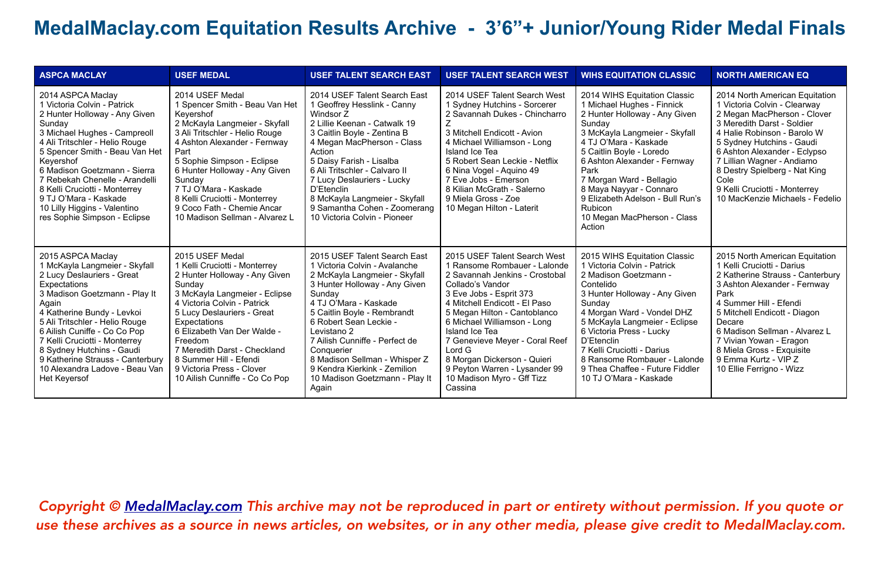# MedalMaclay.com Equitation Results Archive - 3'6"+ Junior/Young Rider Medal Finals

| ASPCA MACLAY | USEF MEDAL | USEF TALENT SEARCH EAST | USEF TALENT SEARCH WEST | WIHS EQUITATION CLASSIC | NORTH AMERICAN EQ |
|---|---|---|---|---|---|
| 2014 ASPCA Maclay<br>1 Victoria Colvin - Patrick<br>2 Hunter Holloway - Any Given Sunday<br>3 Michael Hughes - Campreoll<br>4 Ali Tritschler - Helio Rouge<br>5 Spencer Smith - Beau Van Het Keyershof<br>6 Madison Goetzmann - Sierra<br>7 Rebekah Chenelle - Arandelli<br>8 Kelli Cruciotti - Monterrey<br>9 TJ O'Mara - Kaskade<br>10 Lilly Higgins - Valentino<br>res Sophie Simpson - Eclipse | 2014 USEF Medal<br>1 Spencer Smith - Beau Van Het Keyershof<br>2 McKayla Langmeier - Skyfall<br>3 Ali Tritschler - Helio Rouge<br>4 Ashton Alexander - Fernway Part<br>5 Sophie Simpson - Eclipse<br>6 Hunter Holloway - Any Given Sunday<br>7 TJ O'Mara - Kaskade<br>8 Kelli Cruciotti - Monterrey<br>9 Coco Fath - Chemie Ancar<br>10 Madison Sellman - Alvarez L | 2014 USEF Talent Search East<br>1 Geoffrey Hesslink - Canny Windsor Z<br>2 Lillie Keenan - Catwalk 19<br>3 Caitlin Boyle - Zentina B<br>4 Megan MacPherson - Class Action<br>5 Daisy Farish - Lisalba<br>6 Ali Tritschler - Calvaro II<br>7 Lucy Deslauriers - Lucky D'Etenclin<br>8 McKayla Langmeier - Skyfall<br>9 Samantha Cohen - Zoomerang<br>10 Victoria Colvin - Pioneer | 2014 USEF Talent Search West<br>1 Sydney Hutchins - Sorcerer<br>2 Savannah Dukes - Chincharro Z<br>3 Mitchell Endicott - Avion<br>4 Michael Williamson - Long Island Ice Tea<br>5 Robert Sean Leckie - Netflix<br>6 Nina Vogel - Aquino 49<br>7 Eve Jobs - Emerson<br>8 Kilian McGrath - Salerno<br>9 Miela Gross - Zoe<br>10 Megan Hilton - Laterit | 2014 WIHS Equitation Classic<br>1 Michael Hughes - Finnick<br>2 Hunter Holloway - Any Given Sunday<br>3 McKayla Langmeier - Skyfall<br>4 TJ O'Mara - Kaskade<br>5 Caitlin Boyle - Loredo<br>6 Ashton Alexander - Fernway Park<br>7 Morgan Ward - Bellagio<br>8 Maya Nayyar - Connaro<br>9 Elizabeth Adelson - Bull Run's Rubicon<br>10 Megan MacPherson - Class Action | 2014 North American Equitation<br>1 Victoria Colvin - Clearway<br>2 Megan MacPherson - Clover<br>3 Meredith Darst - Soldier<br>4 Halie Robinson - Barolo W<br>5 Sydney Hutchins - Gaudi<br>6 Ashton Alexander - Eclypso<br>7 Lillian Wagner - Andiamo<br>8 Destry Spielberg - Nat King Cole<br>9 Kelli Cruciotti - Monterrey<br>10 MacKenzie Michaels - Fedelio |
| 2015 ASPCA Maclay<br>1 McKayla Langmeier - Skyfall<br>2 Lucy Deslauriers - Great Expectations<br>3 Madison Goetzmann - Play It Again<br>4 Katherine Bundy - Levkoi<br>5 Ali Tritschler - Helio Rouge<br>6 Ailish Cuniffe - Co Co Pop<br>7 Kelli Cruciotti - Monterrey<br>8 Sydney Hutchins - Gaudi<br>9 Katherine Strauss - Canterbury<br>10 Alexandra Ladove - Beau Van Het Keyersof | 2015 USEF Medal<br>1 Kelli Cruciotti - Monterrey<br>2 Hunter Holloway - Any Given Sunday<br>3 McKayla Langmeier - Eclipse<br>4 Victoria Colvin - Patrick<br>5 Lucy Deslauriers - Great Expectations<br>6 Elizabeth Van Der Walde - Freedom<br>7 Meredith Darst - Checkland<br>8 Summer Hill - Efendi<br>9 Victoria Press - Clover<br>10 Ailish Cunniffe - Co Co Pop | 2015 USEF Talent Search East<br>1 Victoria Colvin - Avalanche<br>2 McKayla Langmeier - Skyfall<br>3 Hunter Holloway - Any Given Sunday<br>4 TJ O'Mara - Kaskade<br>5 Caitlin Boyle - Rembrandt<br>6 Robert Sean Leckie - Levistano 2<br>7 Ailish Cunniffe - Perfect de Conquerier<br>8 Madison Sellman - Whisper Z<br>9 Kendra Kierkink - Zemilion<br>10 Madison Goetzmann - Play It Again | 2015 USEF Talent Search West<br>1 Ransome Rombauer - Lalonde<br>2 Savannah Jenkins - Crostobal Collado's Vandor<br>3 Eve Jobs - Esprit 373<br>4 Mitchell Endicott - El Paso<br>5 Megan Hilton - Cantoblanco<br>6 Michael Williamson - Long Island Ice Tea<br>7 Genevieve Meyer - Coral Reef Lord G<br>8 Morgan Dickerson - Quieri<br>9 Peyton Warren - Lysander 99<br>10 Madison Myro - Gff Tizz Cassina | 2015 WIHS Equitation Classic<br>1 Victoria Colvin - Patrick<br>2 Madison Goetzmann - Contelido<br>3 Hunter Holloway - Any Given Sunday<br>4 Morgan Ward - Vondel DHZ<br>5 McKayla Langmeier - Eclipse<br>6 Victoria Press - Lucky D'Etenclin<br>7 Kelli Cruciotti - Darius<br>8 Ransome Rombauer - Lalonde<br>9 Thea Chaffee - Future Fiddler<br>10 TJ O'Mara - Kaskade | 2015 North American Equitation<br>1 Kelli Cruciotti - Darius<br>2 Katherine Strauss - Canterbury<br>3 Ashton Alexander - Fernway Park<br>4 Summer Hill - Efendi<br>5 Mitchell Endicott - Diagon Decare<br>6 Madison Sellman - Alvarez L<br>7 Vivian Yowan - Eragon<br>8 Miela Gross - Exquisite<br>9 Emma Kurtz - VIP Z<br>10 Ellie Ferrigno - Wizz |

*Copyright © [MedalMaclay.com](MedalMaclay.com) This archive may not be reproduced in part or entirety without permission. If you quote or use these archives as a source in news articles, on websites, or in any other media, please give credit to MedalMaclay.com.*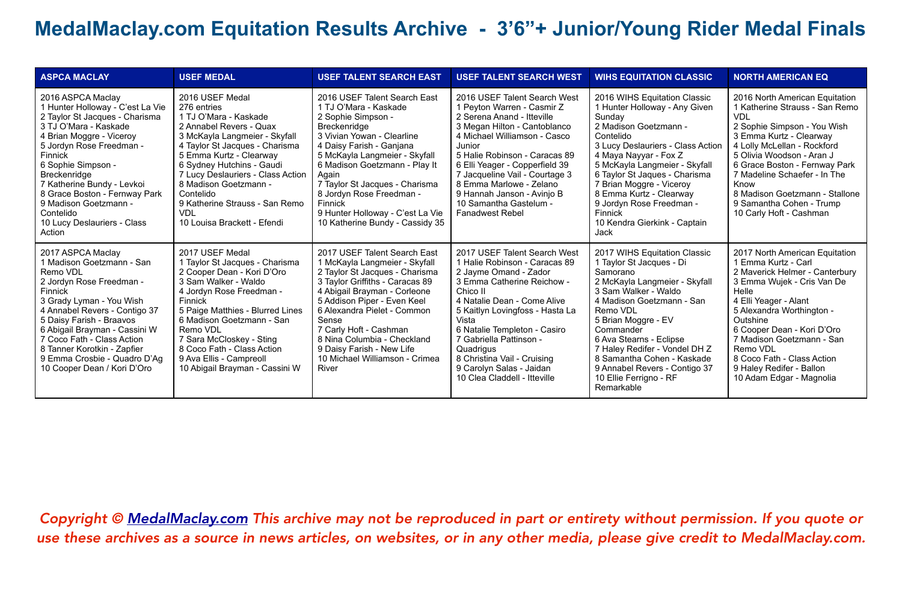# MedalMaclay.com Equitation Results Archive - 3'6"+ Junior/Young Rider Medal Finals

| ASPCA MACLAY | USEF MEDAL | USEF TALENT SEARCH EAST | USEF TALENT SEARCH WEST | WIHS EQUITATION CLASSIC | NORTH AMERICAN EQ |
|---|---|---|---|---|---|
| 2016 ASPCA Maclay<br>1 Hunter Holloway - C'est La Vie<br>2 Taylor St Jacques - Charisma<br>3 TJ O'Mara - Kaskade<br>4 Brian Moggre - Viceroy<br>5 Jordyn Rose Freedman - Finnick<br>6 Sophie Simpson - Breckenridge<br>7 Katherine Bundy - Levkoi<br>8 Grace Boston - Fernway Park<br>9 Madison Goetzmann - Contelido<br>10 Lucy Deslauriers - Class Action | 2016 USEF Medal<br>276 entries<br>1 TJ O'Mara - Kaskade<br>2 Annabel Revers - Quax<br>3 McKayla Langmeier - Skyfall<br>4 Taylor St Jacques - Charisma<br>5 Emma Kurtz - Clearway<br>6 Sydney Hutchins - Gaudi<br>7 Lucy Deslauriers - Class Action<br>8 Madison Goetzmann - Contelido<br>9 Katherine Strauss - San Remo VDL<br>10 Louisa Brackett - Efendi | 2016 USEF Talent Search East<br>1 TJ O'Mara - Kaskade<br>2 Sophie Simpson - Breckenridge<br>3 Vivian Yowan - Clearline<br>4 Daisy Farish - Ganjana<br>5 McKayla Langmeier - Skyfall<br>6 Madison Goetzmann - Play It Again<br>7 Taylor St Jacques - Charisma<br>8 Jordyn Rose Freedman - Finnick<br>9 Hunter Holloway - C'est La Vie<br>10 Katherine Bundy - Cassidy 35 | 2016 USEF Talent Search West<br>1 Peyton Warren - Casmir Z<br>2 Serena Anand - Itteville<br>3 Megan Hilton - Cantoblanco<br>4 Michael Williamson - Casco Junior<br>5 Halie Robinson - Caracas 89<br>6 Elli Yeager - Copperfield 39<br>7 Jacqueline Vail - Courtage 3<br>8 Emma Marlowe - Zelano<br>9 Hannah Janson - Avinjo B<br>10 Samantha Gastelum - Fanadwest Rebel | 2016 WIHS Equitation Classic<br>1 Hunter Holloway - Any Given Sunday<br>2 Madison Goetzmann - Contelido<br>3 Lucy Deslauriers - Class Action<br>4 Brian Moggre - Viceroy<br>5 McKayla Langmeier - Skyfall<br>6 Taylor St Jacques - Charisma<br>7 Brian Moggre - Viceroy<br>8 Emma Kurtz - Clearway<br>9 Jordyn Rose Freedman - Finnick<br>10 Kendra Gierkink - Captain Jack | 2016 North American Equitation<br>1 Katherine Strauss - San Remo VDL<br>2 Sophie Simpson - You Wish<br>3 Emma Kurtz - Clearway<br>4 Lolly McLellan - Rockford<br>5 Olivia Woodson - Aran J<br>6 Grace Boston - Fernway Park<br>7 Madeline Schaefer - In The Know<br>8 Madison Goetzmann - Stallone<br>9 Samantha Cohen - Trump<br>10 Carly Hoft - Cashman |
| 2017 ASPCA Maclay<br>1 Madison Goetzmann - San Remo VDL<br>2 Jordyn Rose Freedman - Finnick<br>3 Grady Lyman - You Wish<br>4 Annabel Revers - Contigo 37<br>5 Daisy Farish - Braavos<br>6 Abigail Brayman - Cassini W<br>7 Coco Fath - Class Action<br>8 Tanner Korotkin - Zapfier<br>9 Emma Crosbie - Quadro D'Ag<br>10 Cooper Dean / Kori D'Oro | 2017 USEF Medal<br>1 Taylor St Jacques - Charisma<br>2 Cooper Dean - Kori D'Oro<br>3 Sam Walker - Waldo<br>4 Jordyn Rose Freedman - Finnick<br>5 Paige Matthies - Blurred Lines<br>6 Madison Goetzmann - San Remo VDL<br>7 Sara McCloskey - Sting<br>8 Coco Fath - Class Action<br>9 Ava Ellis - Campreoll<br>10 Abigail Brayman - Cassini W | 2017 USEF Talent Search East<br>1 McKayla Langmeier - Skyfall<br>2 Taylor St Jacques - Charisma<br>3 Taylor Griffiths - Caracas 89<br>4 Abigail Brayman - Corleone<br>5 Addison Piper - Even Keel<br>6 Alexandra Pielet - Common Sense<br>7 Carly Hoft - Cashman<br>8 Nina Columbia - Checkland<br>9 Daisy Farish - New Life<br>10 Michael Williamson - Crimea River | 2017 USEF Talent Search West<br>1 Halie Robinson - Caracas 89<br>2 Jayme Omand - Zador<br>3 Emma Catherine Reichow - Chico II<br>4 Natalie Dean - Come Alive<br>5 Kaitlyn Lovingfoss - Hasta La Vista<br>6 Natalie Templeton - Casiro<br>7 Gabriella Pattinson - Quadrigus<br>8 Christina Vail - Cruising<br>9 Carolyn Salas - Jaidan<br>10 Clea Claddell - Itteville | 2017 WIHS Equitation Classic<br>1 Taylor St Jacques - Di Samorano<br>2 McKayla Langmeier - Skyfall<br>3 Sam Walker - Waldo<br>4 Madison Goetzmann - San Remo VDL<br>5 Brian Moggre - EV Commander<br>6 Ava Stearns - Eclipse<br>7 Haley Redifer - Vondel DH Z<br>8 Samantha Cohen - Kaskade<br>9 Annabel Revers - Contigo 37<br>10 Ellie Ferrigno - RF Remarkable | 2017 North American Equitation<br>1 Emma Kurtz - Carl<br>2 Maverick Helmer - Canterbury<br>3 Emma Wujek - Cris Van De Helle<br>4 Elli Yeager - Alant<br>5 Alexandra Worthington - Outshine<br>6 Cooper Dean - Kori D'Oro<br>7 Madison Goetzmann - San Remo VDL<br>8 Coco Fath - Class Action<br>9 Haley Redifer - Ballon<br>10 Adam Edgar - Magnolia |

*Copyright © [MedalMaclay.com](MedalMaclay.com) This archive may not be reproduced in part or entirety without permission. If you quote or use these archives as a source in news articles, on websites, or in any other media, please give credit to MedalMaclay.com.*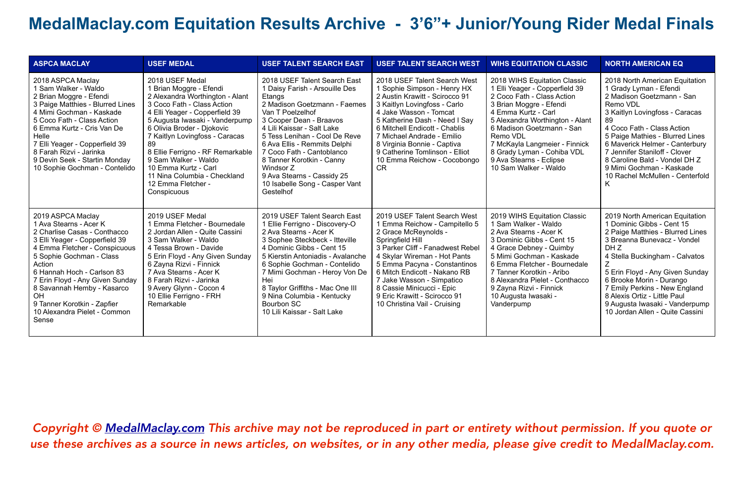# MedalMaclay.com Equitation Results Archive - 3'6"+ Junior/Young Rider Medal Finals

| ASPCA MACLAY | USEF MEDAL | USEF TALENT SEARCH EAST | USEF TALENT SEARCH WEST | WIHS EQUITATION CLASSIC | NORTH AMERICAN EQ |
|---|---|---|---|---|---|
| 2018 ASPCA Maclay<br>1 Sam Walker - Waldo<br>2 Brian Moggre - Efendi<br>3 Paige Matthies - Blurred Lines<br>4 Mimi Gochman - Kaskade<br>5 Coco Fath - Class Action<br>6 Emma Kurtz - Cris Van De Helle<br>7 Elli Yeager - Copperfield 39<br>8 Farah Rizvi - Jarinka<br>9 Devin Seek - Startin Monday<br>10 Sophie Gochman - Contelido | 2018 USEF Medal<br>1 Brian Moggre - Efendi<br>2 Alexandra Worthington - Alant<br>3 Coco Fath - Class Action<br>4 Elli Yeager - Copperfield 39<br>5 Augusta Iwasaki - Vanderpump<br>6 Olivia Broder - Djokovic<br>7 Kaitlyn Lovingfoss - Caracas 89<br>8 Ellie Ferrigno - RF Remarkable<br>9 Sam Walker - Waldo<br>10 Emma Kurtz - Carl<br>11 Nina Columbia - Checkland<br>12 Emma Fletcher - Conspicuous | 2018 USEF Talent Search East<br>1 Daisy Farish - Arsouille Des Etangs<br>2 Madison Goetzmann - Faemes Van T Poelzelhof<br>3 Cooper Dean - Braavos<br>4 Lili Kaissar - Salt Lake<br>5 Tess Lenihan - Cool De Reve<br>6 Ava Ellis - Remmits Delphi<br>7 Coco Fath - Cantoblanco<br>8 Tanner Korotkin - Canny Windsor Z<br>9 Ava Stearns - Cassidy 25<br>10 Isabelle Song - Casper Vant Gestelhof | 2018 USEF Talent Search West<br>1 Sophie Simpson - Henry HX<br>2 Austin Krawitt - Scirocco 91<br>3 Kaitlyn Lovingfoss - Carlo<br>4 Jake Wasson - Tomcat<br>5 Katherine Dash - Need I Say<br>6 Mitchell Endicott - Chablis<br>7 Michael Andrade - Emilio<br>8 Virginia Bonnie - Captiva<br>9 Catherine Tomlinson - Elliot<br>10 Emma Reichow - Cocobongo CR | 2018 WIHS Equitation Classic<br>1 Elli Yeager - Copperfield 39<br>2 Coco Fath - Class Action<br>3 Brian Moggre - Efendi<br>4 Emma Kurtz - Carl<br>5 Alexandra Worthington - Alant<br>6 Madison Goetzmann - San Remo VDL<br>7 McKayla Langmeier - Finnick<br>8 Grady Lyman - Cohiba VDL<br>9 Ava Stearns - Eclipse<br>10 Sam Walker - Waldo | 2018 North American Equitation<br>1 Grady Lyman - Efendi<br>2 Madison Goetzmann - San Remo VDL<br>3 Kaitlyn Lovingfoss - Caracas 89<br>4 Coco Fath - Class Action<br>5 Paige Mathies - Blurred Lines<br>6 Maverick Helmer - Canterbury<br>7 Jennifer Staniloff - Clover<br>8 Caroline Bald - Vondel DH Z<br>9 Mimi Gochman - Kaskade<br>10 Rachel McMullen - Centerfold K |
| 2019 ASPCA Maclay<br>1 Ava Stearns - Acer K<br>2 Charlise Casas - Conthacco<br>3 Elli Yeager - Copperfield 39<br>4 Emma Fletcher - Conspicuous<br>5 Sophie Gochman - Class Action<br>6 Hannah Hoch - Carlson 83<br>7 Erin Floyd - Any Given Sunday<br>8 Savannah Hemby - Kasarco OH<br>9 Tanner Korotkin - Zapfier<br>10 Alexandra Pielet - Common Sense | 2019 USEF Medal<br>1 Emma Fletcher - Bournedale<br>2 Jordan Allen - Quite Cassini<br>3 Sam Walker - Waldo<br>4 Tessa Brown - Davide<br>5 Erin Floyd - Any Given Sunday<br>6 Zayna Rizvi - Finnick<br>7 Ava Stearns - Acer K<br>8 Farah Rizvi - Jarinka<br>9 Avery Glynn - Cocon 4<br>10 Ellie Ferrigno - FRH Remarkable | 2019 USEF Talent Search East<br>1 Ellie Ferrigno - Discovery-O<br>2 Ava Stearns - Acer K<br>3 Sophee Steckbeck - Itteville<br>4 Dominic Gibbs - Cent 15<br>5 Kierstin Antoniadis - Avalanche<br>6 Sophie Gochman - Contelido<br>7 Mimi Gochman - Heroy Von De Hei<br>8 Taylor Griffiths - Mac One III<br>9 Nina Columbia - Kentucky Bourbon SC<br>10 Lili Kaissar - Salt Lake | 2019 USEF Talent Search West<br>1 Emma Reichow - Campitello 5<br>2 Grace McReynolds - Springfield Hill<br>3 Parker Cliff - Fanadwest Rebel<br>4 Skylar Wireman - Hot Pants<br>5 Emma Pacyna - Constantinos<br>6 Mitch Endicott - Nakano RB<br>7 Jake Wasson - Simpatico<br>8 Cassie Minicucci - Epic<br>9 Eric Krawitt - Scirocco 91<br>10 Christina Vail - Cruising | 2019 WIHS Equitation Classic<br>1 Sam Walker - Waldo<br>2 Ava Stearns - Acer K<br>3 Dominic Gibbs - Cent 15<br>4 Grace Debney - Quimby<br>5 Mimi Gochman - Kaskade<br>6 Emma Fletcher - Bournedale<br>7 Tanner Korotkin - Aribo<br>8 Alexandra Pielet - Conthacco<br>9 Zayna Rizvi - Finnick<br>10 Augusta Iwasaki - Vanderpump | 2019 North American Equitation<br>1 Dominic Gibbs - Cent 15<br>2 Paige Matthies - Blurred Lines<br>3 Breanna Bunevacz - Vondel DH Z<br>4 Stella Buckingham - Calvatos Z<br>5 Erin Floyd - Any Given Sunday<br>6 Brooke Morin - Durango<br>7 Emily Perkins - New England<br>8 Alexis Ortiz - Little Paul<br>9 Augusta Iwasaki - Vanderpump<br>10 Jordan Allen - Quite Cassini |

*Copyright © MedalMaclay.com This archive may not be reproduced in part or entirety without permission. If you quote or use these archives as a source in news articles, on websites, or in any other media, please give credit to MedalMaclay.com.*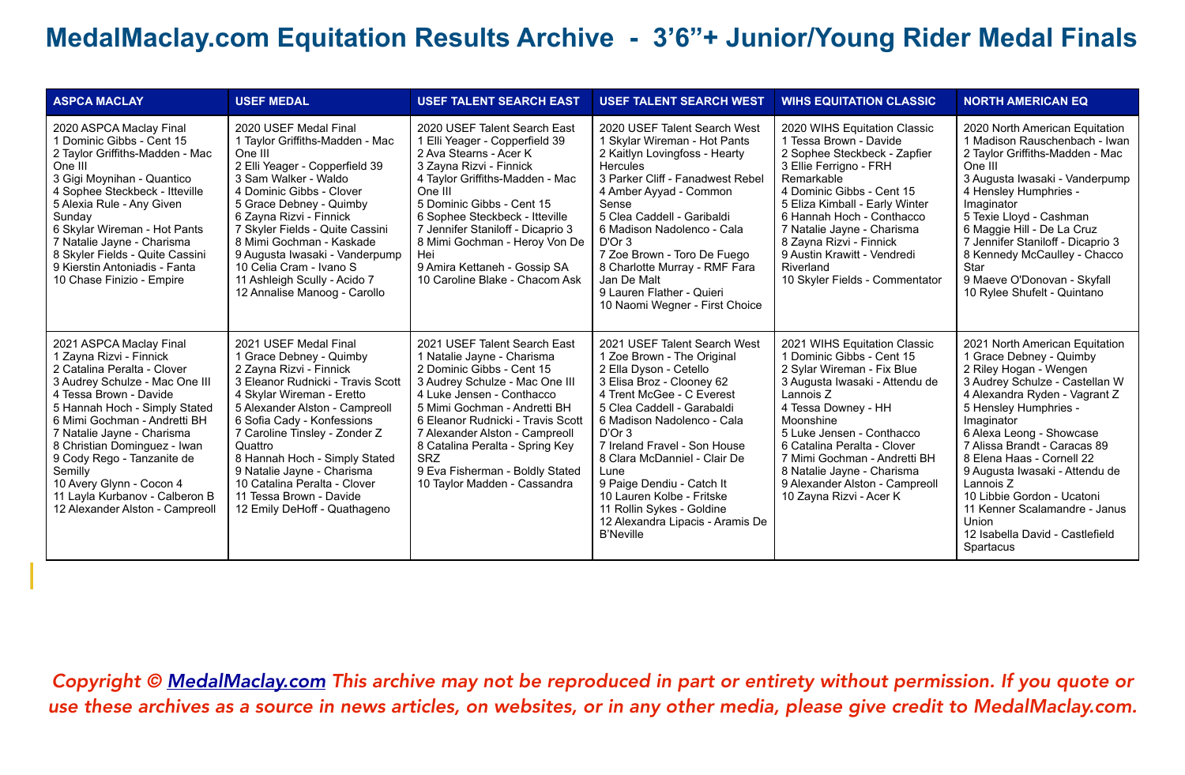# MedalMaclay.com Equitation Results Archive - 3'6"+ Junior/Young Rider Medal Finals

| ASPCA MACLAY | USEF MEDAL | USEF TALENT SEARCH EAST | USEF TALENT SEARCH WEST | WIHS EQUITATION CLASSIC | NORTH AMERICAN EQ |
|---|---|---|---|---|---|
| 2020 ASPCA Maclay Final<br>1 Dominic Gibbs - Cent 15<br>2 Taylor Griffiths-Madden - Mac One III<br>3 Gigi Moynihan - Quantico<br>4 Sophee Steckbeck - Itteville<br>5 Alexia Rule - Any Given Sunday<br>6 Skylar Wireman - Hot Pants<br>7 Natalie Jayne - Charisma<br>8 Skyler Fields - Quite Cassini<br>9 Kierstin Antoniadis - Fanta<br>10 Chase Finizio - Empire | 2020 USEF Medal Final<br>1 Taylor Griffiths-Madden - Mac One III<br>2 Elli Yeager - Copperfield 39<br>3 Sam Walker - Waldo<br>4 Dominic Gibbs - Clover<br>5 Grace Debney - Quimby<br>6 Zayna Rizvi - Finnick<br>7 Skyler Fields - Quite Cassini<br>8 Mimi Gochman - Kaskade<br>9 Augusta Iwasaki - Vanderpump<br>10 Celia Cram - Ivano S<br>11 Ashleigh Scully - Acido 7<br>12 Annalise Manoog - Carollo | 2020 USEF Talent Search East<br>1 Elli Yeager - Copperfield 39<br>2 Ava Stearns - Acer K<br>3 Zayna Rizvi - Finnick<br>4 Taylor Griffiths-Madden - Mac One III<br>5 Dominic Gibbs - Cent 15<br>6 Sophee Steckbeck - Itteville<br>7 Jennifer Staniloff - Dicaprio 3<br>8 Mimi Gochman - Heroy Von De Hei<br>9 Amira Kettaneh - Gossip SA<br>10 Caroline Blake - Chacom Ask | 2020 USEF Talent Search West<br>1 Skylar Wireman - Hot Pants<br>2 Kaitlyn Lovingfoss - Hearty Hercules<br>3 Parker Cliff - Fanadwest Rebel<br>4 Amber Ayyad - Common Sense<br>5 Clea Caddell - Garibaldi<br>6 Madison Nadolenco - Cala D'Or 3<br>7 Zoe Brown - Toro De Fuego<br>8 Charlotte Murray - RMF Fara Jan De Malt<br>9 Lauren Flather - Quieri<br>10 Naomi Wegner - First Choice | 2020 WIHS Equitation Classic<br>1 Tessa Brown - Davide<br>2 Sophee Steckbeck - Zapfier<br>3 Ellie Ferrigno - FRH Remarkable<br>4 Dominic Gibbs - Cent 15<br>5 Eliza Kimball - Early Winter<br>6 Hannah Hoch - Conthacco<br>7 Natalie Jayne - Charisma<br>8 Zayna Rizvi - Finnick<br>9 Austin Krawitt - Vendredi Riverland<br>10 Skyler Fields - Commentator | 2020 North American Equitation<br>1 Madison Rauschenbach - Iwan<br>2 Taylor Griffiths-Madden - Mac One III<br>3 Augusta Iwasaki - Vanderpump<br>4 Hensley Humphries - Imaginator<br>5 Texie Lloyd - Cashman<br>6 Maggie Hill - De La Cruz<br>7 Jennifer Staniloff - Dicaprio 3<br>8 Kennedy McCaulley - Chacco Star<br>9 Maeve O'Donovan - Skyfall<br>10 Rylee Shufelt - Quintano |
| 2021 ASPCA Maclay Final<br>1 Zayna Rizvi - Finnick<br>2 Catalina Peralta - Clover<br>3 Audrey Schulze - Mac One III<br>4 Tessa Brown - Davide<br>5 Hannah Hoch - Simply Stated<br>6 Mimi Gochman - Andretti BH<br>7 Natalie Jayne - Charisma<br>8 Christian Dominguez - Iwan<br>9 Cody Rego - Tanzanite de Semilly<br>10 Avery Glynn - Cocon 4<br>11 Layla Kurbanov - Calberon B<br>12 Alexander Alston - Campreoll | 2021 USEF Medal Final<br>1 Grace Debney - Quimby<br>2 Zayna Rizvi - Finnick<br>3 Eleanor Rudnicki - Travis Scott<br>4 Skylar Wireman - Eretto<br>5 Alexander Alston - Campreoll<br>6 Sofia Cady - Konfessions<br>7 Caroline Tinsley - Zonder Z Quattro<br>8 Hannah Hoch - Simply Stated<br>9 Natalie Jayne - Charisma<br>10 Catalina Peralta - Clover<br>11 Tessa Brown - Davide<br>12 Emily DeHoff - Quathageno | 2021 USEF Talent Search East<br>1 Natalie Jayne - Charisma<br>2 Dominic Gibbs - Cent 15<br>3 Audrey Schulze - Mac One III<br>4 Luke Jensen - Conthacco<br>5 Mimi Gochman - Andretti BH<br>6 Eleanor Rudnicki - Travis Scott<br>7 Alexander Alston - Campreoll<br>8 Catalina Peralta - Spring Key SRZ<br>9 Eva Fisherman - Boldly Stated<br>10 Taylor Madden - Cassandra | 2021 USEF Talent Search West<br>1 Zoe Brown - The Original<br>2 Ella Dyson - Cetello<br>3 Elisa Broz - Clooney 62<br>4 Trent McGee - C Everest<br>5 Clea Caddell - Garabaldi<br>6 Madison Nadolenco - Cala D'Or 3<br>7 Ireland Fravel - Son House<br>8 Clara McDanniel - Clair De Lune<br>9 Paige Dendiu - Catch It<br>10 Lauren Kolbe - Fritske<br>11 Rollin Sykes - Goldine<br>12 Alexandra Lipacis - Aramis De B'Neville | 2021 WIHS Equitation Classic<br>1 Dominic Gibbs - Cent 15<br>2 Sylar Wireman - Fix Blue<br>3 Augusta Iwasaki - Attendu de Lannois Z<br>4 Tessa Downey - HH Moonshine<br>5 Luke Jensen - Conthacco<br>6 Catalina Peralta - Clover<br>7 Mimi Gochman - Andretti BH<br>8 Natalie Jayne - Charisma<br>9 Alexander Alston - Campreoll<br>10 Zayna Rizvi - Acer K | 2021 North American Equitation<br>1 Grace Debney - Quimby<br>2 Riley Hogan - Wengen<br>3 Audrey Schulze - Castellan W<br>4 Alexandra Ryden - Vagrant Z<br>5 Hensley Humphries - Imaginator<br>6 Alexa Leong - Showcase<br>7 Alissa Brandt - Caracas 89<br>8 Elena Haas - Cornell 22<br>9 Augusta Iwasaki - Attendu de Lannois Z<br>10 Libbie Gordon - Ucatoni<br>11 Kenner Scalamandre - Janus Union<br>12 Isabella David - Castlefield Spartacus |

*Copyright © MedalMaclay.com This archive may not be reproduced in part or entirety without permission. If you quote or use these archives as a source in news articles, on websites, or in any other media, please give credit to MedalMaclay.com.*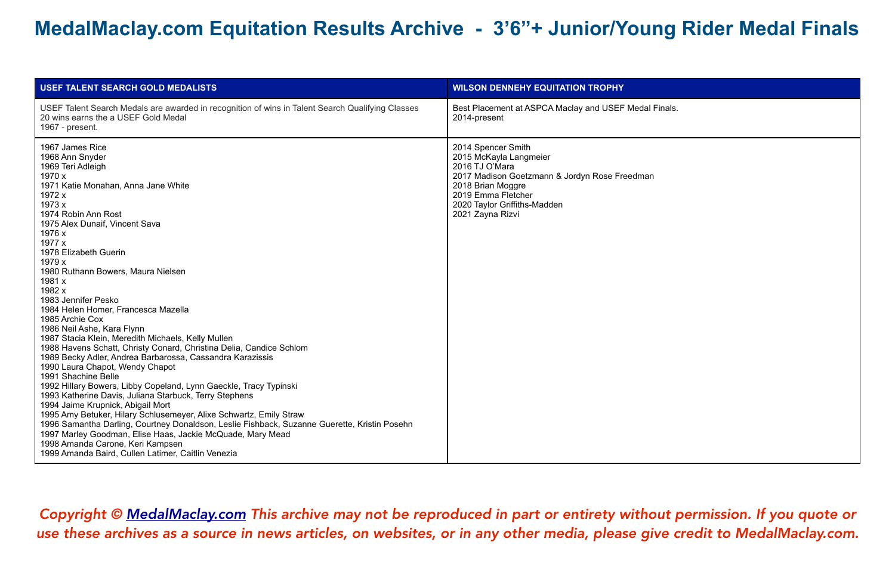# MedalMaclay.com Equitation Results Archive - 3'6"+ Junior/Young Rider Medal Finals

| USEF TALENT SEARCH GOLD MEDALISTS | WILSON DENNEHY EQUITATION TROPHY |
|---|---|
| USEF Talent Search Medals are awarded in recognition of wins in Talent Search Qualifying Classes<br>20 wins earns the a USEF Gold Medal<br>1967 - present. | Best Placement at ASPCA Maclay and USEF Medal Finals.<br>2014-present |
| 1967 James Rice<br>1968 Ann Snyder<br>1969 Teri Adleigh<br>1970 x<br>1971 Katie Monahan, Anna Jane White<br>1972 x<br>1973 x<br>1974 Robin Ann Rost<br>1975 Alex Dunaif, Vincent Sava<br>1976 x<br>1977 x<br>1978 Elizabeth Guerin<br>1979 x<br>1980 Ruthann Bowers, Maura Nielsen<br>1981 x<br>1982 x<br>1983 Jennifer Pesko<br>1984 Helen Homer, Francesca Mazella<br>1985 Archie Cox<br>1986 Neil Ashe, Kara Flynn<br>1987 Stacia Klein, Meredith Michaels, Kelly Mullen<br>1988 Havens Schatt, Christy Conard, Christina Delia, Candice Schlom<br>1989 Becky Adler, Andrea Barbarossa, Cassandra Karazissis<br>1990 Laura Chapot, Wendy Chapot<br>1991 Shachine Belle<br>1992 Hillary Bowers, Libby Copeland, Lynn Gaeckle, Tracy Typinski<br>1993 Katherine Davis, Juliana Starbuck, Terry Stephens<br>1994 Jaime Krupnick, Abigail Mort<br>1995 Amy Betuker, Hilary Schlusemeyer, Alixe Schwartz, Emily Straw<br>1996 Samantha Darling, Courtney Donaldson, Leslie Fishback, Suzanne Guerette, Kristin Posehn<br>1997 Marley Goodman, Elise Haas, Jackie McQuade, Mary Mead<br>1998 Amanda Carone, Keri Kampsen<br>1999 Amanda Baird, Cullen Latimer, Caitlin Venezia | 2014 Spencer Smith<br>2015 McKayla Langmeier<br>2016 TJ O'Mara<br>2017 Madison Goetzmann & Jordyn Rose Freedman<br>2018 Brian Moggre<br>2019 Emma Fletcher<br>2020 Taylor Griffiths-Madden<br>2021 Zayna Rizvi |

*Copyright © MedalMaclay.com This archive may not be reproduced in part or entirety without permission. If you quote or use these archives as a source in news articles, on websites, or in any other media, please give credit to MedalMaclay.com.*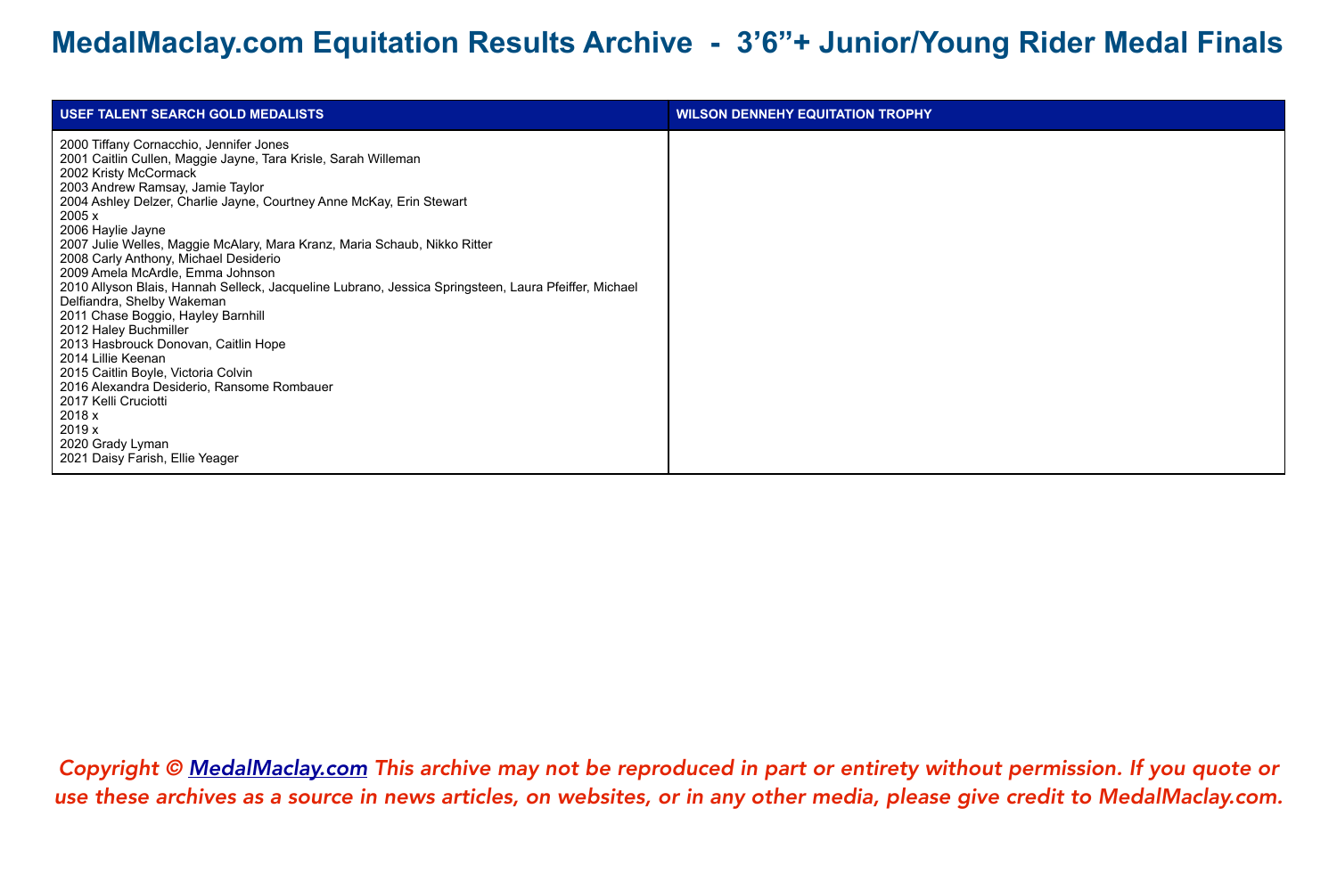# MedalMaclay.com Equitation Results Archive - 3'6"+ Junior/Young Rider Medal Finals

| USEF TALENT SEARCH GOLD MEDALISTS | WILSON DENNEHY EQUITATION TROPHY |
|---|---|
| 2000 Tiffany Cornacchio, Jennifer Jones<br>2001 Caitlin Cullen, Maggie Jayne, Tara Krisle, Sarah Willeman<br>2002 Kristy McCormack<br>2003 Andrew Ramsay, Jamie Taylor<br>2004 Ashley Delzer, Charlie Jayne, Courtney Anne McKay, Erin Stewart<br>2005 x<br>2006 Haylie Jayne<br>2007 Julie Welles, Maggie McAlary, Mara Kranz, Maria Schaub, Nikko Ritter<br>2008 Carly Anthony, Michael Desiderio<br>2009 Amela McArdle, Emma Johnson<br>2010 Allyson Blais, Hannah Selleck, Jacqueline Lubrano, Jessica Springsteen, Laura Pfeiffer, Michael Delfiandra, Shelby Wakeman<br>2011 Chase Boggio, Hayley Barnhill<br>2012 Haley Buchmiller<br>2013 Hasbrouck Donovan, Caitlin Hope<br>2014 Lillie Keenan<br>2015 Caitlin Boyle, Victoria Colvin<br>2016 Alexandra Desiderio, Ransome Rombauer<br>2017 Kelli Cruciotti<br>2018 x<br>2019 x<br>2020 Grady Lyman<br>2021 Daisy Farish, Ellie Yeager | |

*Copyright © MedalMaclay.com This archive may not be reproduced in part or entirety without permission. If you quote or use these archives as a source in news articles, on websites, or in any other media, please give credit to MedalMaclay.com.*